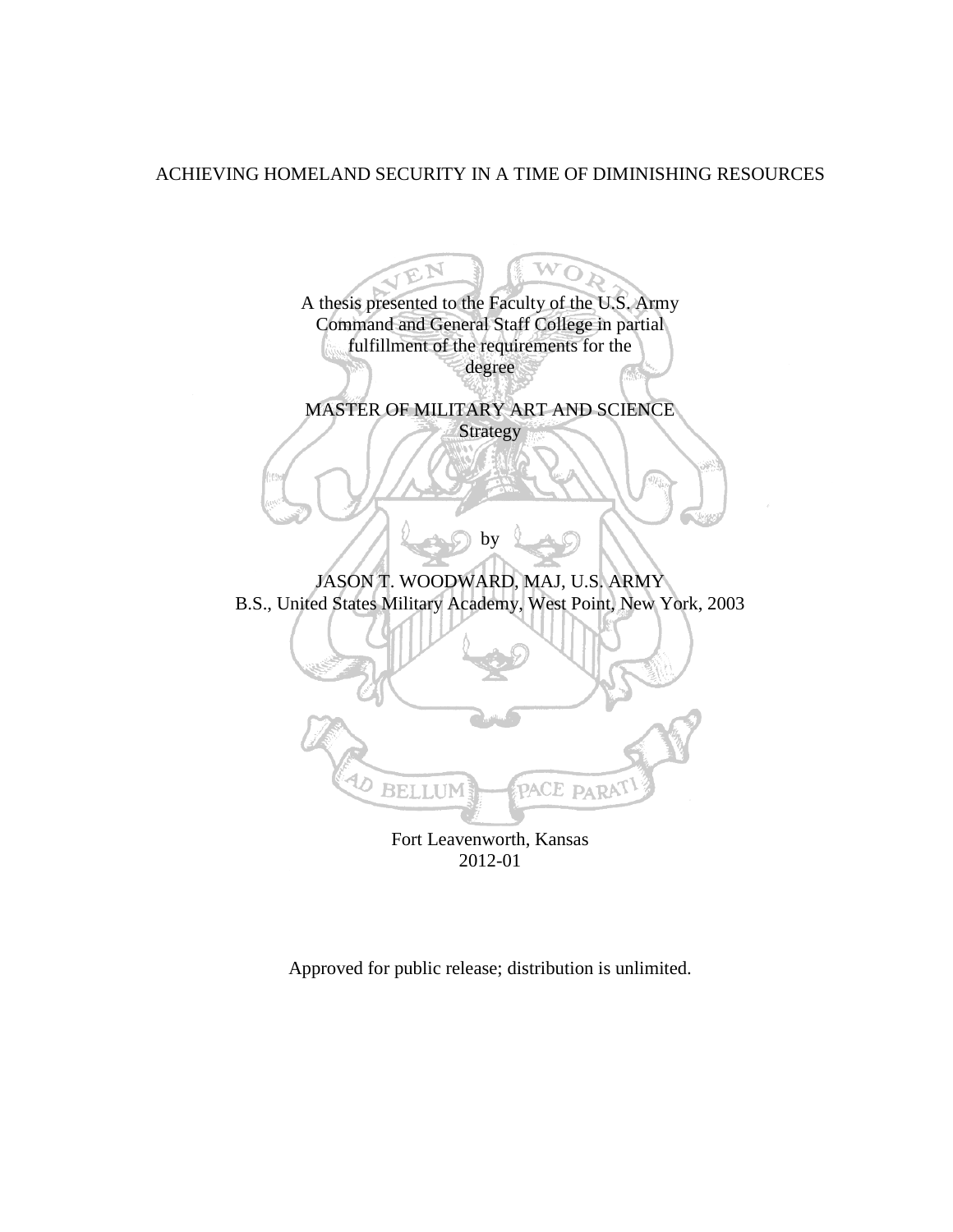# ACHIEVING HOMELAND SECURITY IN A TIME OF DIMINISHING RESOURCES

A thesis presented to the Faculty of the U.S. Army Command and General Staff College in partial fulfillment of the requirements for the degree

MASTER OF MILITARY ART AND SCIENCE
Strategy

by

JASON T. WOODWARD, MAJ, U.S. ARMY
B.S., United States Military Academy, West Point, New York, 2003

Fort Leavenworth, Kansas
2012-01

Approved for public release; distribution is unlimited.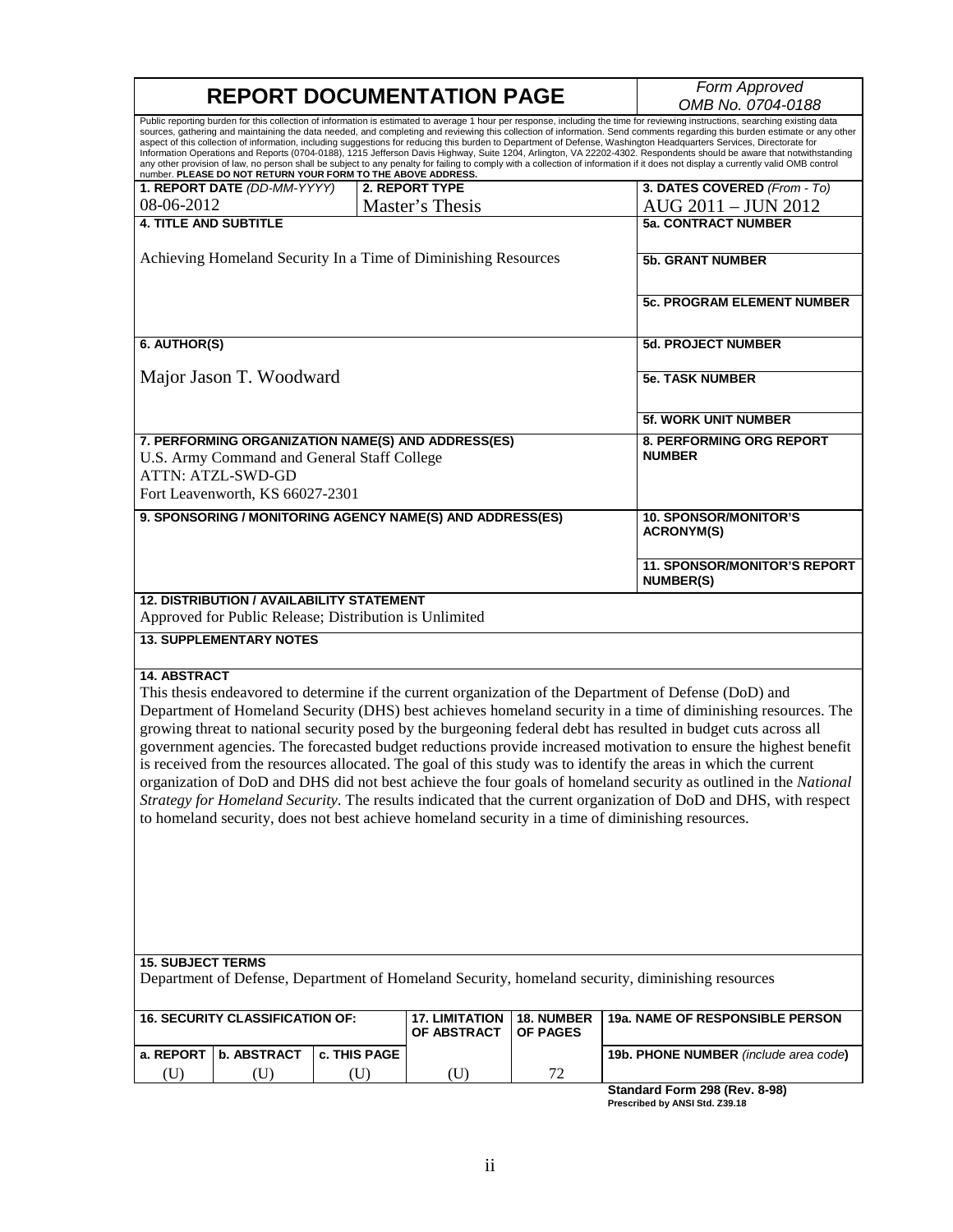# REPORT DOCUMENTATION PAGE

*Form Approved*
*OMB No. 0704-0188*

Public reporting burden for this collection of information is estimated to average 1 hour per response, including the time for reviewing instructions, searching existing data sources, gathering and maintaining the data needed, and completing and reviewing this collection of information. Send comments regarding this burden estimate or any other aspect of this collection of information, including suggestions for reducing this burden to Department of Defense, Washington Headquarters Services, Directorate for Information Operations and Reports (0704-0188), 1215 Jefferson Davis Highway, Suite 1204, Arlington, VA 22202-4302. Respondents should be aware that notwithstanding any other provision of law, no person shall be subject to any penalty for failing to comply with a collection of information if it does not display a currently valid OMB control number. **PLEASE DO NOT RETURN YOUR FORM TO THE ABOVE ADDRESS.**

| **1. REPORT DATE** *(DD-MM-YYYY)* | **2. REPORT TYPE** | **3. DATES COVERED** *(From - To)* |
|---|---|---|
| 08-06-2012 | Master's Thesis | AUG 2011 – JUN 2012 |

**4. TITLE AND SUBTITLE**

Achieving Homeland Security In a Time of Diminishing Resources

**5a. CONTRACT NUMBER**

**5b. GRANT NUMBER**

**5c. PROGRAM ELEMENT NUMBER**

**6. AUTHOR(S)**

Major Jason T. Woodward

**5d. PROJECT NUMBER**

**5e. TASK NUMBER**

**5f. WORK UNIT NUMBER**

**7. PERFORMING ORGANIZATION NAME(S) AND ADDRESS(ES)**

U.S. Army Command and General Staff College
ATTN: ATZL-SWD-GD
Fort Leavenworth, KS 66027-2301

**8. PERFORMING ORG REPORT NUMBER**

**9. SPONSORING / MONITORING AGENCY NAME(S) AND ADDRESS(ES)**

**10. SPONSOR/MONITOR'S ACRONYM(S)**

**11. SPONSOR/MONITOR'S REPORT NUMBER(S)**

**12. DISTRIBUTION / AVAILABILITY STATEMENT**

Approved for Public Release; Distribution is Unlimited

**13. SUPPLEMENTARY NOTES**

**14. ABSTRACT**

This thesis endeavored to determine if the current organization of the Department of Defense (DoD) and Department of Homeland Security (DHS) best achieves homeland security in a time of diminishing resources. The growing threat to national security posed by the burgeoning federal debt has resulted in budget cuts across all government agencies. The forecasted budget reductions provide increased motivation to ensure the highest benefit is received from the resources allocated. The goal of this study was to identify the areas in which the current organization of DoD and DHS did not best achieve the four goals of homeland security as outlined in the *National Strategy for Homeland Security*. The results indicated that the current organization of DoD and DHS, with respect to homeland security, does not best achieve homeland security in a time of diminishing resources.

**15. SUBJECT TERMS**

Department of Defense, Department of Homeland Security, homeland security, diminishing resources

| **16. SECURITY CLASSIFICATION OF:** | | | **17. LIMITATION OF ABSTRACT** | **18. NUMBER OF PAGES** | **19a. NAME OF RESPONSIBLE PERSON** |
|---|---|---|---|---|---|
| **a. REPORT** | **b. ABSTRACT** | **c. THIS PAGE** | | | **19b. PHONE NUMBER** *(include area code)* |
| (U) | (U) | (U) | (U) | 72 | |

**Standard Form 298 (Rev. 8-98)**
**Prescribed by ANSI Std. Z39.18**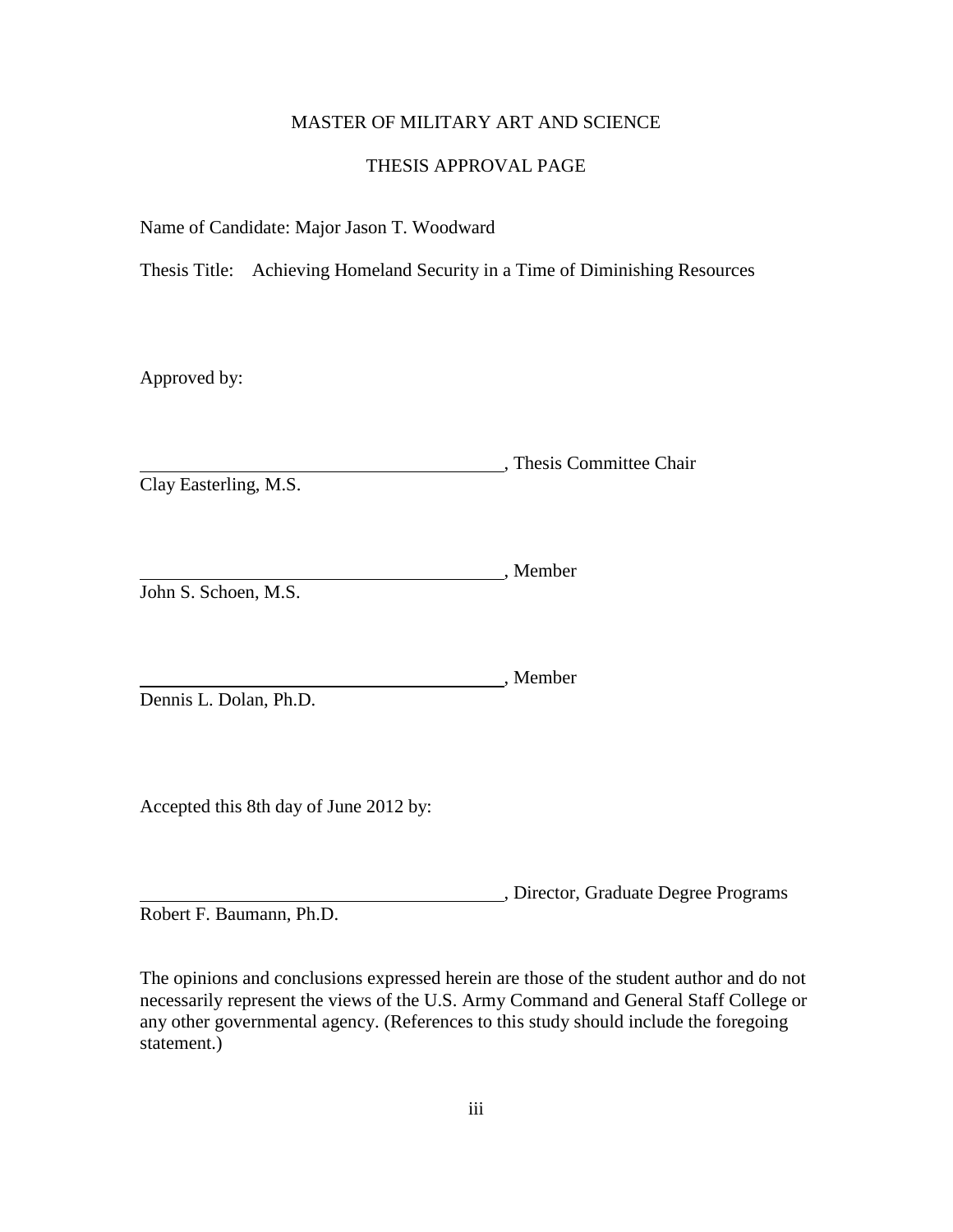MASTER OF MILITARY ART AND SCIENCE

THESIS APPROVAL PAGE

Name of Candidate: Major Jason T. Woodward

Thesis Title: Achieving Homeland Security in a Time of Diminishing Resources

Approved by:

\_\_\_\_\_\_\_\_\_\_\_\_\_\_\_\_\_\_\_\_\_\_\_\_\_\_\_\_\_\_\_\_\_\_\_\_\_\_\_\_, Thesis Committee Chair
Clay Easterling, M.S.

\_\_\_\_\_\_\_\_\_\_\_\_\_\_\_\_\_\_\_\_\_\_\_\_\_\_\_\_\_\_\_\_\_\_\_\_\_\_\_\_, Member
John S. Schoen, M.S.

\_\_\_\_\_\_\_\_\_\_\_\_\_\_\_\_\_\_\_\_\_\_\_\_\_\_\_\_\_\_\_\_\_\_\_\_\_\_\_\_, Member
Dennis L. Dolan, Ph.D.

Accepted this 8th day of June 2012 by:

\_\_\_\_\_\_\_\_\_\_\_\_\_\_\_\_\_\_\_\_\_\_\_\_\_\_\_\_\_\_\_\_\_\_\_\_\_\_\_\_, Director, Graduate Degree Programs
Robert F. Baumann, Ph.D.

The opinions and conclusions expressed herein are those of the student author and do not necessarily represent the views of the U.S. Army Command and General Staff College or any other governmental agency. (References to this study should include the foregoing statement.)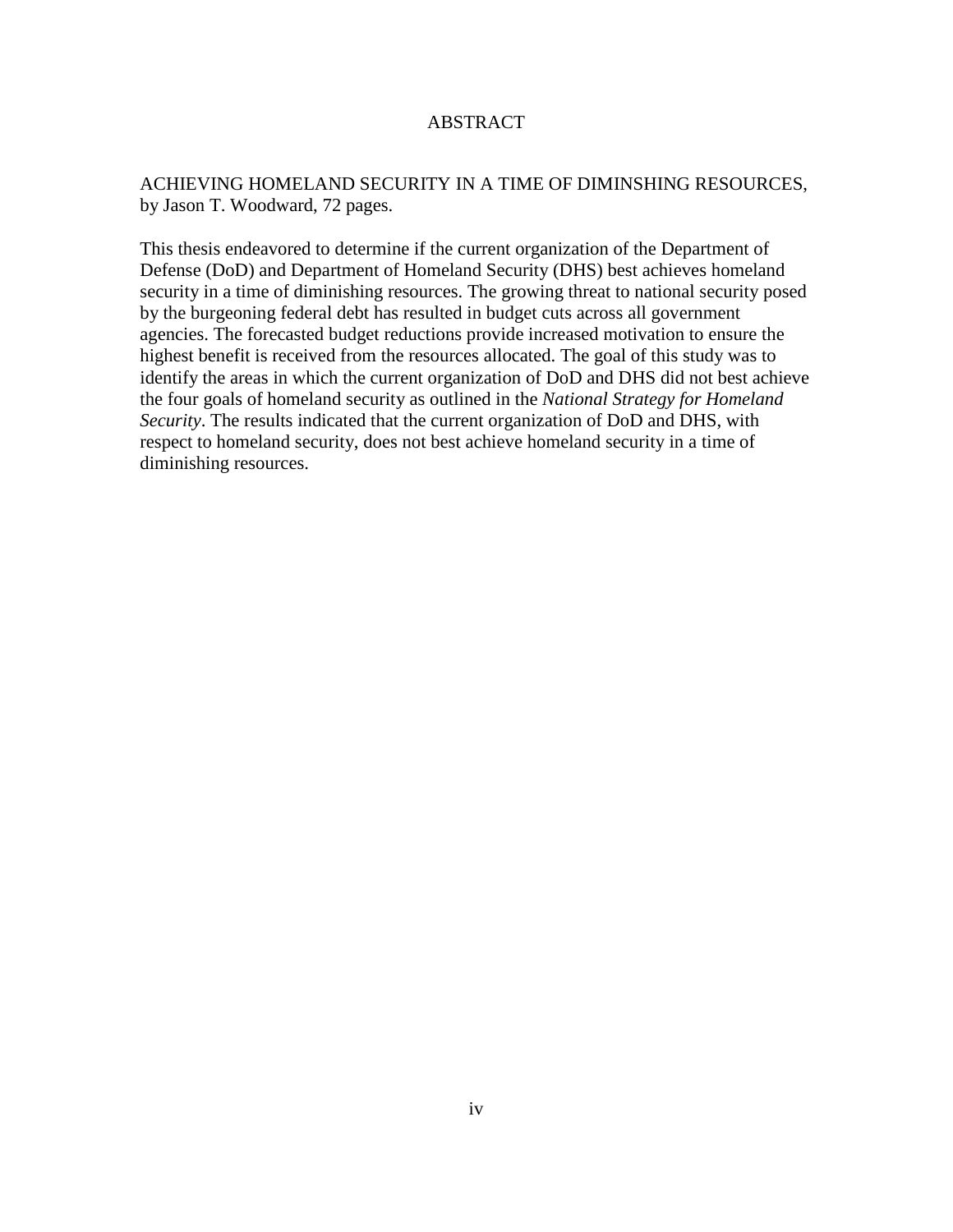# ABSTRACT

ACHIEVING HOMELAND SECURITY IN A TIME OF DIMINSHING RESOURCES, by Jason T. Woodward, 72 pages.

This thesis endeavored to determine if the current organization of the Department of Defense (DoD) and Department of Homeland Security (DHS) best achieves homeland security in a time of diminishing resources. The growing threat to national security posed by the burgeoning federal debt has resulted in budget cuts across all government agencies. The forecasted budget reductions provide increased motivation to ensure the highest benefit is received from the resources allocated. The goal of this study was to identify the areas in which the current organization of DoD and DHS did not best achieve the four goals of homeland security as outlined in the *National Strategy for Homeland Security*. The results indicated that the current organization of DoD and DHS, with respect to homeland security, does not best achieve homeland security in a time of diminishing resources.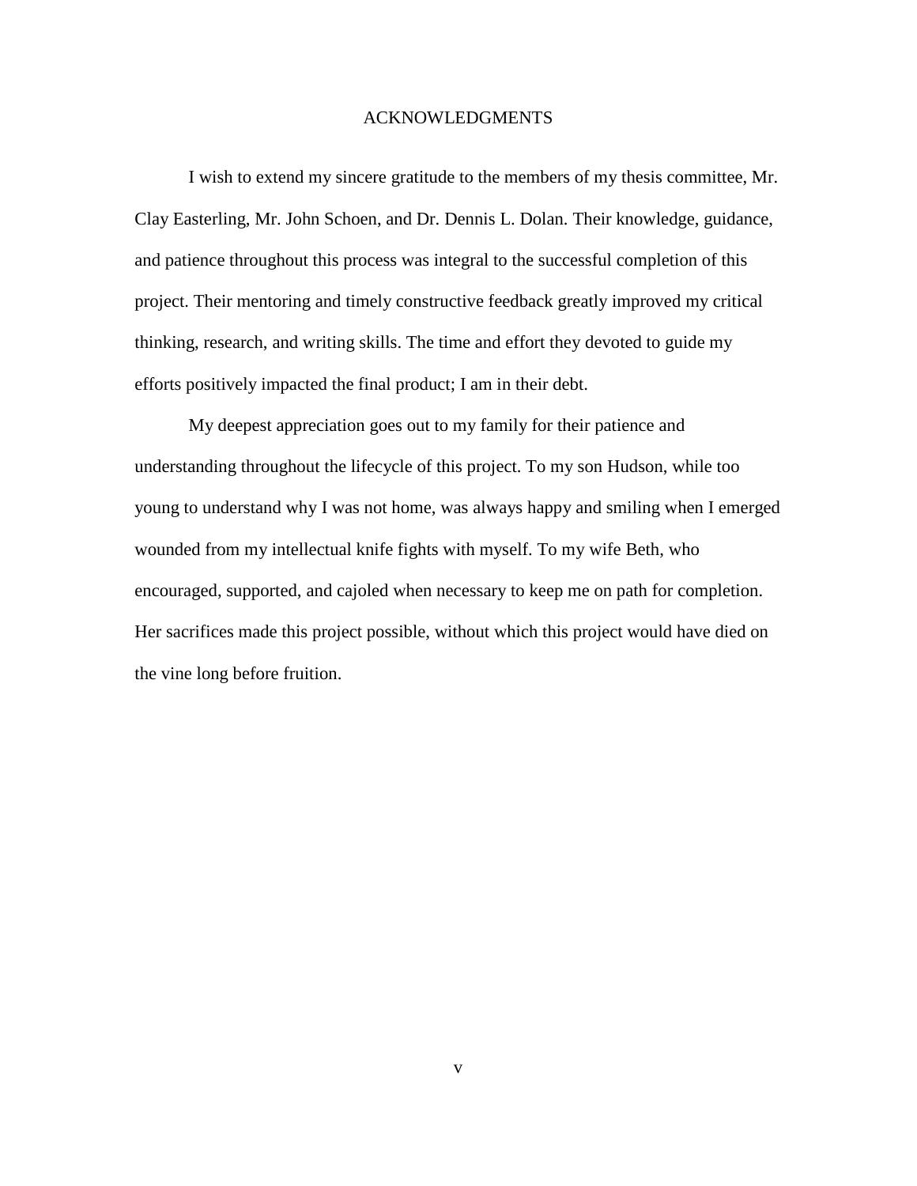# ACKNOWLEDGMENTS

I wish to extend my sincere gratitude to the members of my thesis committee, Mr. Clay Easterling, Mr. John Schoen, and Dr. Dennis L. Dolan. Their knowledge, guidance, and patience throughout this process was integral to the successful completion of this project. Their mentoring and timely constructive feedback greatly improved my critical thinking, research, and writing skills. The time and effort they devoted to guide my efforts positively impacted the final product; I am in their debt.

My deepest appreciation goes out to my family for their patience and understanding throughout the lifecycle of this project. To my son Hudson, while too young to understand why I was not home, was always happy and smiling when I emerged wounded from my intellectual knife fights with myself. To my wife Beth, who encouraged, supported, and cajoled when necessary to keep me on path for completion. Her sacrifices made this project possible, without which this project would have died on the vine long before fruition.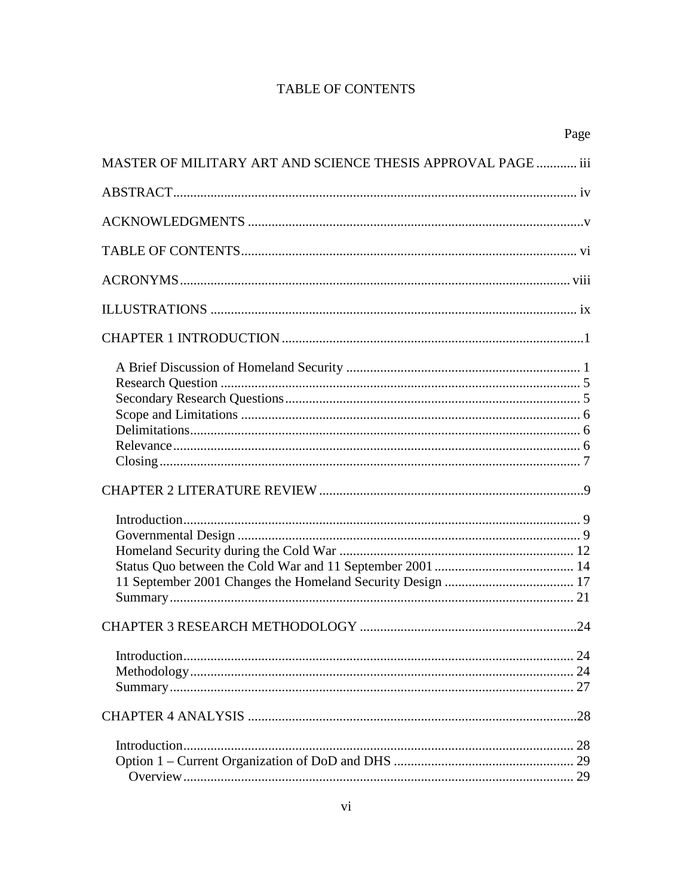# TABLE OF CONTENTS

| | Page |
|---|---|
| MASTER OF MILITARY ART AND SCIENCE THESIS APPROVAL PAGE | iii |
| ABSTRACT | iv |
| ACKNOWLEDGMENTS | v |
| TABLE OF CONTENTS | vi |
| ACRONYMS | viii |
| ILLUSTRATIONS | ix |
| CHAPTER 1 INTRODUCTION | 1 |
| A Brief Discussion of Homeland Security | 1 |
| Research Question | 5 |
| Secondary Research Questions | 5 |
| Scope and Limitations | 6 |
| Delimitations | 6 |
| Relevance | 6 |
| Closing | 7 |
| CHAPTER 2 LITERATURE REVIEW | 9 |
| Introduction | 9 |
| Governmental Design | 9 |
| Homeland Security during the Cold War | 12 |
| Status Quo between the Cold War and 11 September 2001 | 14 |
| 11 September 2001 Changes the Homeland Security Design | 17 |
| Summary | 21 |
| CHAPTER 3 RESEARCH METHODOLOGY | 24 |
| Introduction | 24 |
| Methodology | 24 |
| Summary | 27 |
| CHAPTER 4 ANALYSIS | 28 |
| Introduction | 28 |
| Option 1 – Current Organization of DoD and DHS | 29 |
| Overview | 29 |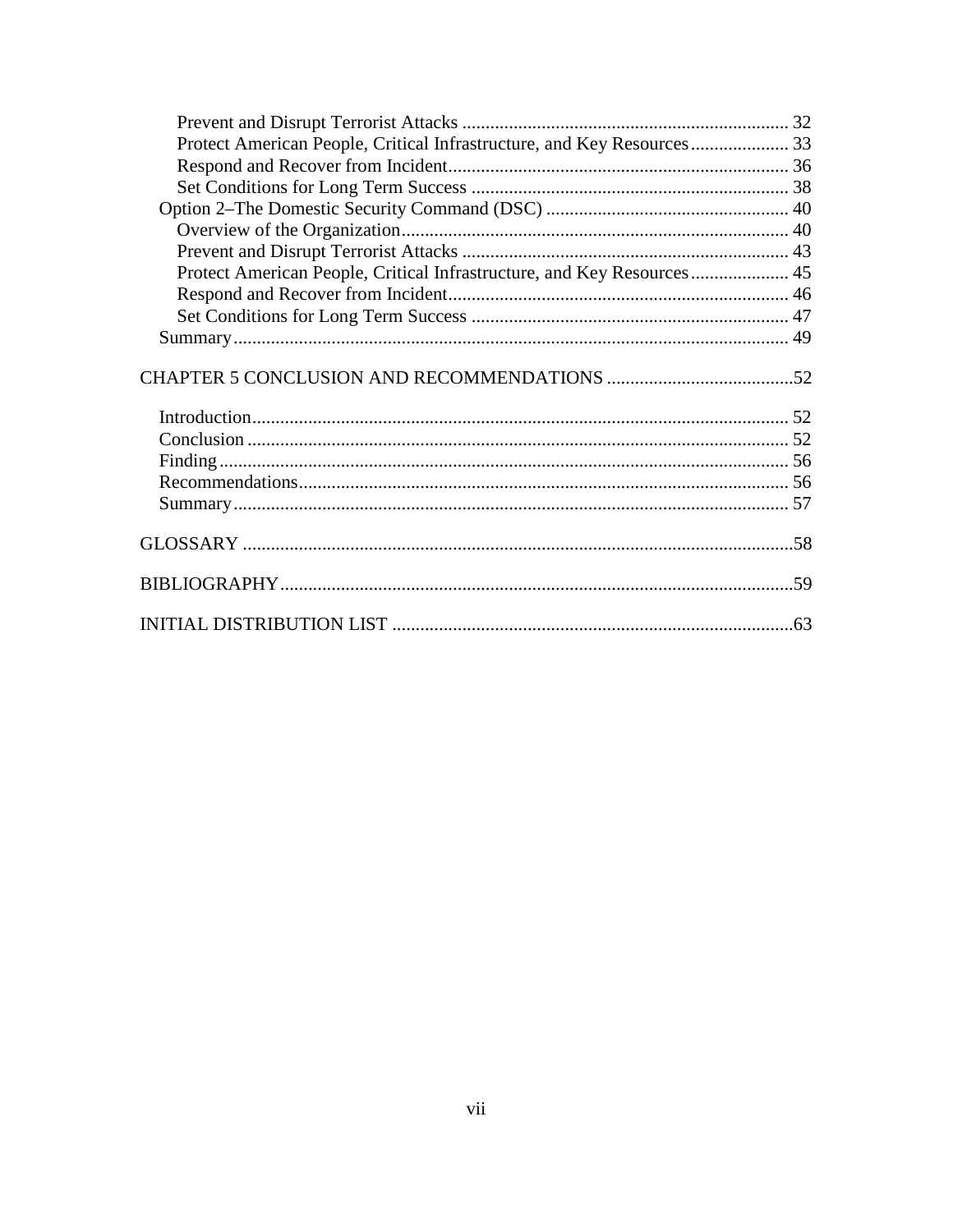Prevent and Disrupt Terrorist Attacks ..................................................................... 32
Protect American People, Critical Infrastructure, and Key Resources..................... 33
Respond and Recover from Incident........................................................................ 36
Set Conditions for Long Term Success .................................................................... 38
Option 2–The Domestic Security Command (DSC) .................................................... 40
Overview of the Organization.................................................................................. 40
Prevent and Disrupt Terrorist Attacks ..................................................................... 43
Protect American People, Critical Infrastructure, and Key Resources..................... 45
Respond and Recover from Incident........................................................................ 46
Set Conditions for Long Term Success .................................................................... 47
Summary...................................................................................................................... 49

CHAPTER 5 CONCLUSION AND RECOMMENDATIONS ........................................52

Introduction.................................................................................................................. 52
Conclusion ................................................................................................................... 52
Finding......................................................................................................................... 56
Recommendations........................................................................................................ 56
Summary...................................................................................................................... 57

GLOSSARY .....................................................................................................................58

BIBLIOGRAPHY.............................................................................................................59

INITIAL DISTRIBUTION LIST .....................................................................................63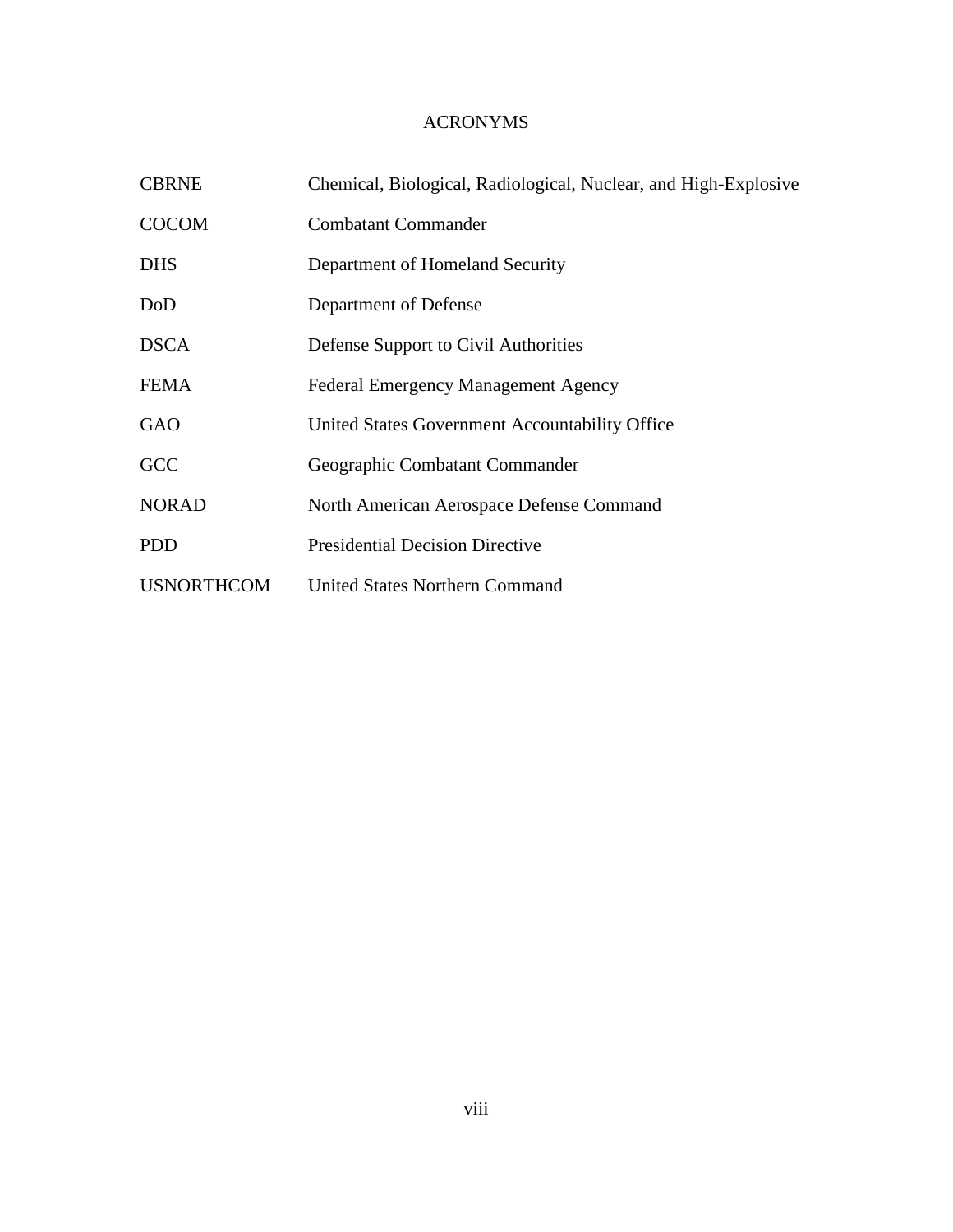# ACRONYMS

| | |
|---|---|
| CBRNE | Chemical, Biological, Radiological, Nuclear, and High-Explosive |
| COCOM | Combatant Commander |
| DHS | Department of Homeland Security |
| DoD | Department of Defense |
| DSCA | Defense Support to Civil Authorities |
| FEMA | Federal Emergency Management Agency |
| GAO | United States Government Accountability Office |
| GCC | Geographic Combatant Commander |
| NORAD | North American Aerospace Defense Command |
| PDD | Presidential Decision Directive |
| USNORTHCOM | United States Northern Command |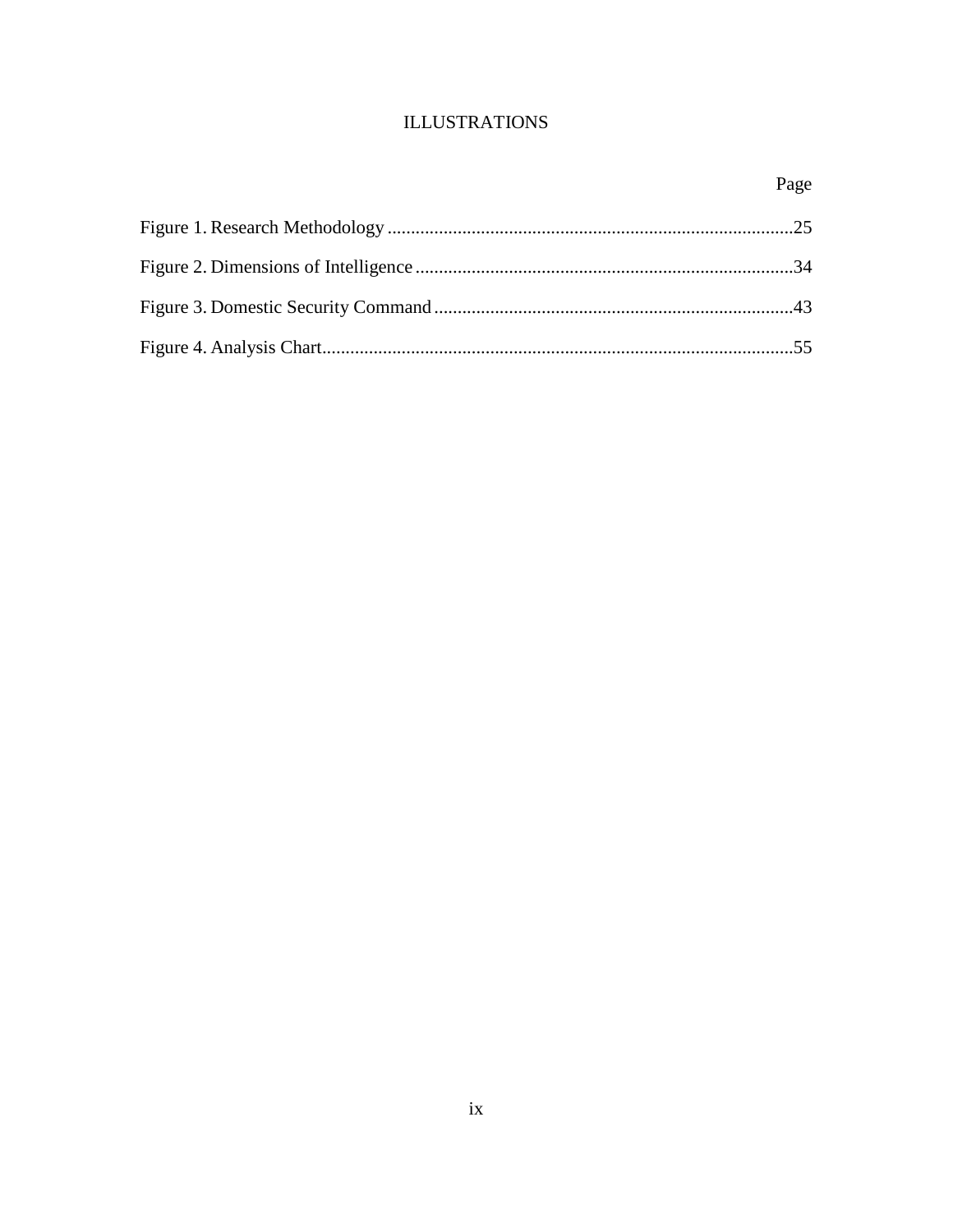# ILLUSTRATIONS

| | Page |
|---|---|
| Figure 1. Research Methodology | 25 |
| Figure 2. Dimensions of Intelligence | 34 |
| Figure 3. Domestic Security Command | 43 |
| Figure 4. Analysis Chart | 55 |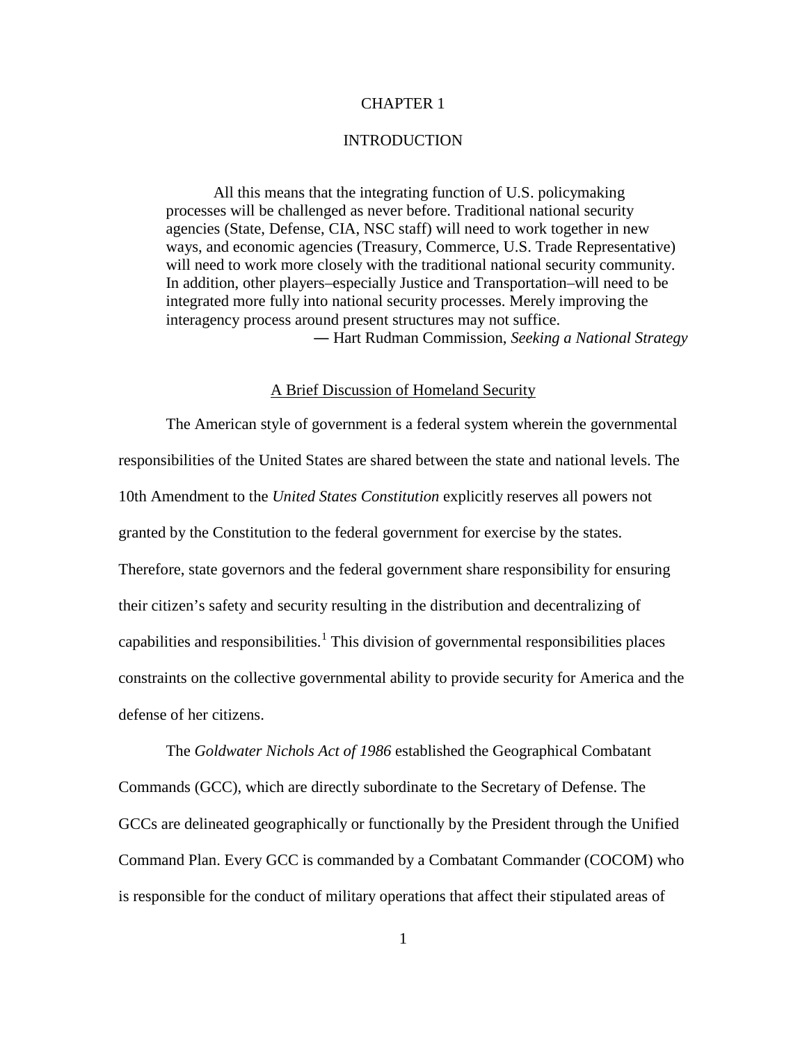# CHAPTER 1

# INTRODUCTION

> All this means that the integrating function of U.S. policymaking processes will be challenged as never before. Traditional national security agencies (State, Defense, CIA, NSC staff) will need to work together in new ways, and economic agencies (Treasury, Commerce, U.S. Trade Representative) will need to work more closely with the traditional national security community. In addition, other players–especially Justice and Transportation–will need to be integrated more fully into national security processes. Merely improving the interagency process around present structures may not suffice.
>
> — Hart Rudman Commission, *Seeking a National Strategy*

## A Brief Discussion of Homeland Security

The American style of government is a federal system wherein the governmental responsibilities of the United States are shared between the state and national levels. The 10th Amendment to the *United States Constitution* explicitly reserves all powers not granted by the Constitution to the federal government for exercise by the states. Therefore, state governors and the federal government share responsibility for ensuring their citizen's safety and security resulting in the distribution and decentralizing of capabilities and responsibilities.[1] This division of governmental responsibilities places constraints on the collective governmental ability to provide security for America and the defense of her citizens.

The *Goldwater Nichols Act of 1986* established the Geographical Combatant Commands (GCC), which are directly subordinate to the Secretary of Defense. The GCCs are delineated geographically or functionally by the President through the Unified Command Plan. Every GCC is commanded by a Combatant Commander (COCOM) who is responsible for the conduct of military operations that affect their stipulated areas of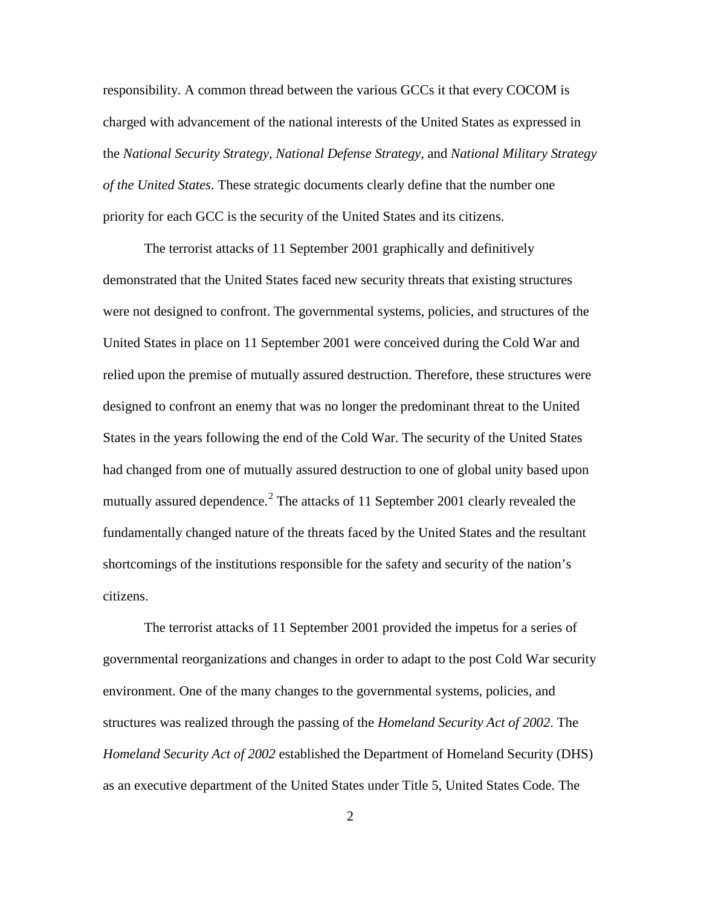responsibility. A common thread between the various GCCs it that every COCOM is charged with advancement of the national interests of the United States as expressed in the *National Security Strategy*, *National Defense Strategy*, and *National Military Strategy of the United States*. These strategic documents clearly define that the number one priority for each GCC is the security of the United States and its citizens.

The terrorist attacks of 11 September 2001 graphically and definitively demonstrated that the United States faced new security threats that existing structures were not designed to confront. The governmental systems, policies, and structures of the United States in place on 11 September 2001 were conceived during the Cold War and relied upon the premise of mutually assured destruction. Therefore, these structures were designed to confront an enemy that was no longer the predominant threat to the United States in the years following the end of the Cold War. The security of the United States had changed from one of mutually assured destruction to one of global unity based upon mutually assured dependence.[2] The attacks of 11 September 2001 clearly revealed the fundamentally changed nature of the threats faced by the United States and the resultant shortcomings of the institutions responsible for the safety and security of the nation's citizens.

The terrorist attacks of 11 September 2001 provided the impetus for a series of governmental reorganizations and changes in order to adapt to the post Cold War security environment. One of the many changes to the governmental systems, policies, and structures was realized through the passing of the *Homeland Security Act of 2002*. The *Homeland Security Act of 2002* established the Department of Homeland Security (DHS) as an executive department of the United States under Title 5, United States Code. The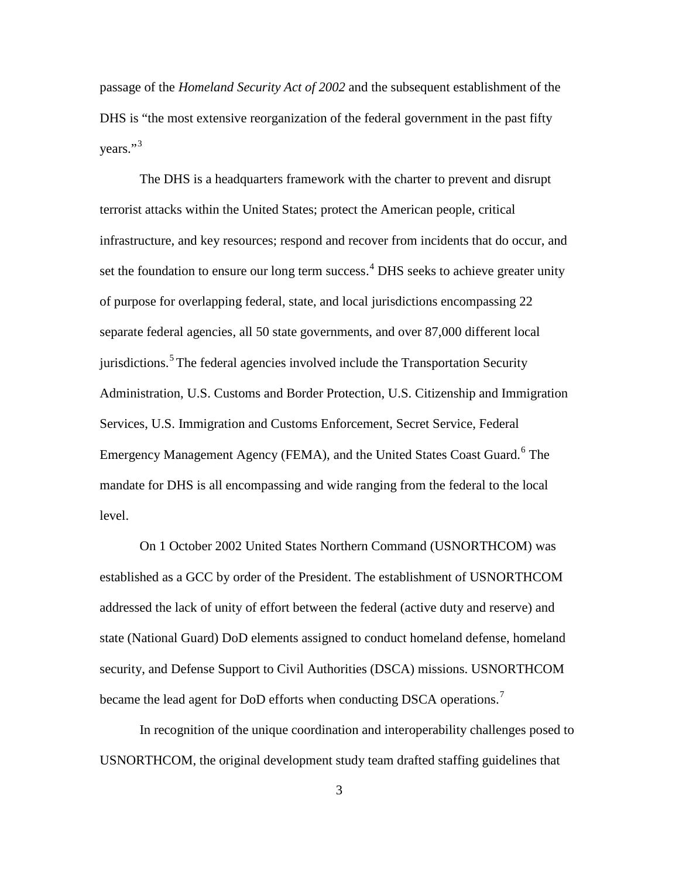passage of the *Homeland Security Act of 2002* and the subsequent establishment of the DHS is "the most extensive reorganization of the federal government in the past fifty years."[3]

The DHS is a headquarters framework with the charter to prevent and disrupt terrorist attacks within the United States; protect the American people, critical infrastructure, and key resources; respond and recover from incidents that do occur, and set the foundation to ensure our long term success.[4] DHS seeks to achieve greater unity of purpose for overlapping federal, state, and local jurisdictions encompassing 22 separate federal agencies, all 50 state governments, and over 87,000 different local jurisdictions.[5] The federal agencies involved include the Transportation Security Administration, U.S. Customs and Border Protection, U.S. Citizenship and Immigration Services, U.S. Immigration and Customs Enforcement, Secret Service, Federal Emergency Management Agency (FEMA), and the United States Coast Guard.[6] The mandate for DHS is all encompassing and wide ranging from the federal to the local level.

On 1 October 2002 United States Northern Command (USNORTHCOM) was established as a GCC by order of the President. The establishment of USNORTHCOM addressed the lack of unity of effort between the federal (active duty and reserve) and state (National Guard) DoD elements assigned to conduct homeland defense, homeland security, and Defense Support to Civil Authorities (DSCA) missions. USNORTHCOM became the lead agent for DoD efforts when conducting DSCA operations.[7]

In recognition of the unique coordination and interoperability challenges posed to USNORTHCOM, the original development study team drafted staffing guidelines that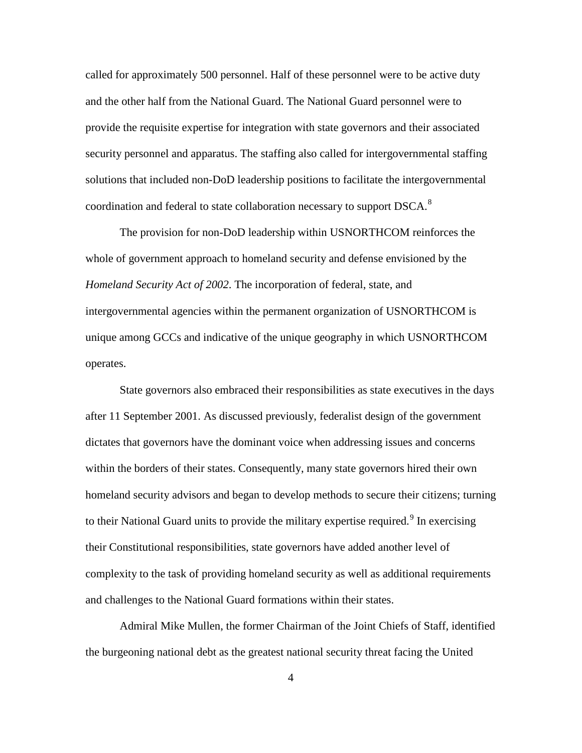called for approximately 500 personnel. Half of these personnel were to be active duty and the other half from the National Guard. The National Guard personnel were to provide the requisite expertise for integration with state governors and their associated security personnel and apparatus. The staffing also called for intergovernmental staffing solutions that included non-DoD leadership positions to facilitate the intergovernmental coordination and federal to state collaboration necessary to support DSCA.[8]

The provision for non-DoD leadership within USNORTHCOM reinforces the whole of government approach to homeland security and defense envisioned by the *Homeland Security Act of 2002*. The incorporation of federal, state, and intergovernmental agencies within the permanent organization of USNORTHCOM is unique among GCCs and indicative of the unique geography in which USNORTHCOM operates.

State governors also embraced their responsibilities as state executives in the days after 11 September 2001. As discussed previously, federalist design of the government dictates that governors have the dominant voice when addressing issues and concerns within the borders of their states. Consequently, many state governors hired their own homeland security advisors and began to develop methods to secure their citizens; turning to their National Guard units to provide the military expertise required.[9] In exercising their Constitutional responsibilities, state governors have added another level of complexity to the task of providing homeland security as well as additional requirements and challenges to the National Guard formations within their states.

Admiral Mike Mullen, the former Chairman of the Joint Chiefs of Staff, identified the burgeoning national debt as the greatest national security threat facing the United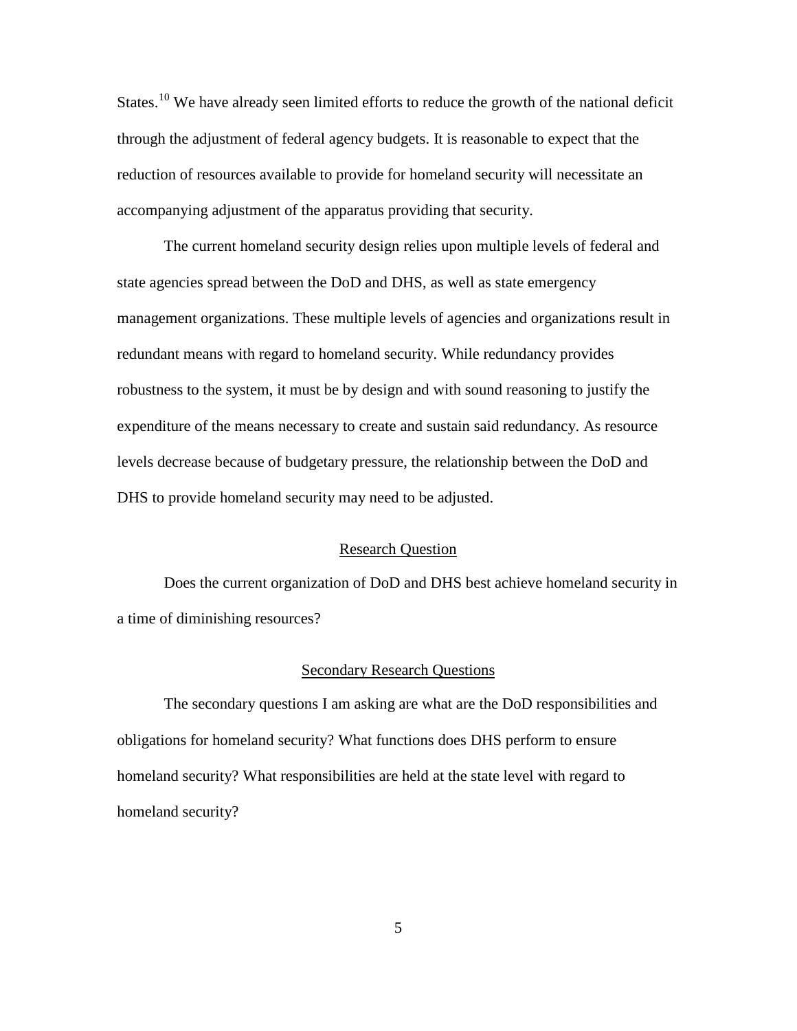States.[10] We have already seen limited efforts to reduce the growth of the national deficit through the adjustment of federal agency budgets. It is reasonable to expect that the reduction of resources available to provide for homeland security will necessitate an accompanying adjustment of the apparatus providing that security.

The current homeland security design relies upon multiple levels of federal and state agencies spread between the DoD and DHS, as well as state emergency management organizations. These multiple levels of agencies and organizations result in redundant means with regard to homeland security. While redundancy provides robustness to the system, it must be by design and with sound reasoning to justify the expenditure of the means necessary to create and sustain said redundancy. As resource levels decrease because of budgetary pressure, the relationship between the DoD and DHS to provide homeland security may need to be adjusted.

## Research Question

Does the current organization of DoD and DHS best achieve homeland security in a time of diminishing resources?

## Secondary Research Questions

The secondary questions I am asking are what are the DoD responsibilities and obligations for homeland security? What functions does DHS perform to ensure homeland security? What responsibilities are held at the state level with regard to homeland security?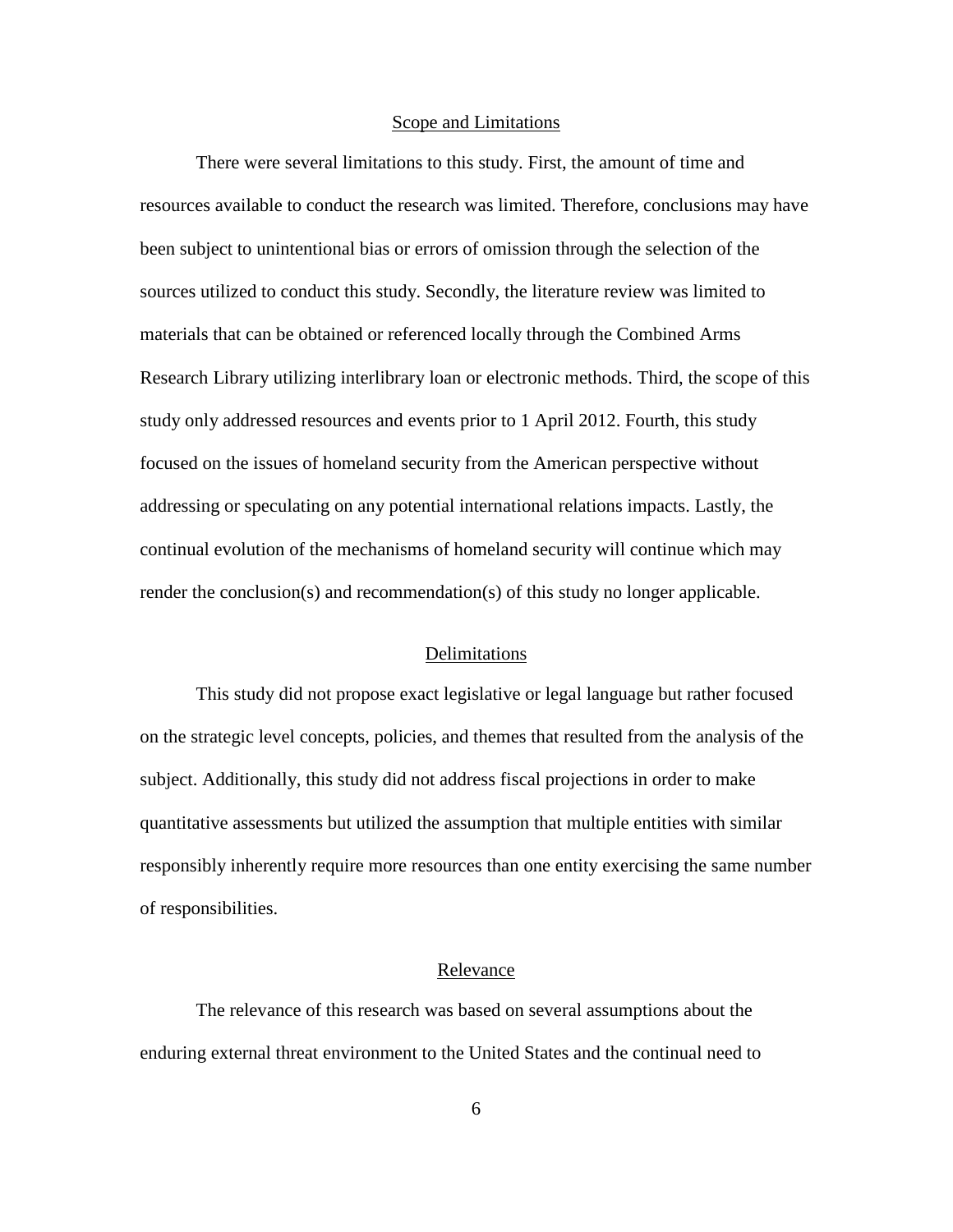## Scope and Limitations

There were several limitations to this study. First, the amount of time and resources available to conduct the research was limited. Therefore, conclusions may have been subject to unintentional bias or errors of omission through the selection of the sources utilized to conduct this study. Secondly, the literature review was limited to materials that can be obtained or referenced locally through the Combined Arms Research Library utilizing interlibrary loan or electronic methods. Third, the scope of this study only addressed resources and events prior to 1 April 2012. Fourth, this study focused on the issues of homeland security from the American perspective without addressing or speculating on any potential international relations impacts. Lastly, the continual evolution of the mechanisms of homeland security will continue which may render the conclusion(s) and recommendation(s) of this study no longer applicable.

## Delimitations

This study did not propose exact legislative or legal language but rather focused on the strategic level concepts, policies, and themes that resulted from the analysis of the subject. Additionally, this study did not address fiscal projections in order to make quantitative assessments but utilized the assumption that multiple entities with similar responsibly inherently require more resources than one entity exercising the same number of responsibilities.

## Relevance

The relevance of this research was based on several assumptions about the enduring external threat environment to the United States and the continual need to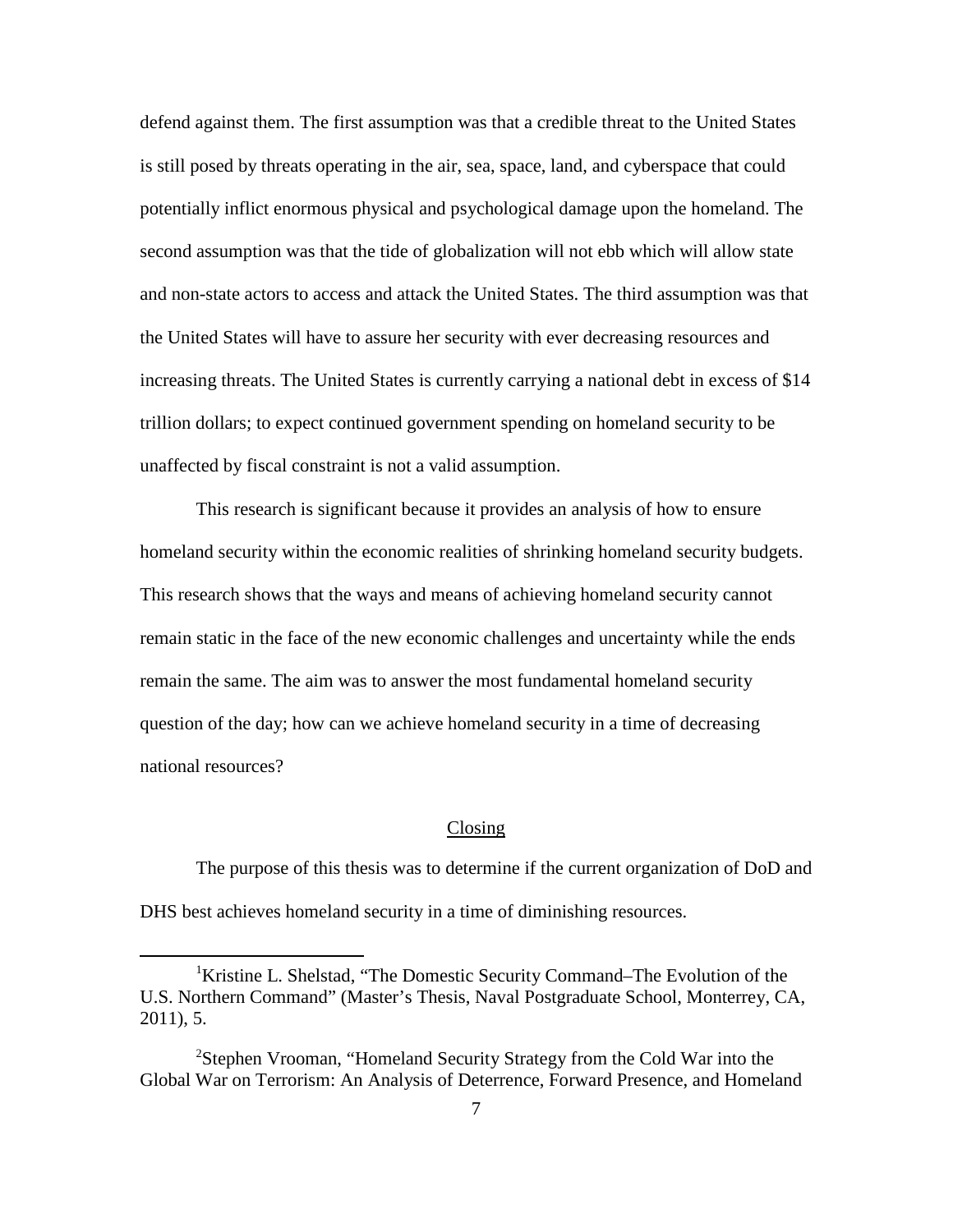defend against them. The first assumption was that a credible threat to the United States is still posed by threats operating in the air, sea, space, land, and cyberspace that could potentially inflict enormous physical and psychological damage upon the homeland. The second assumption was that the tide of globalization will not ebb which will allow state and non-state actors to access and attack the United States. The third assumption was that the United States will have to assure her security with ever decreasing resources and increasing threats. The United States is currently carrying a national debt in excess of $14 trillion dollars; to expect continued government spending on homeland security to be unaffected by fiscal constraint is not a valid assumption.

This research is significant because it provides an analysis of how to ensure homeland security within the economic realities of shrinking homeland security budgets. This research shows that the ways and means of achieving homeland security cannot remain static in the face of the new economic challenges and uncertainty while the ends remain the same. The aim was to answer the most fundamental homeland security question of the day; how can we achieve homeland security in a time of decreasing national resources?

## Closing

The purpose of this thesis was to determine if the current organization of DoD and DHS best achieves homeland security in a time of diminishing resources.

---

[1]Kristine L. Shelstad, "The Domestic Security Command–The Evolution of the U.S. Northern Command" (Master's Thesis, Naval Postgraduate School, Monterrey, CA, 2011), 5.

[2]Stephen Vrooman, "Homeland Security Strategy from the Cold War into the Global War on Terrorism: An Analysis of Deterrence, Forward Presence, and Homeland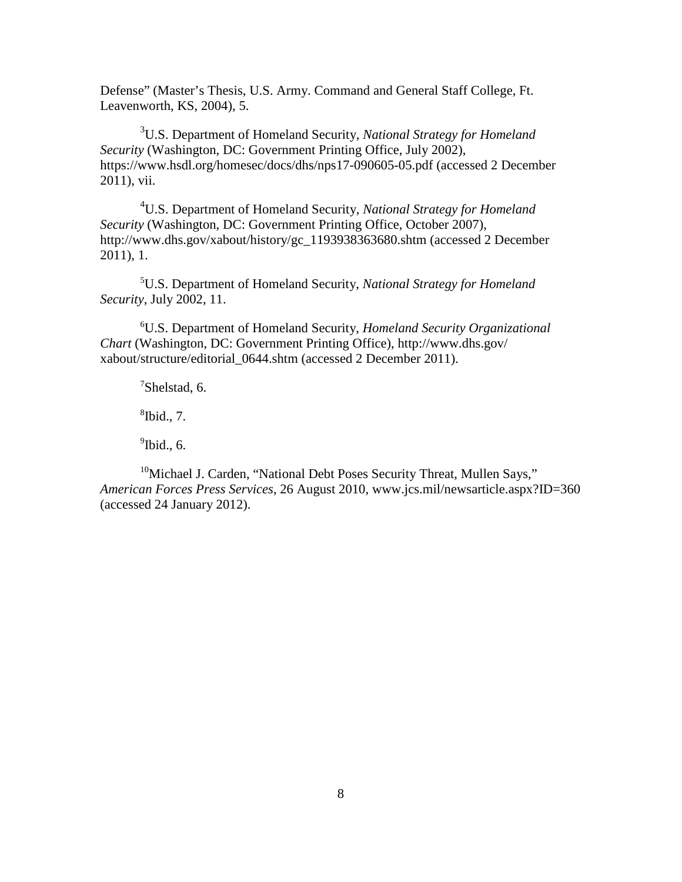Defense" (Master's Thesis, U.S. Army. Command and General Staff College, Ft. Leavenworth, KS, 2004), 5.

[3]U.S. Department of Homeland Security, *National Strategy for Homeland Security* (Washington, DC: Government Printing Office, July 2002), https://www.hsdl.org/homesec/docs/dhs/nps17-090605-05.pdf (accessed 2 December 2011), vii.

[4]U.S. Department of Homeland Security, *National Strategy for Homeland Security* (Washington, DC: Government Printing Office, October 2007), http://www.dhs.gov/xabout/history/gc_1193938363680.shtm (accessed 2 December 2011), 1.

[5]U.S. Department of Homeland Security, *National Strategy for Homeland Security*, July 2002, 11.

[6]U.S. Department of Homeland Security, *Homeland Security Organizational Chart* (Washington, DC: Government Printing Office), http://www.dhs.gov/ xabout/structure/editorial_0644.shtm (accessed 2 December 2011).

[7]Shelstad, 6.

[8]Ibid., 7.

[9]Ibid., 6.

[10]Michael J. Carden, "National Debt Poses Security Threat, Mullen Says," *American Forces Press Services*, 26 August 2010, www.jcs.mil/newsarticle.aspx?ID=360 (accessed 24 January 2012).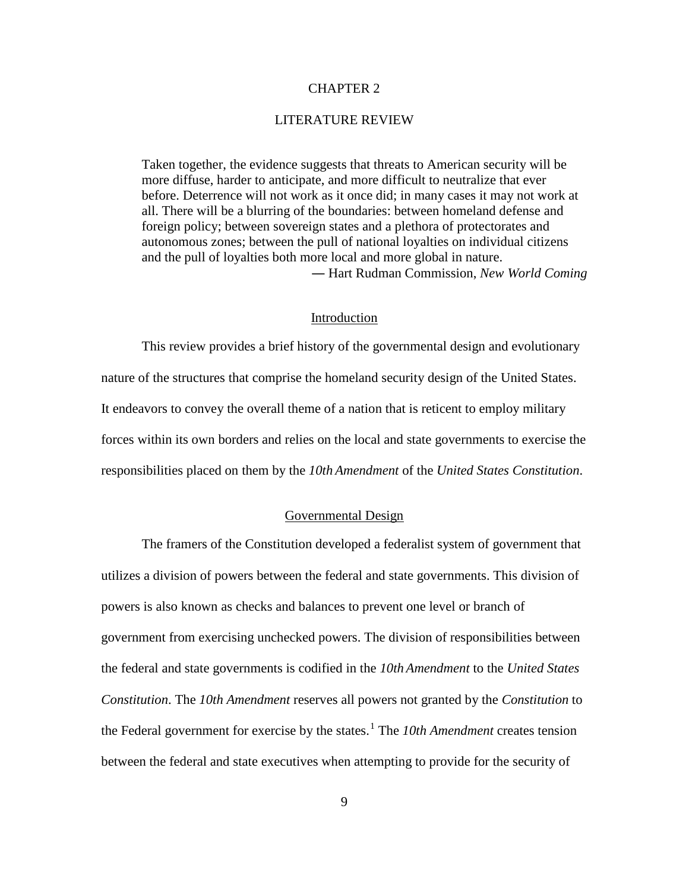# CHAPTER 2

# LITERATURE REVIEW

> Taken together, the evidence suggests that threats to American security will be more diffuse, harder to anticipate, and more difficult to neutralize that ever before. Deterrence will not work as it once did; in many cases it may not work at all. There will be a blurring of the boundaries: between homeland defense and foreign policy; between sovereign states and a plethora of protectorates and autonomous zones; between the pull of national loyalties on individual citizens and the pull of loyalties both more local and more global in nature.
>
> — Hart Rudman Commission, *New World Coming*

## Introduction

This review provides a brief history of the governmental design and evolutionary nature of the structures that comprise the homeland security design of the United States. It endeavors to convey the overall theme of a nation that is reticent to employ military forces within its own borders and relies on the local and state governments to exercise the responsibilities placed on them by the *10th Amendment* of the *United States Constitution*.

## Governmental Design

The framers of the Constitution developed a federalist system of government that utilizes a division of powers between the federal and state governments. This division of powers is also known as checks and balances to prevent one level or branch of government from exercising unchecked powers. The division of responsibilities between the federal and state governments is codified in the *10th Amendment* to the *United States Constitution*. The *10th Amendment* reserves all powers not granted by the *Constitution* to the Federal government for exercise by the states.[1] The *10th Amendment* creates tension between the federal and state executives when attempting to provide for the security of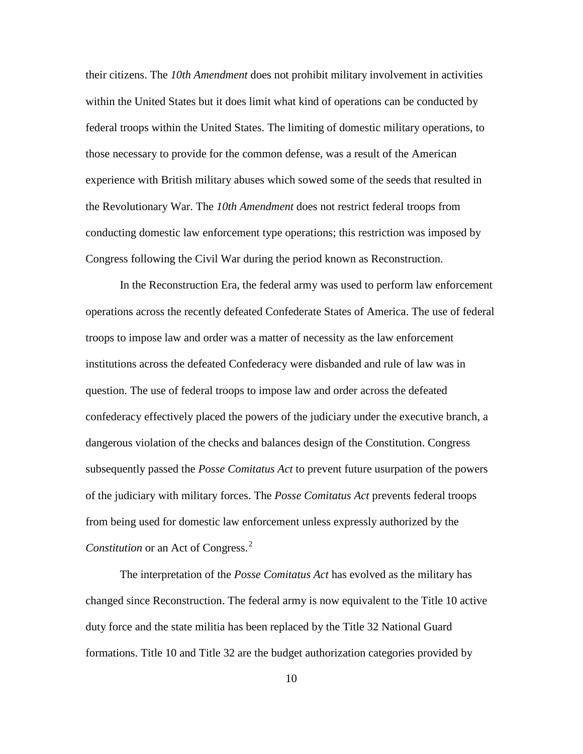their citizens. The *10th Amendment* does not prohibit military involvement in activities within the United States but it does limit what kind of operations can be conducted by federal troops within the United States. The limiting of domestic military operations, to those necessary to provide for the common defense, was a result of the American experience with British military abuses which sowed some of the seeds that resulted in the Revolutionary War. The *10th Amendment* does not restrict federal troops from conducting domestic law enforcement type operations; this restriction was imposed by Congress following the Civil War during the period known as Reconstruction.

In the Reconstruction Era, the federal army was used to perform law enforcement operations across the recently defeated Confederate States of America. The use of federal troops to impose law and order was a matter of necessity as the law enforcement institutions across the defeated Confederacy were disbanded and rule of law was in question. The use of federal troops to impose law and order across the defeated confederacy effectively placed the powers of the judiciary under the executive branch, a dangerous violation of the checks and balances design of the Constitution. Congress subsequently passed the *Posse Comitatus Act* to prevent future usurpation of the powers of the judiciary with military forces. The *Posse Comitatus Act* prevents federal troops from being used for domestic law enforcement unless expressly authorized by the *Constitution* or an Act of Congress.[2]

The interpretation of the *Posse Comitatus Act* has evolved as the military has changed since Reconstruction. The federal army is now equivalent to the Title 10 active duty force and the state militia has been replaced by the Title 32 National Guard formations. Title 10 and Title 32 are the budget authorization categories provided by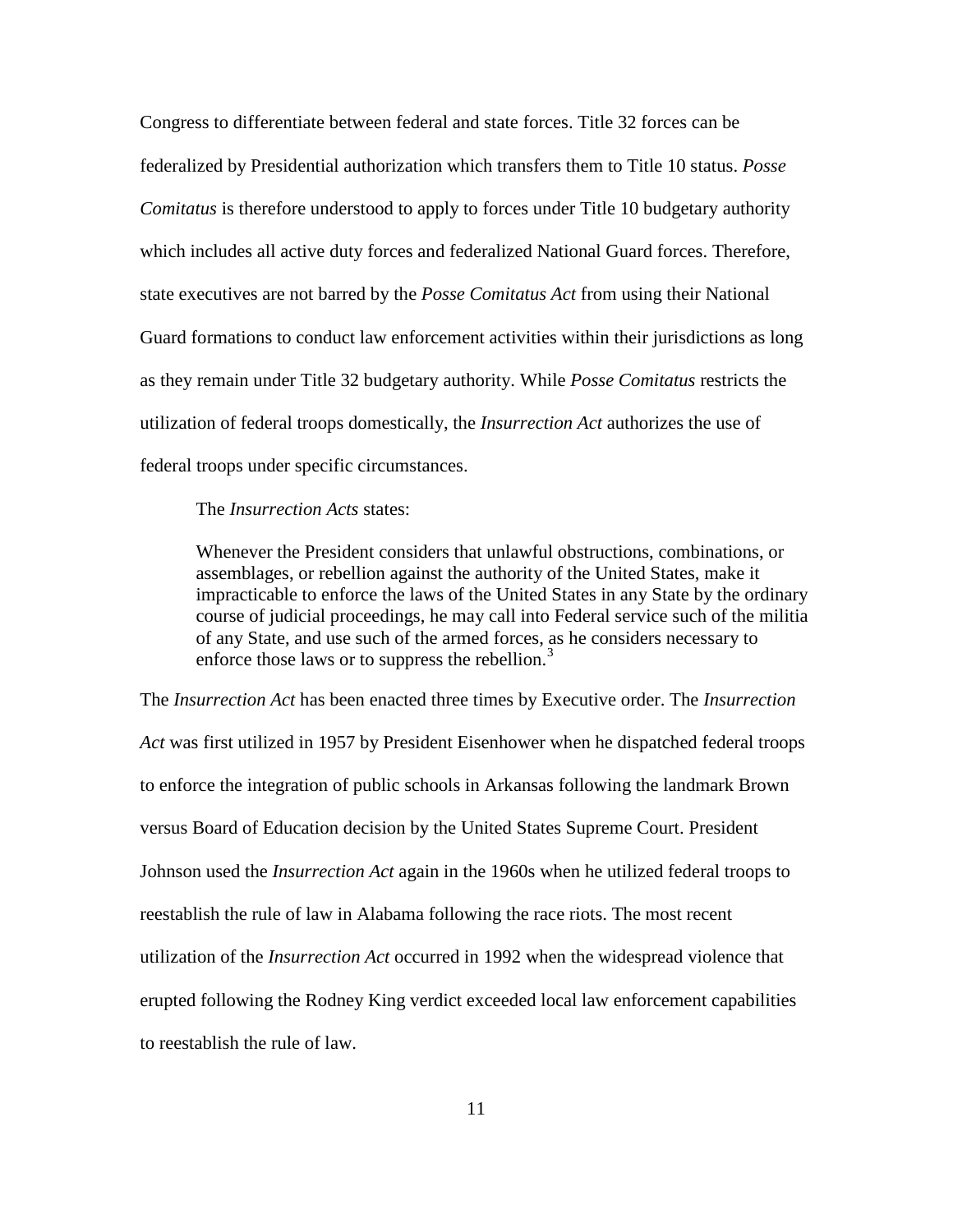Congress to differentiate between federal and state forces. Title 32 forces can be federalized by Presidential authorization which transfers them to Title 10 status. *Posse Comitatus* is therefore understood to apply to forces under Title 10 budgetary authority which includes all active duty forces and federalized National Guard forces. Therefore, state executives are not barred by the *Posse Comitatus Act* from using their National Guard formations to conduct law enforcement activities within their jurisdictions as long as they remain under Title 32 budgetary authority. While *Posse Comitatus* restricts the utilization of federal troops domestically, the *Insurrection Act* authorizes the use of federal troops under specific circumstances.

The *Insurrection Acts* states:

> Whenever the President considers that unlawful obstructions, combinations, or assemblages, or rebellion against the authority of the United States, make it impracticable to enforce the laws of the United States in any State by the ordinary course of judicial proceedings, he may call into Federal service such of the militia of any State, and use such of the armed forces, as he considers necessary to enforce those laws or to suppress the rebellion.[3]

The *Insurrection Act* has been enacted three times by Executive order. The *Insurrection Act* was first utilized in 1957 by President Eisenhower when he dispatched federal troops to enforce the integration of public schools in Arkansas following the landmark Brown versus Board of Education decision by the United States Supreme Court. President Johnson used the *Insurrection Act* again in the 1960s when he utilized federal troops to reestablish the rule of law in Alabama following the race riots. The most recent utilization of the *Insurrection Act* occurred in 1992 when the widespread violence that erupted following the Rodney King verdict exceeded local law enforcement capabilities to reestablish the rule of law.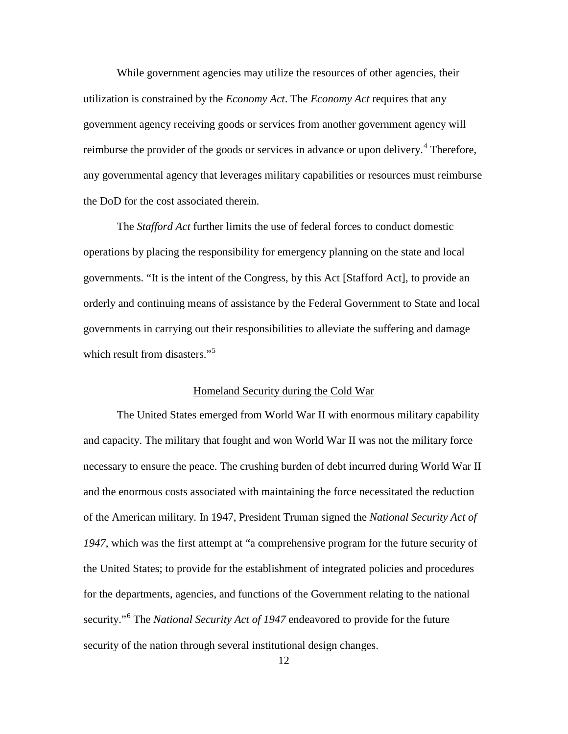While government agencies may utilize the resources of other agencies, their utilization is constrained by the *Economy Act*. The *Economy Act* requires that any government agency receiving goods or services from another government agency will reimburse the provider of the goods or services in advance or upon delivery.[4] Therefore, any governmental agency that leverages military capabilities or resources must reimburse the DoD for the cost associated therein.

The *Stafford Act* further limits the use of federal forces to conduct domestic operations by placing the responsibility for emergency planning on the state and local governments. "It is the intent of the Congress, by this Act [Stafford Act], to provide an orderly and continuing means of assistance by the Federal Government to State and local governments in carrying out their responsibilities to alleviate the suffering and damage which result from disasters."[5]

## Homeland Security during the Cold War

The United States emerged from World War II with enormous military capability and capacity. The military that fought and won World War II was not the military force necessary to ensure the peace. The crushing burden of debt incurred during World War II and the enormous costs associated with maintaining the force necessitated the reduction of the American military. In 1947, President Truman signed the *National Security Act of 1947*, which was the first attempt at "a comprehensive program for the future security of the United States; to provide for the establishment of integrated policies and procedures for the departments, agencies, and functions of the Government relating to the national security."[6] The *National Security Act of 1947* endeavored to provide for the future security of the nation through several institutional design changes.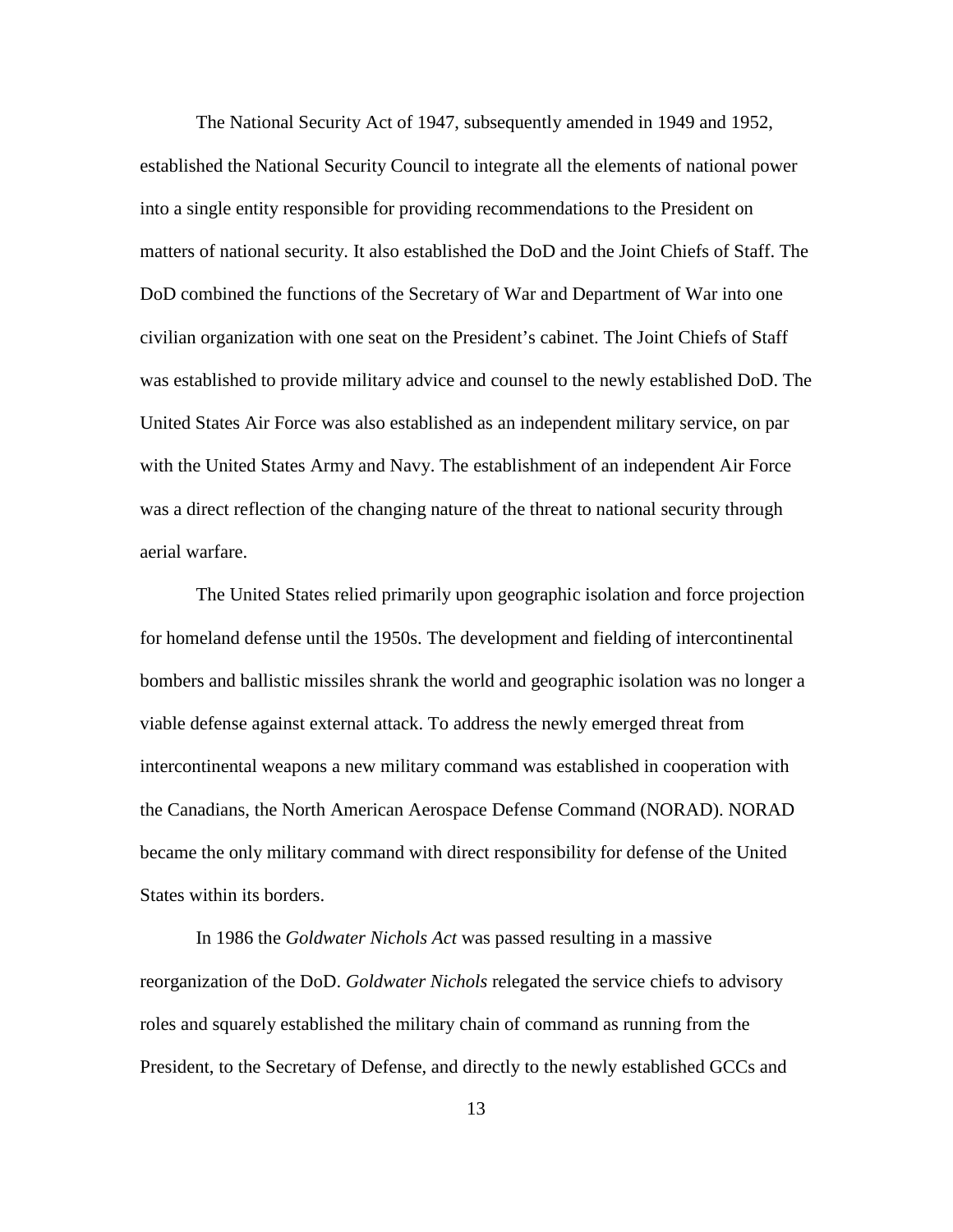The National Security Act of 1947, subsequently amended in 1949 and 1952, established the National Security Council to integrate all the elements of national power into a single entity responsible for providing recommendations to the President on matters of national security. It also established the DoD and the Joint Chiefs of Staff. The DoD combined the functions of the Secretary of War and Department of War into one civilian organization with one seat on the President's cabinet. The Joint Chiefs of Staff was established to provide military advice and counsel to the newly established DoD. The United States Air Force was also established as an independent military service, on par with the United States Army and Navy. The establishment of an independent Air Force was a direct reflection of the changing nature of the threat to national security through aerial warfare.

The United States relied primarily upon geographic isolation and force projection for homeland defense until the 1950s. The development and fielding of intercontinental bombers and ballistic missiles shrank the world and geographic isolation was no longer a viable defense against external attack. To address the newly emerged threat from intercontinental weapons a new military command was established in cooperation with the Canadians, the North American Aerospace Defense Command (NORAD). NORAD became the only military command with direct responsibility for defense of the United States within its borders.

In 1986 the *Goldwater Nichols Act* was passed resulting in a massive reorganization of the DoD. *Goldwater Nichols* relegated the service chiefs to advisory roles and squarely established the military chain of command as running from the President, to the Secretary of Defense, and directly to the newly established GCCs and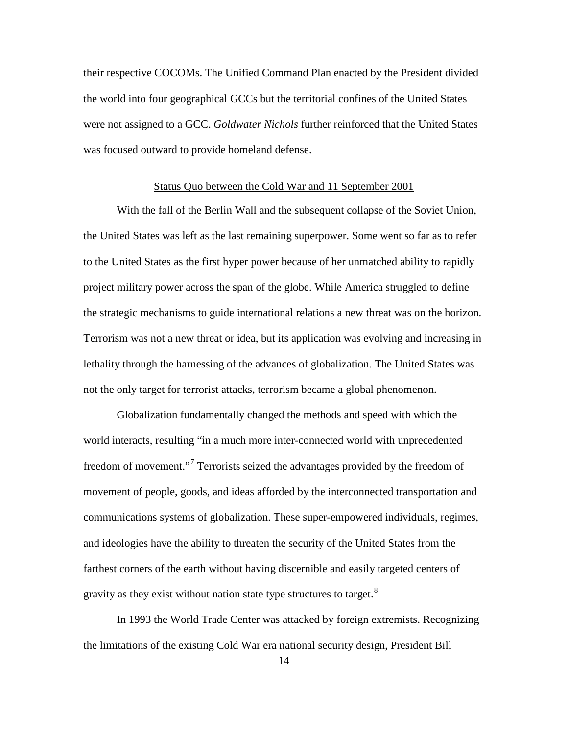their respective COCOMs. The Unified Command Plan enacted by the President divided the world into four geographical GCCs but the territorial confines of the United States were not assigned to a GCC. *Goldwater Nichols* further reinforced that the United States was focused outward to provide homeland defense.

## Status Quo between the Cold War and 11 September 2001

With the fall of the Berlin Wall and the subsequent collapse of the Soviet Union, the United States was left as the last remaining superpower. Some went so far as to refer to the United States as the first hyper power because of her unmatched ability to rapidly project military power across the span of the globe. While America struggled to define the strategic mechanisms to guide international relations a new threat was on the horizon. Terrorism was not a new threat or idea, but its application was evolving and increasing in lethality through the harnessing of the advances of globalization. The United States was not the only target for terrorist attacks, terrorism became a global phenomenon.

Globalization fundamentally changed the methods and speed with which the world interacts, resulting "in a much more inter-connected world with unprecedented freedom of movement."[7] Terrorists seized the advantages provided by the freedom of movement of people, goods, and ideas afforded by the interconnected transportation and communications systems of globalization. These super-empowered individuals, regimes, and ideologies have the ability to threaten the security of the United States from the farthest corners of the earth without having discernible and easily targeted centers of gravity as they exist without nation state type structures to target.[8]

In 1993 the World Trade Center was attacked by foreign extremists. Recognizing the limitations of the existing Cold War era national security design, President Bill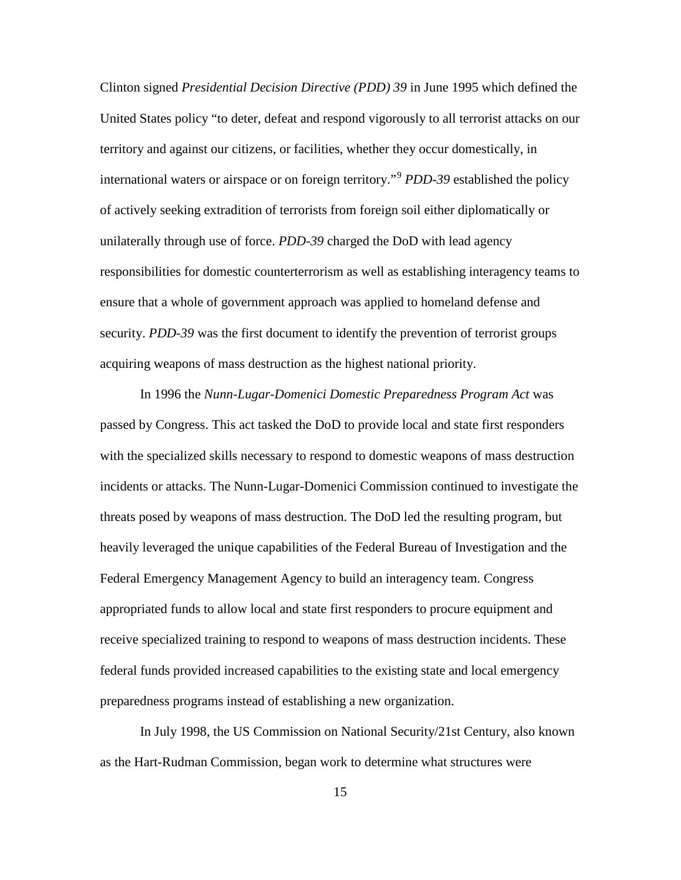Clinton signed *Presidential Decision Directive (PDD) 39* in June 1995 which defined the United States policy "to deter, defeat and respond vigorously to all terrorist attacks on our territory and against our citizens, or facilities, whether they occur domestically, in international waters or airspace or on foreign territory."[9] *PDD-39* established the policy of actively seeking extradition of terrorists from foreign soil either diplomatically or unilaterally through use of force. *PDD-39* charged the DoD with lead agency responsibilities for domestic counterterrorism as well as establishing interagency teams to ensure that a whole of government approach was applied to homeland defense and security. *PDD-39* was the first document to identify the prevention of terrorist groups acquiring weapons of mass destruction as the highest national priority.

In 1996 the *Nunn-Lugar-Domenici Domestic Preparedness Program Act* was passed by Congress. This act tasked the DoD to provide local and state first responders with the specialized skills necessary to respond to domestic weapons of mass destruction incidents or attacks. The Nunn-Lugar-Domenici Commission continued to investigate the threats posed by weapons of mass destruction. The DoD led the resulting program, but heavily leveraged the unique capabilities of the Federal Bureau of Investigation and the Federal Emergency Management Agency to build an interagency team. Congress appropriated funds to allow local and state first responders to procure equipment and receive specialized training to respond to weapons of mass destruction incidents. These federal funds provided increased capabilities to the existing state and local emergency preparedness programs instead of establishing a new organization.

In July 1998, the US Commission on National Security/21st Century, also known as the Hart-Rudman Commission, began work to determine what structures were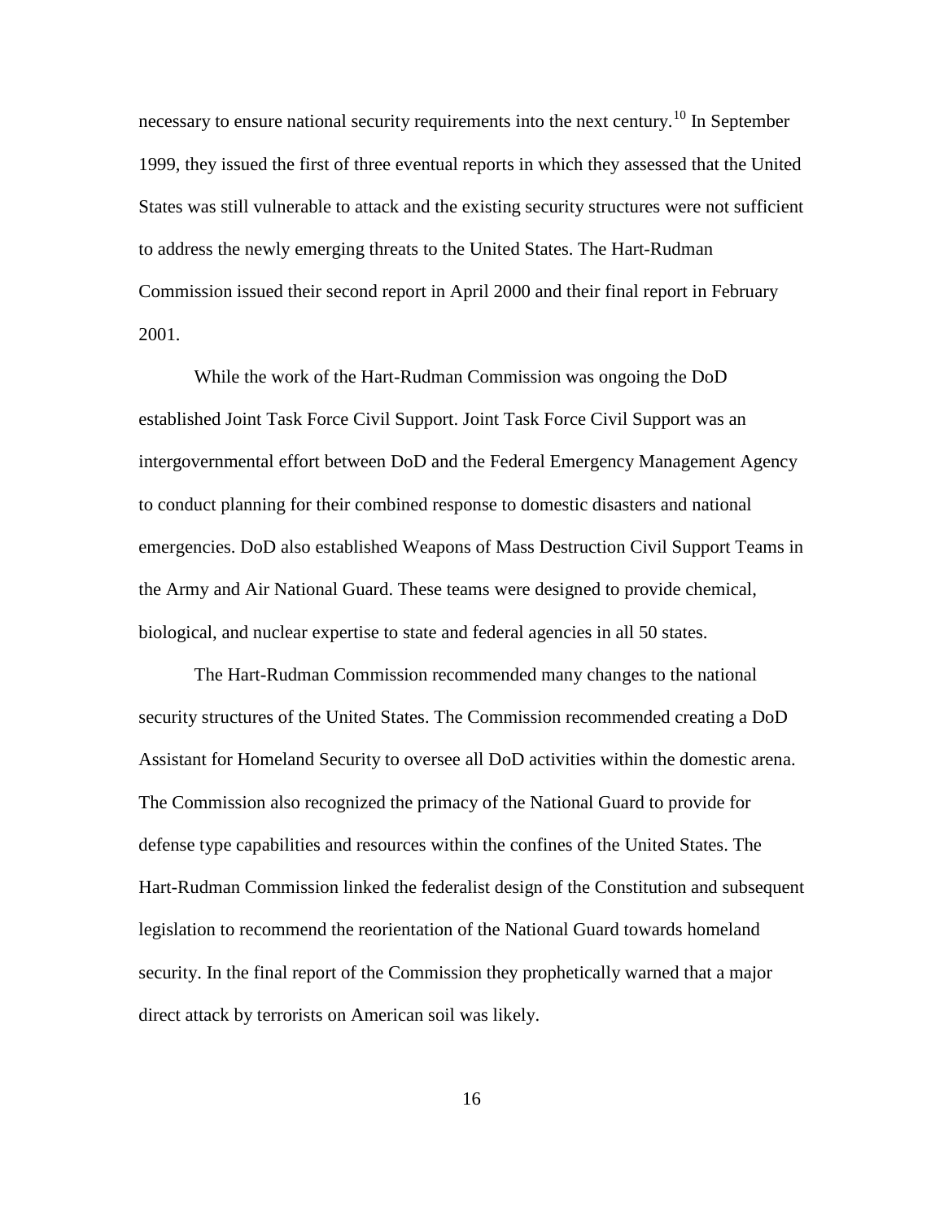necessary to ensure national security requirements into the next century.[10] In September 1999, they issued the first of three eventual reports in which they assessed that the United States was still vulnerable to attack and the existing security structures were not sufficient to address the newly emerging threats to the United States. The Hart-Rudman Commission issued their second report in April 2000 and their final report in February 2001.

While the work of the Hart-Rudman Commission was ongoing the DoD established Joint Task Force Civil Support. Joint Task Force Civil Support was an intergovernmental effort between DoD and the Federal Emergency Management Agency to conduct planning for their combined response to domestic disasters and national emergencies. DoD also established Weapons of Mass Destruction Civil Support Teams in the Army and Air National Guard. These teams were designed to provide chemical, biological, and nuclear expertise to state and federal agencies in all 50 states.

The Hart-Rudman Commission recommended many changes to the national security structures of the United States. The Commission recommended creating a DoD Assistant for Homeland Security to oversee all DoD activities within the domestic arena. The Commission also recognized the primacy of the National Guard to provide for defense type capabilities and resources within the confines of the United States. The Hart-Rudman Commission linked the federalist design of the Constitution and subsequent legislation to recommend the reorientation of the National Guard towards homeland security. In the final report of the Commission they prophetically warned that a major direct attack by terrorists on American soil was likely.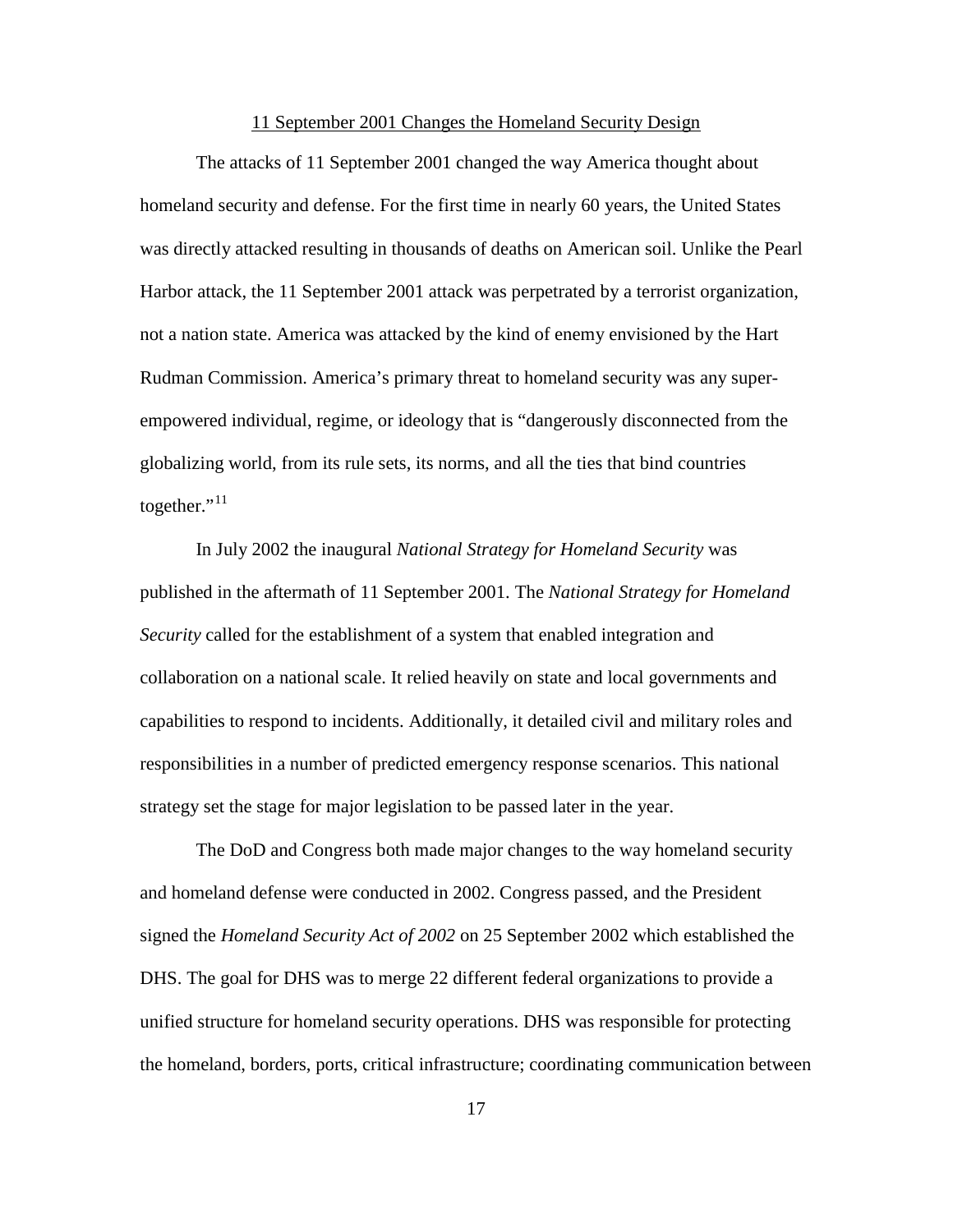## 11 September 2001 Changes the Homeland Security Design

The attacks of 11 September 2001 changed the way America thought about homeland security and defense. For the first time in nearly 60 years, the United States was directly attacked resulting in thousands of deaths on American soil. Unlike the Pearl Harbor attack, the 11 September 2001 attack was perpetrated by a terrorist organization, not a nation state. America was attacked by the kind of enemy envisioned by the Hart Rudman Commission. America's primary threat to homeland security was any super-empowered individual, regime, or ideology that is "dangerously disconnected from the globalizing world, from its rule sets, its norms, and all the ties that bind countries together."[11]

In July 2002 the inaugural *National Strategy for Homeland Security* was published in the aftermath of 11 September 2001. The *National Strategy for Homeland Security* called for the establishment of a system that enabled integration and collaboration on a national scale. It relied heavily on state and local governments and capabilities to respond to incidents. Additionally, it detailed civil and military roles and responsibilities in a number of predicted emergency response scenarios. This national strategy set the stage for major legislation to be passed later in the year.

The DoD and Congress both made major changes to the way homeland security and homeland defense were conducted in 2002. Congress passed, and the President signed the *Homeland Security Act of 2002* on 25 September 2002 which established the DHS. The goal for DHS was to merge 22 different federal organizations to provide a unified structure for homeland security operations. DHS was responsible for protecting the homeland, borders, ports, critical infrastructure; coordinating communication between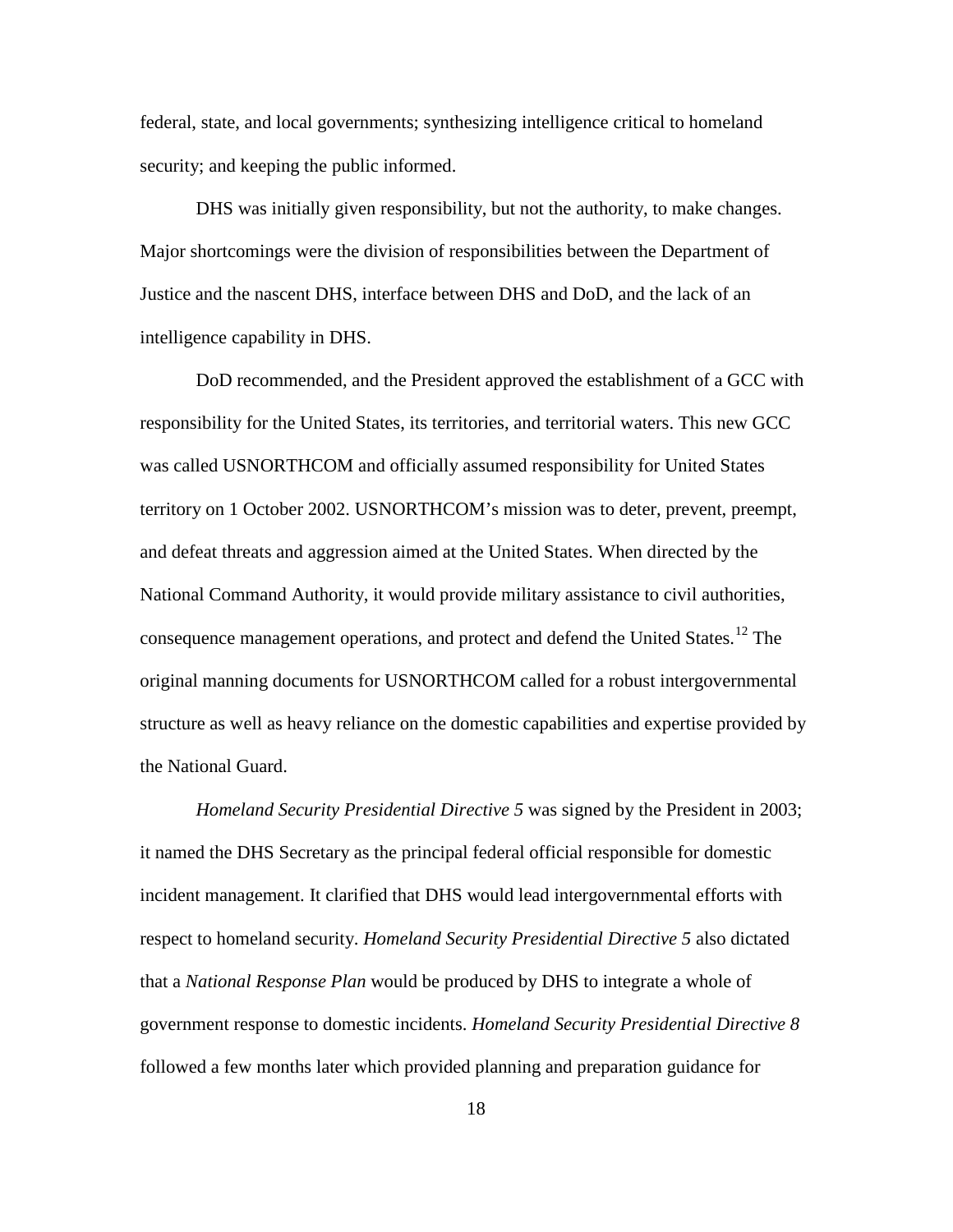federal, state, and local governments; synthesizing intelligence critical to homeland security; and keeping the public informed.

DHS was initially given responsibility, but not the authority, to make changes. Major shortcomings were the division of responsibilities between the Department of Justice and the nascent DHS, interface between DHS and DoD, and the lack of an intelligence capability in DHS.

DoD recommended, and the President approved the establishment of a GCC with responsibility for the United States, its territories, and territorial waters. This new GCC was called USNORTHCOM and officially assumed responsibility for United States territory on 1 October 2002. USNORTHCOM's mission was to deter, prevent, preempt, and defeat threats and aggression aimed at the United States. When directed by the National Command Authority, it would provide military assistance to civil authorities, consequence management operations, and protect and defend the United States.[12] The original manning documents for USNORTHCOM called for a robust intergovernmental structure as well as heavy reliance on the domestic capabilities and expertise provided by the National Guard.

*Homeland Security Presidential Directive 5* was signed by the President in 2003; it named the DHS Secretary as the principal federal official responsible for domestic incident management. It clarified that DHS would lead intergovernmental efforts with respect to homeland security. *Homeland Security Presidential Directive 5* also dictated that a *National Response Plan* would be produced by DHS to integrate a whole of government response to domestic incidents. *Homeland Security Presidential Directive 8* followed a few months later which provided planning and preparation guidance for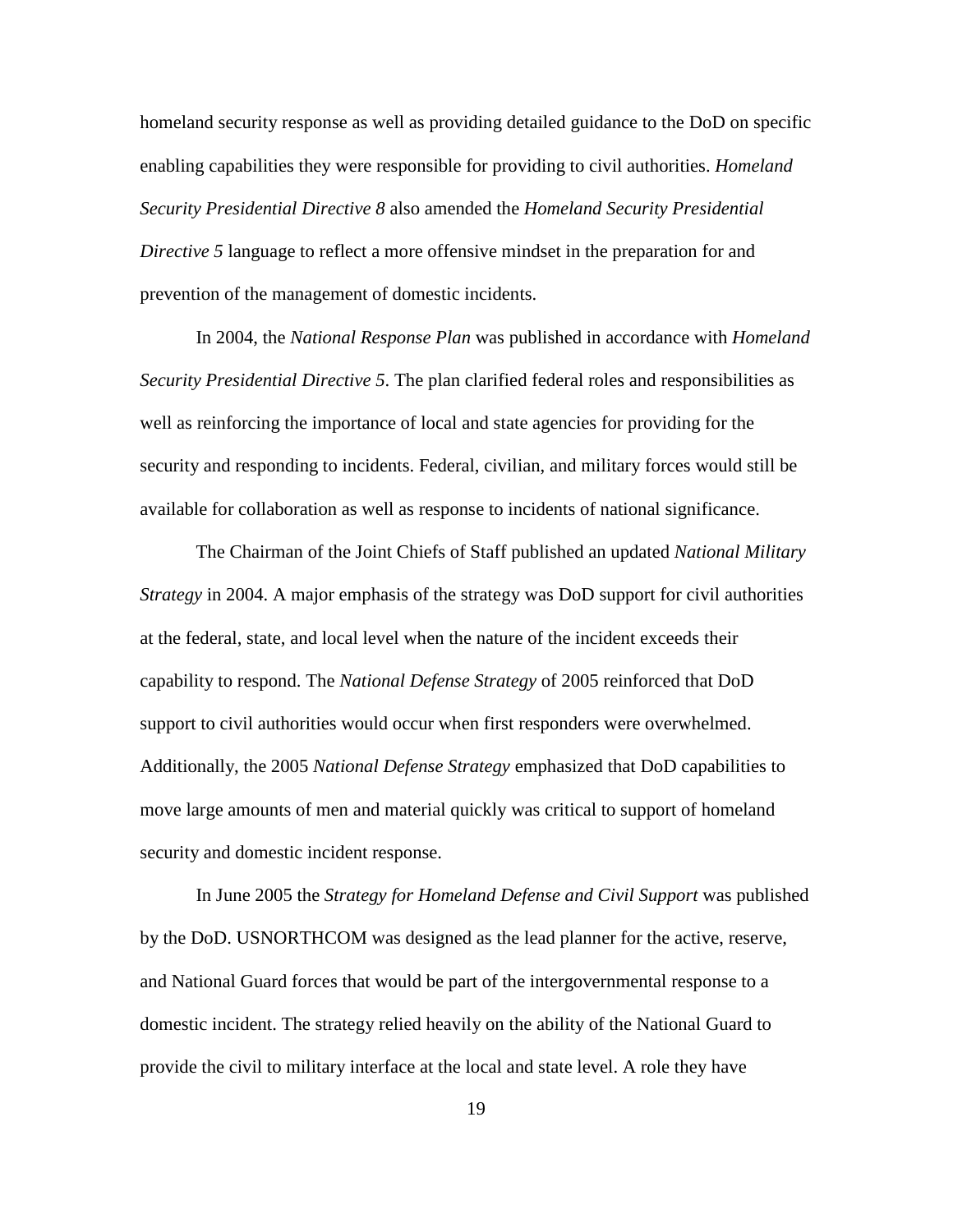homeland security response as well as providing detailed guidance to the DoD on specific enabling capabilities they were responsible for providing to civil authorities. *Homeland Security Presidential Directive 8* also amended the *Homeland Security Presidential Directive 5* language to reflect a more offensive mindset in the preparation for and prevention of the management of domestic incidents.

In 2004, the *National Response Plan* was published in accordance with *Homeland Security Presidential Directive 5*. The plan clarified federal roles and responsibilities as well as reinforcing the importance of local and state agencies for providing for the security and responding to incidents. Federal, civilian, and military forces would still be available for collaboration as well as response to incidents of national significance.

The Chairman of the Joint Chiefs of Staff published an updated *National Military Strategy* in 2004. A major emphasis of the strategy was DoD support for civil authorities at the federal, state, and local level when the nature of the incident exceeds their capability to respond. The *National Defense Strategy* of 2005 reinforced that DoD support to civil authorities would occur when first responders were overwhelmed. Additionally, the 2005 *National Defense Strategy* emphasized that DoD capabilities to move large amounts of men and material quickly was critical to support of homeland security and domestic incident response.

In June 2005 the *Strategy for Homeland Defense and Civil Support* was published by the DoD. USNORTHCOM was designed as the lead planner for the active, reserve, and National Guard forces that would be part of the intergovernmental response to a domestic incident. The strategy relied heavily on the ability of the National Guard to provide the civil to military interface at the local and state level. A role they have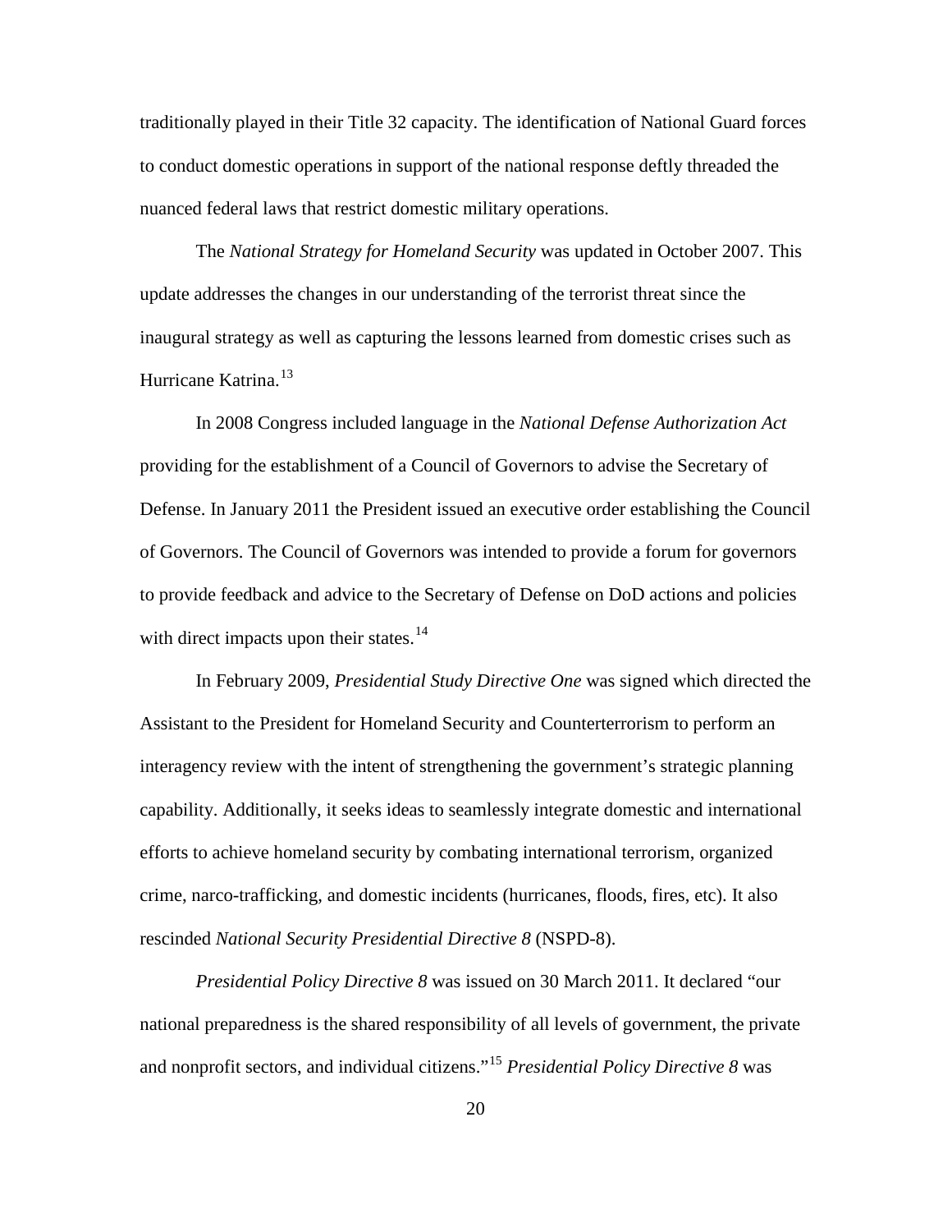traditionally played in their Title 32 capacity. The identification of National Guard forces to conduct domestic operations in support of the national response deftly threaded the nuanced federal laws that restrict domestic military operations.

The *National Strategy for Homeland Security* was updated in October 2007. This update addresses the changes in our understanding of the terrorist threat since the inaugural strategy as well as capturing the lessons learned from domestic crises such as Hurricane Katrina.[13]

In 2008 Congress included language in the *National Defense Authorization Act* providing for the establishment of a Council of Governors to advise the Secretary of Defense. In January 2011 the President issued an executive order establishing the Council of Governors. The Council of Governors was intended to provide a forum for governors to provide feedback and advice to the Secretary of Defense on DoD actions and policies with direct impacts upon their states.[14]

In February 2009, *Presidential Study Directive One* was signed which directed the Assistant to the President for Homeland Security and Counterterrorism to perform an interagency review with the intent of strengthening the government's strategic planning capability. Additionally, it seeks ideas to seamlessly integrate domestic and international efforts to achieve homeland security by combating international terrorism, organized crime, narco-trafficking, and domestic incidents (hurricanes, floods, fires, etc). It also rescinded *National Security Presidential Directive 8* (NSPD-8).

*Presidential Policy Directive 8* was issued on 30 March 2011. It declared "our national preparedness is the shared responsibility of all levels of government, the private and nonprofit sectors, and individual citizens."[15] *Presidential Policy Directive 8* was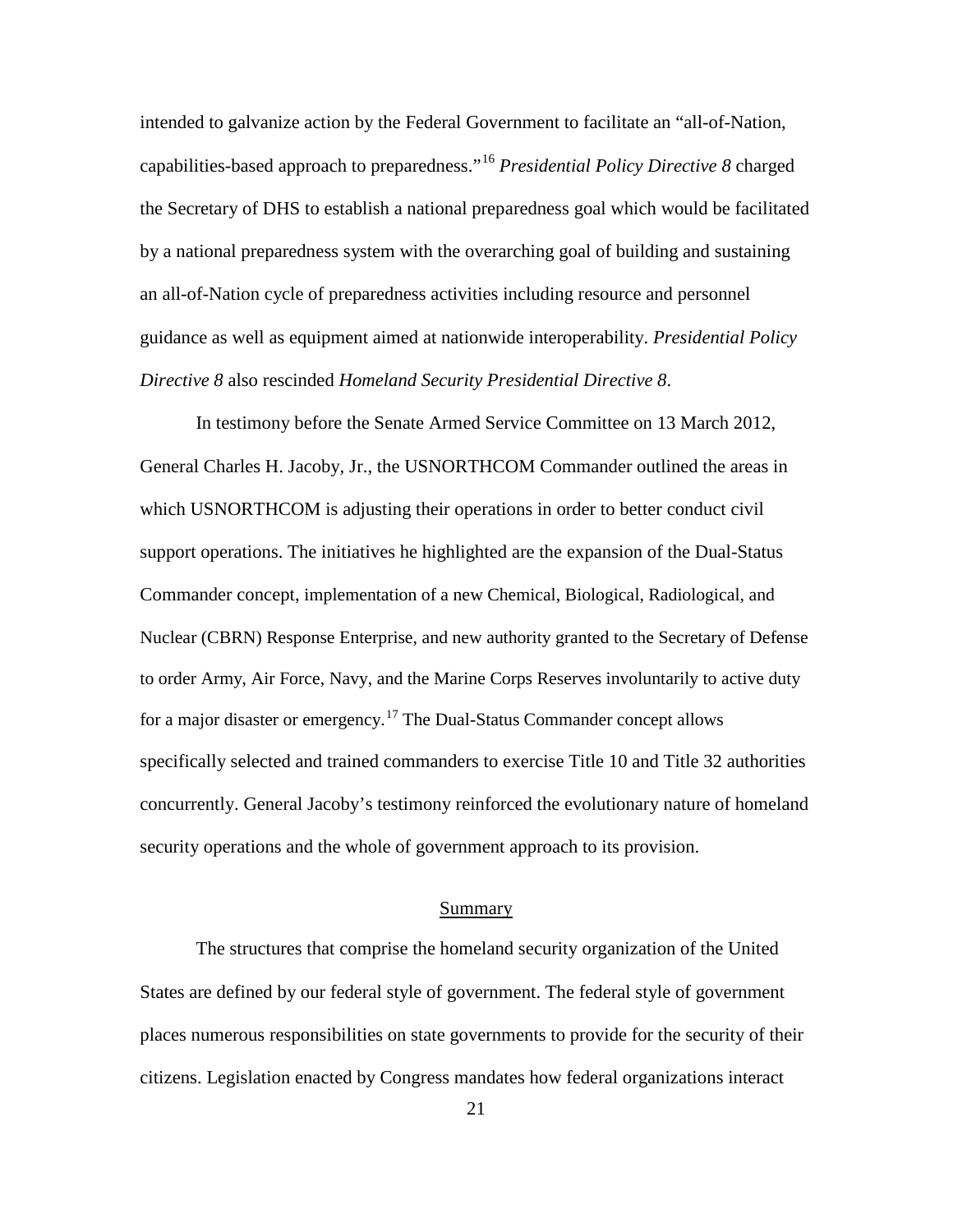intended to galvanize action by the Federal Government to facilitate an "all-of-Nation, capabilities-based approach to preparedness."[16] *Presidential Policy Directive 8* charged the Secretary of DHS to establish a national preparedness goal which would be facilitated by a national preparedness system with the overarching goal of building and sustaining an all-of-Nation cycle of preparedness activities including resource and personnel guidance as well as equipment aimed at nationwide interoperability. *Presidential Policy Directive 8* also rescinded *Homeland Security Presidential Directive 8*.

In testimony before the Senate Armed Service Committee on 13 March 2012, General Charles H. Jacoby, Jr., the USNORTHCOM Commander outlined the areas in which USNORTHCOM is adjusting their operations in order to better conduct civil support operations. The initiatives he highlighted are the expansion of the Dual-Status Commander concept, implementation of a new Chemical, Biological, Radiological, and Nuclear (CBRN) Response Enterprise, and new authority granted to the Secretary of Defense to order Army, Air Force, Navy, and the Marine Corps Reserves involuntarily to active duty for a major disaster or emergency.[17] The Dual-Status Commander concept allows specifically selected and trained commanders to exercise Title 10 and Title 32 authorities concurrently. General Jacoby's testimony reinforced the evolutionary nature of homeland security operations and the whole of government approach to its provision.

## Summary

The structures that comprise the homeland security organization of the United States are defined by our federal style of government. The federal style of government places numerous responsibilities on state governments to provide for the security of their citizens. Legislation enacted by Congress mandates how federal organizations interact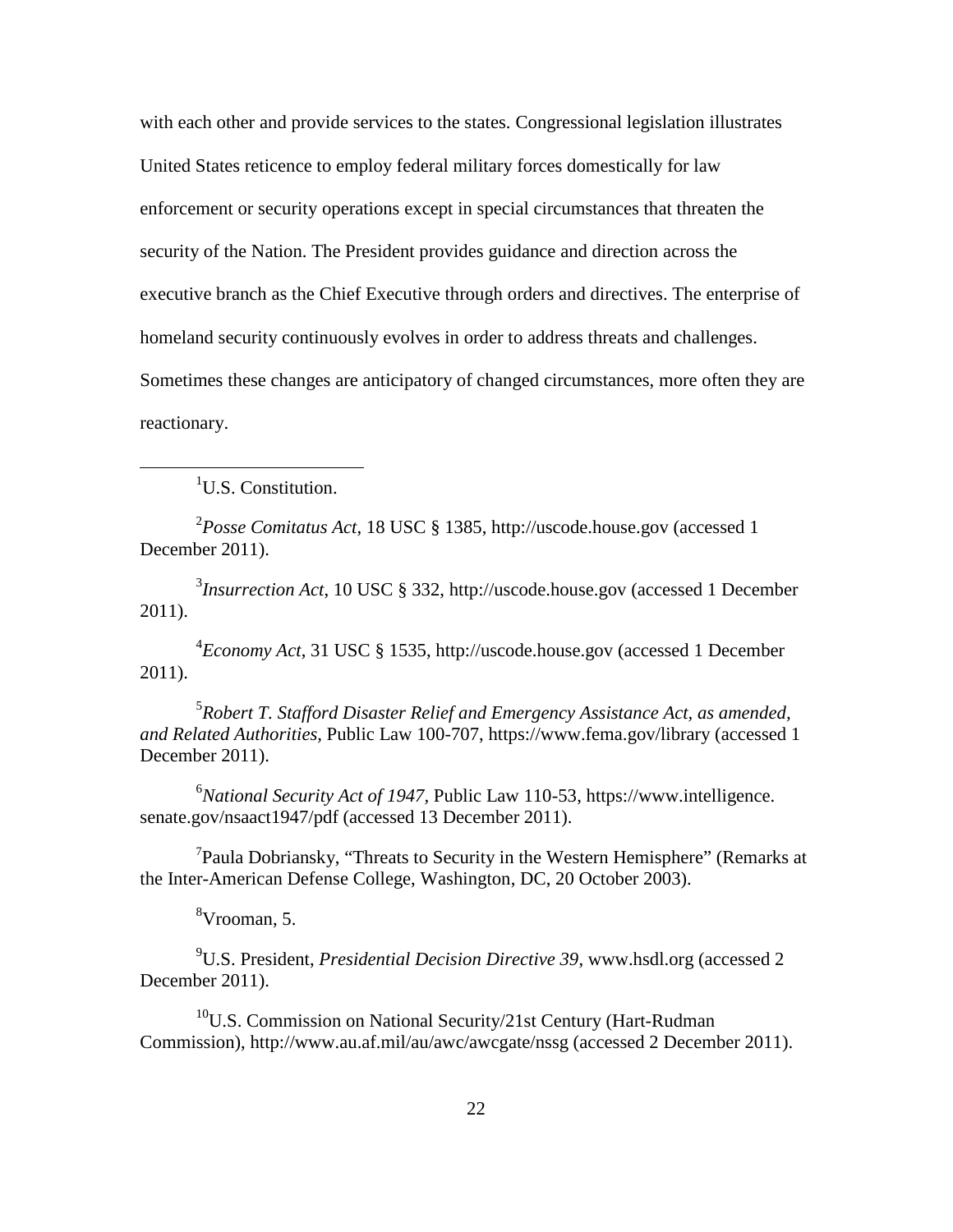with each other and provide services to the states. Congressional legislation illustrates United States reticence to employ federal military forces domestically for law enforcement or security operations except in special circumstances that threaten the security of the Nation. The President provides guidance and direction across the executive branch as the Chief Executive through orders and directives. The enterprise of homeland security continuously evolves in order to address threats and challenges. Sometimes these changes are anticipatory of changed circumstances, more often they are reactionary.

---

[1]U.S. Constitution.

[2]*Posse Comitatus Act*, 18 USC § 1385, http://uscode.house.gov (accessed 1 December 2011).

[3]*Insurrection Act*, 10 USC § 332, http://uscode.house.gov (accessed 1 December 2011).

[4]*Economy Act*, 31 USC § 1535, http://uscode.house.gov (accessed 1 December 2011).

[5]*Robert T. Stafford Disaster Relief and Emergency Assistance Act, as amended, and Related Authorities,* Public Law 100-707, https://www.fema.gov/library (accessed 1 December 2011).

[6]*National Security Act of 1947*, Public Law 110-53, https://www.intelligence.senate.gov/nsaact1947/pdf (accessed 13 December 2011).

[7]Paula Dobriansky, "Threats to Security in the Western Hemisphere" (Remarks at the Inter-American Defense College, Washington, DC, 20 October 2003).

[8]Vrooman, 5.

[9]U.S. President, *Presidential Decision Directive 39*, www.hsdl.org (accessed 2 December 2011).

[10]U.S. Commission on National Security/21st Century (Hart-Rudman Commission), http://www.au.af.mil/au/awc/awcgate/nssg (accessed 2 December 2011).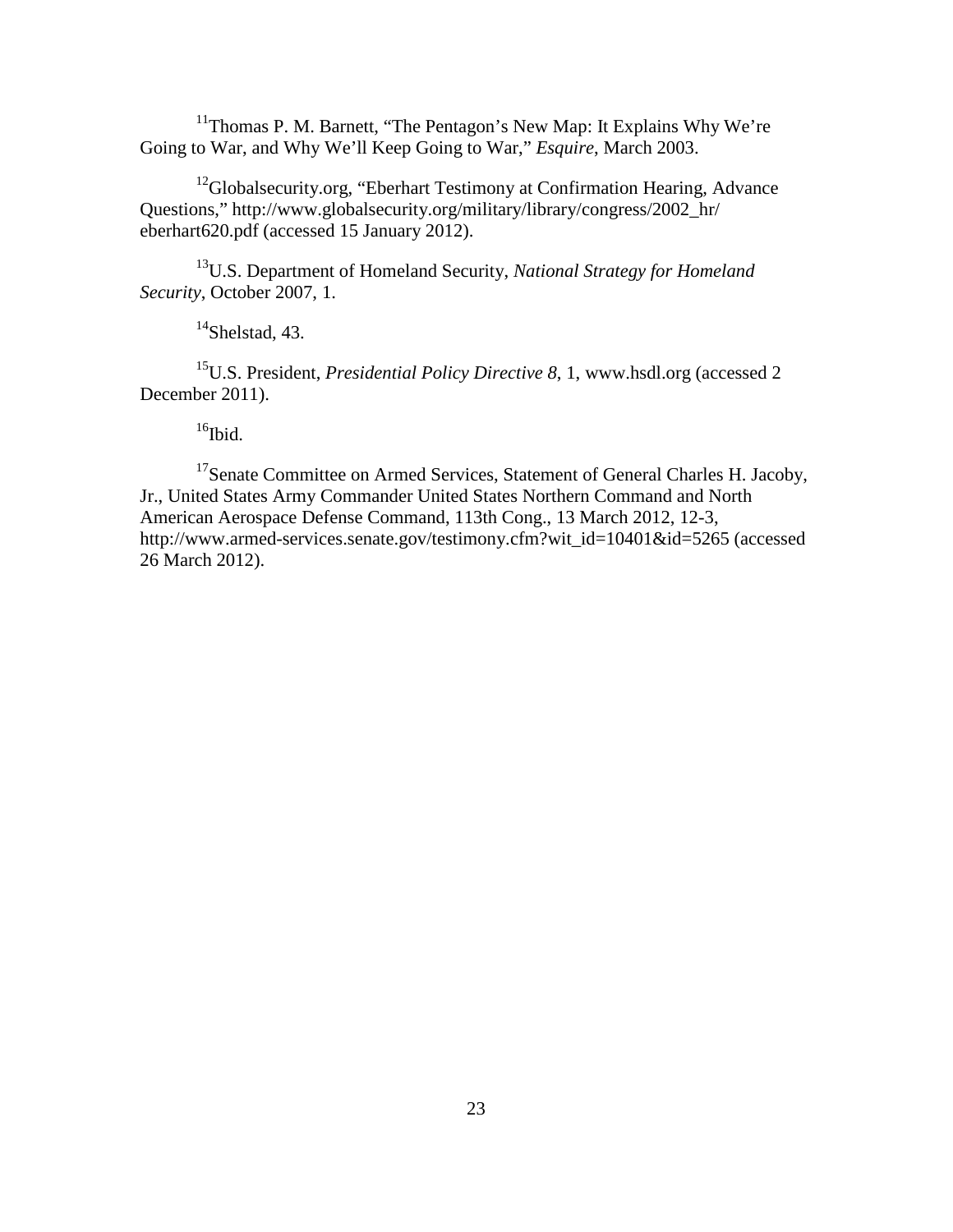[11]Thomas P. M. Barnett, "The Pentagon's New Map: It Explains Why We're Going to War, and Why We'll Keep Going to War," *Esquire*, March 2003.

[12]Globalsecurity.org, "Eberhart Testimony at Confirmation Hearing, Advance Questions," http://www.globalsecurity.org/military/library/congress/2002_hr/eberhart620.pdf (accessed 15 January 2012).

[13]U.S. Department of Homeland Security, *National Strategy for Homeland Security*, October 2007, 1.

[14]Shelstad, 43.

[15]U.S. President, *Presidential Policy Directive 8*, 1, www.hsdl.org (accessed 2 December 2011).

[16]Ibid.

[17]Senate Committee on Armed Services, Statement of General Charles H. Jacoby, Jr., United States Army Commander United States Northern Command and North American Aerospace Defense Command, 113th Cong., 13 March 2012, 12-3, http://www.armed-services.senate.gov/testimony.cfm?wit_id=10401&id=5265 (accessed 26 March 2012).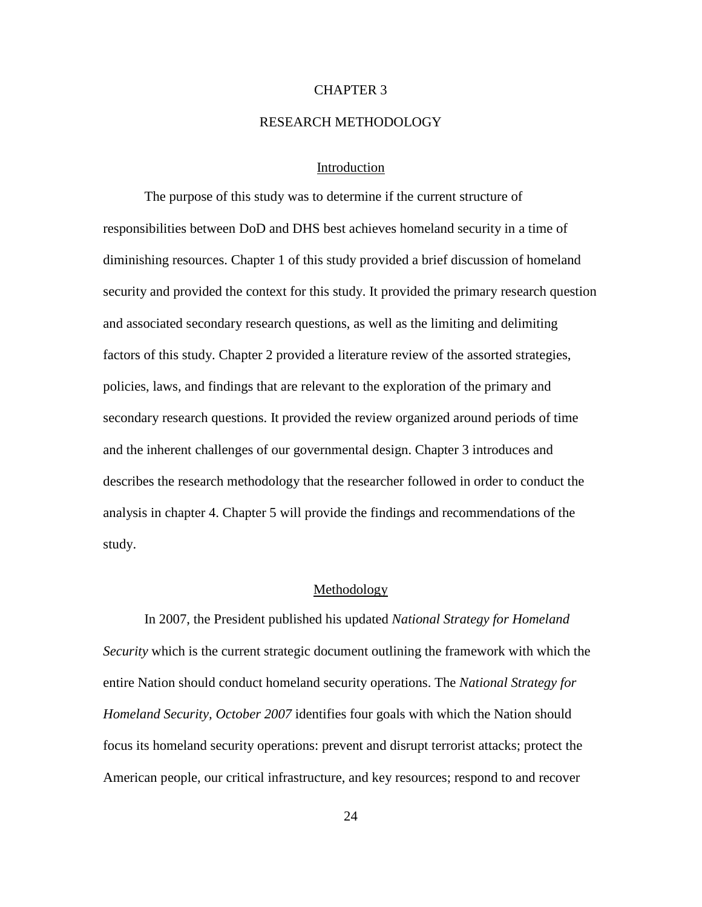# CHAPTER 3

# RESEARCH METHODOLOGY

## Introduction

The purpose of this study was to determine if the current structure of responsibilities between DoD and DHS best achieves homeland security in a time of diminishing resources. Chapter 1 of this study provided a brief discussion of homeland security and provided the context for this study. It provided the primary research question and associated secondary research questions, as well as the limiting and delimiting factors of this study. Chapter 2 provided a literature review of the assorted strategies, policies, laws, and findings that are relevant to the exploration of the primary and secondary research questions. It provided the review organized around periods of time and the inherent challenges of our governmental design. Chapter 3 introduces and describes the research methodology that the researcher followed in order to conduct the analysis in chapter 4. Chapter 5 will provide the findings and recommendations of the study.

## Methodology

In 2007, the President published his updated *National Strategy for Homeland Security* which is the current strategic document outlining the framework with which the entire Nation should conduct homeland security operations. The *National Strategy for Homeland Security, October 2007* identifies four goals with which the Nation should focus its homeland security operations: prevent and disrupt terrorist attacks; protect the American people, our critical infrastructure, and key resources; respond to and recover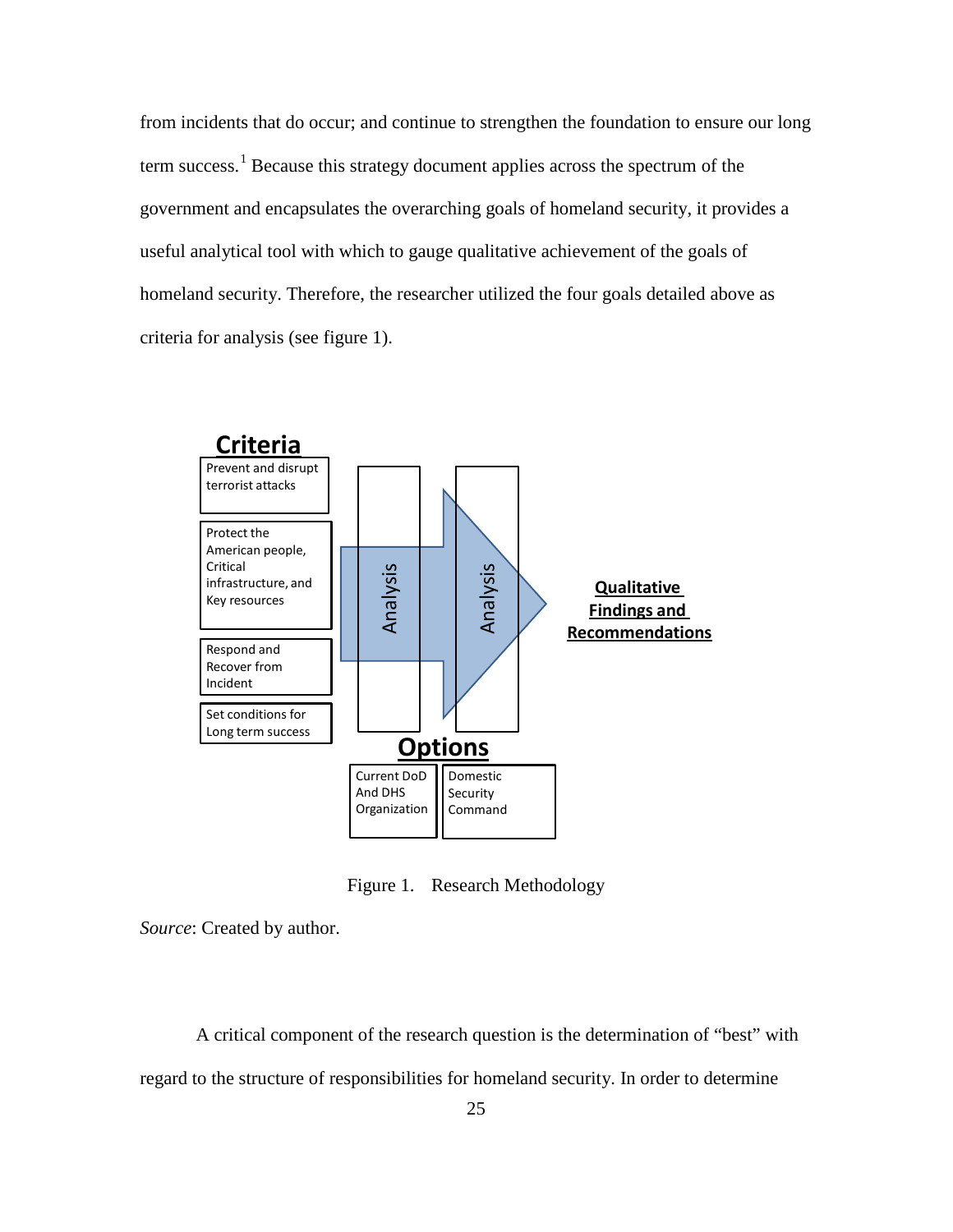from incidents that do occur; and continue to strengthen the foundation to ensure our long term success.[1] Because this strategy document applies across the spectrum of the government and encapsulates the overarching goals of homeland security, it provides a useful analytical tool with which to gauge qualitative achievement of the goals of homeland security. Therefore, the researcher utilized the four goals detailed above as criteria for analysis (see figure 1).

**Criteria**

- Prevent and disrupt terrorist attacks
- Protect the American people, Critical infrastructure, and Key resources
- Respond and Recover from Incident
- Set conditions for Long term success

Analysis → Analysis → **Qualitative Findings and Recommendations**

**Options**

- Current DoD And DHS Organization
- Domestic Security Command

Figure 1. Research Methodology

*Source*: Created by author.

A critical component of the research question is the determination of "best" with regard to the structure of responsibilities for homeland security. In order to determine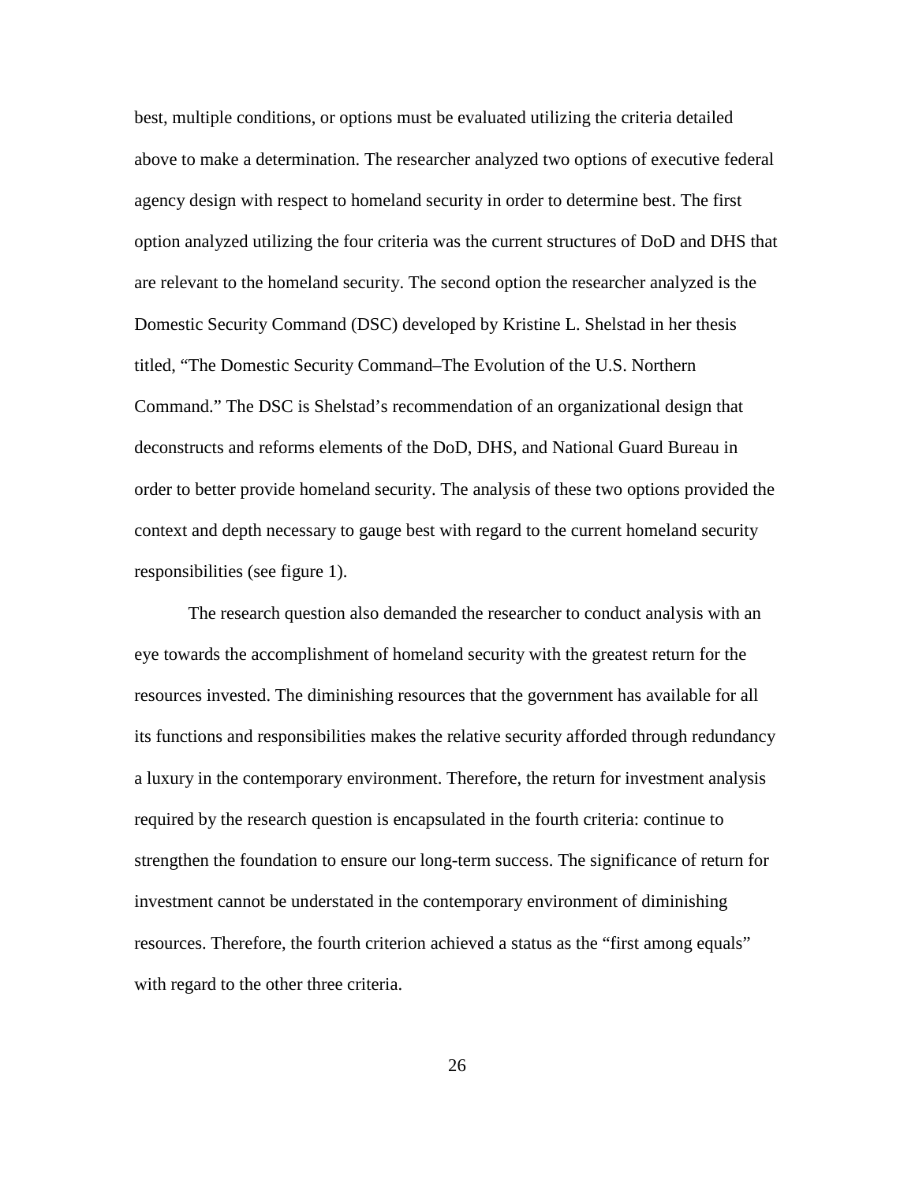best, multiple conditions, or options must be evaluated utilizing the criteria detailed above to make a determination. The researcher analyzed two options of executive federal agency design with respect to homeland security in order to determine best. The first option analyzed utilizing the four criteria was the current structures of DoD and DHS that are relevant to the homeland security. The second option the researcher analyzed is the Domestic Security Command (DSC) developed by Kristine L. Shelstad in her thesis titled, "The Domestic Security Command–The Evolution of the U.S. Northern Command." The DSC is Shelstad's recommendation of an organizational design that deconstructs and reforms elements of the DoD, DHS, and National Guard Bureau in order to better provide homeland security. The analysis of these two options provided the context and depth necessary to gauge best with regard to the current homeland security responsibilities (see figure 1).

The research question also demanded the researcher to conduct analysis with an eye towards the accomplishment of homeland security with the greatest return for the resources invested. The diminishing resources that the government has available for all its functions and responsibilities makes the relative security afforded through redundancy a luxury in the contemporary environment. Therefore, the return for investment analysis required by the research question is encapsulated in the fourth criteria: continue to strengthen the foundation to ensure our long-term success. The significance of return for investment cannot be understated in the contemporary environment of diminishing resources. Therefore, the fourth criterion achieved a status as the "first among equals" with regard to the other three criteria.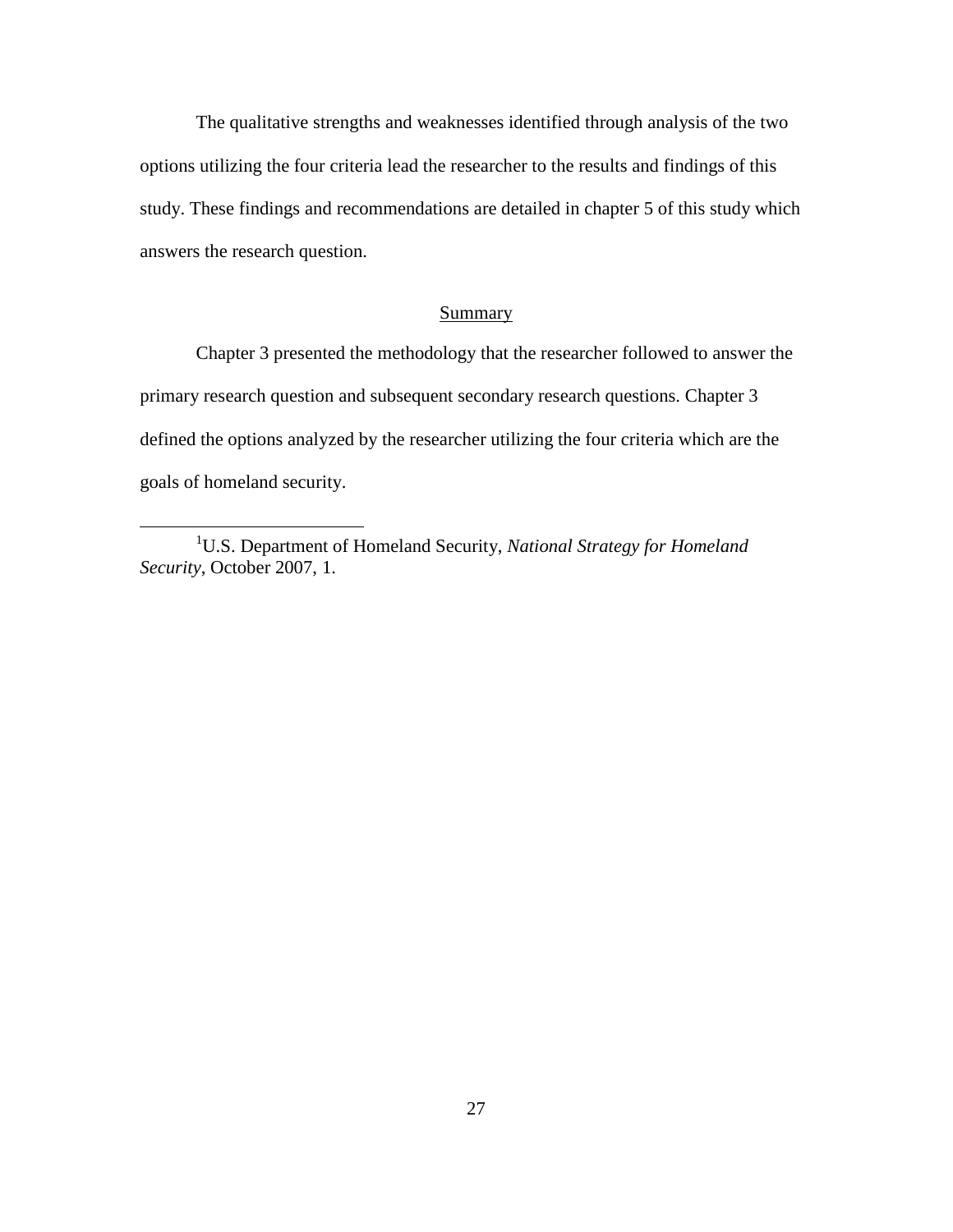The qualitative strengths and weaknesses identified through analysis of the two options utilizing the four criteria lead the researcher to the results and findings of this study. These findings and recommendations are detailed in chapter 5 of this study which answers the research question.

## Summary

Chapter 3 presented the methodology that the researcher followed to answer the primary research question and subsequent secondary research questions. Chapter 3 defined the options analyzed by the researcher utilizing the four criteria which are the goals of homeland security.

---

[1]U.S. Department of Homeland Security, *National Strategy for Homeland Security*, October 2007, 1.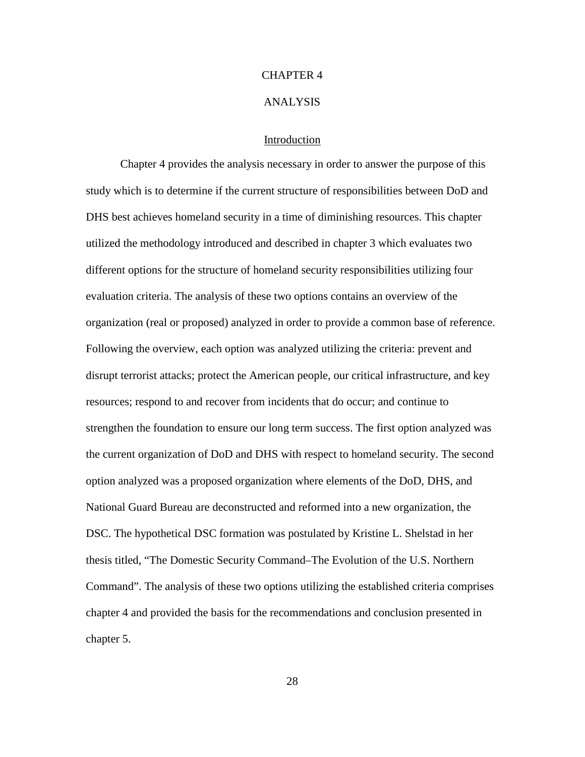# CHAPTER 4

# ANALYSIS

## Introduction

Chapter 4 provides the analysis necessary in order to answer the purpose of this study which is to determine if the current structure of responsibilities between DoD and DHS best achieves homeland security in a time of diminishing resources. This chapter utilized the methodology introduced and described in chapter 3 which evaluates two different options for the structure of homeland security responsibilities utilizing four evaluation criteria. The analysis of these two options contains an overview of the organization (real or proposed) analyzed in order to provide a common base of reference. Following the overview, each option was analyzed utilizing the criteria: prevent and disrupt terrorist attacks; protect the American people, our critical infrastructure, and key resources; respond to and recover from incidents that do occur; and continue to strengthen the foundation to ensure our long term success. The first option analyzed was the current organization of DoD and DHS with respect to homeland security. The second option analyzed was a proposed organization where elements of the DoD, DHS, and National Guard Bureau are deconstructed and reformed into a new organization, the DSC. The hypothetical DSC formation was postulated by Kristine L. Shelstad in her thesis titled, "The Domestic Security Command–The Evolution of the U.S. Northern Command". The analysis of these two options utilizing the established criteria comprises chapter 4 and provided the basis for the recommendations and conclusion presented in chapter 5.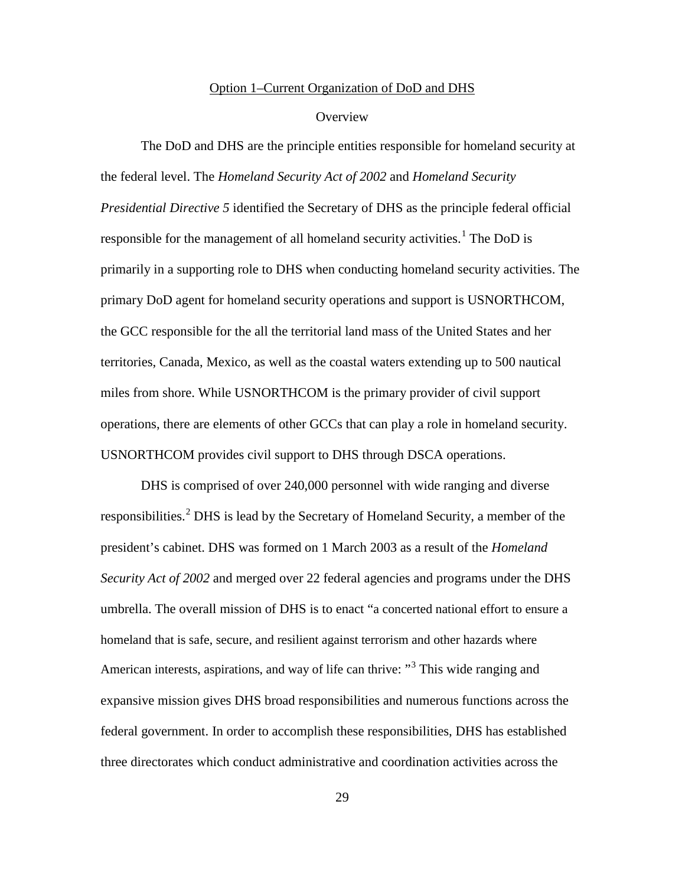## Option 1–Current Organization of DoD and DHS

### Overview

The DoD and DHS are the principle entities responsible for homeland security at the federal level. The *Homeland Security Act of 2002* and *Homeland Security Presidential Directive 5* identified the Secretary of DHS as the principle federal official responsible for the management of all homeland security activities.[1] The DoD is primarily in a supporting role to DHS when conducting homeland security activities. The primary DoD agent for homeland security operations and support is USNORTHCOM, the GCC responsible for the all the territorial land mass of the United States and her territories, Canada, Mexico, as well as the coastal waters extending up to 500 nautical miles from shore. While USNORTHCOM is the primary provider of civil support operations, there are elements of other GCCs that can play a role in homeland security. USNORTHCOM provides civil support to DHS through DSCA operations.

DHS is comprised of over 240,000 personnel with wide ranging and diverse responsibilities.[2] DHS is lead by the Secretary of Homeland Security, a member of the president's cabinet. DHS was formed on 1 March 2003 as a result of the *Homeland Security Act of 2002* and merged over 22 federal agencies and programs under the DHS umbrella. The overall mission of DHS is to enact "a concerted national effort to ensure a homeland that is safe, secure, and resilient against terrorism and other hazards where American interests, aspirations, and way of life can thrive: "[3] This wide ranging and expansive mission gives DHS broad responsibilities and numerous functions across the federal government. In order to accomplish these responsibilities, DHS has established three directorates which conduct administrative and coordination activities across the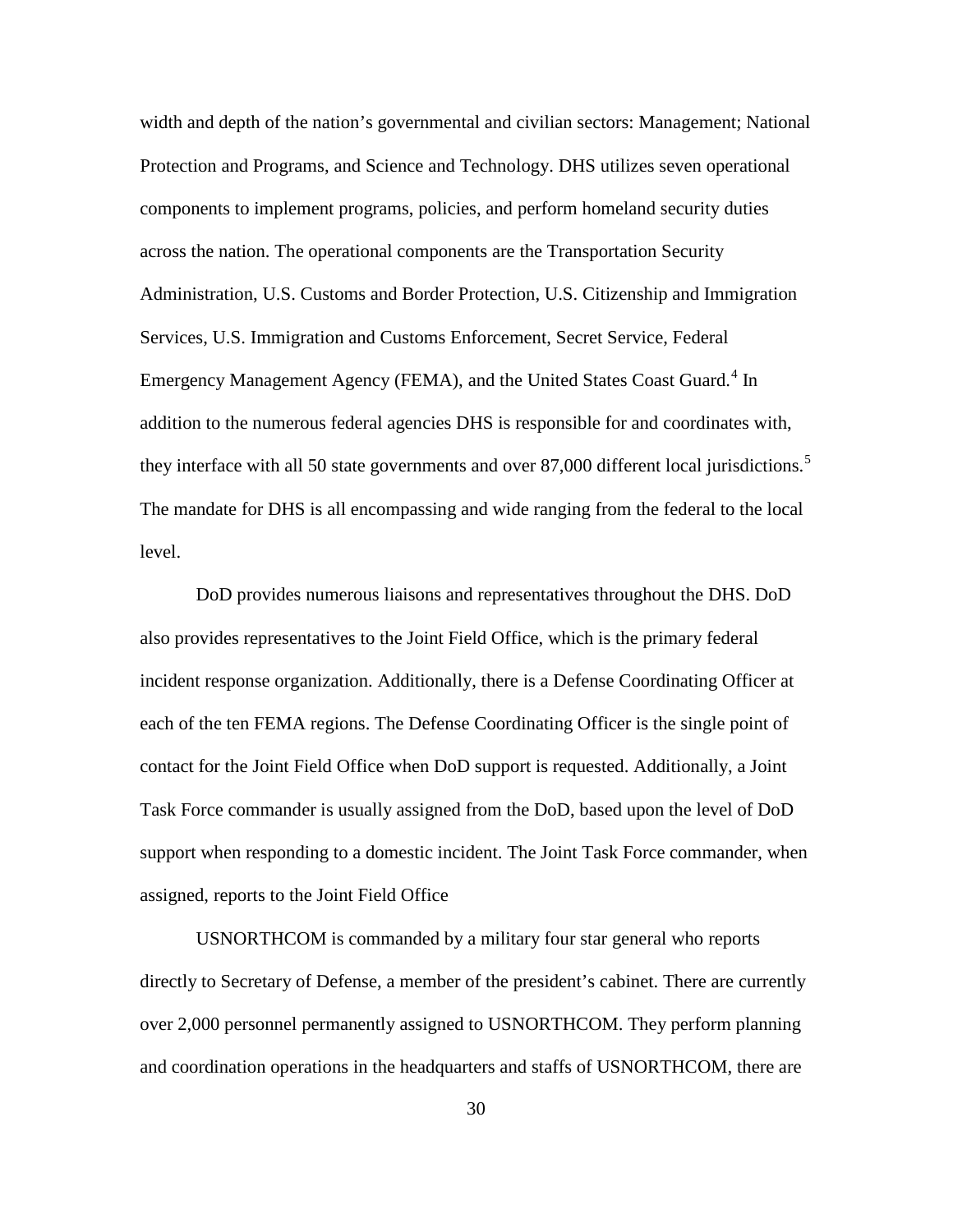width and depth of the nation's governmental and civilian sectors: Management; National Protection and Programs, and Science and Technology. DHS utilizes seven operational components to implement programs, policies, and perform homeland security duties across the nation. The operational components are the Transportation Security Administration, U.S. Customs and Border Protection, U.S. Citizenship and Immigration Services, U.S. Immigration and Customs Enforcement, Secret Service, Federal Emergency Management Agency (FEMA), and the United States Coast Guard.[4] In addition to the numerous federal agencies DHS is responsible for and coordinates with, they interface with all 50 state governments and over 87,000 different local jurisdictions.[5] The mandate for DHS is all encompassing and wide ranging from the federal to the local level.

DoD provides numerous liaisons and representatives throughout the DHS. DoD also provides representatives to the Joint Field Office, which is the primary federal incident response organization. Additionally, there is a Defense Coordinating Officer at each of the ten FEMA regions. The Defense Coordinating Officer is the single point of contact for the Joint Field Office when DoD support is requested. Additionally, a Joint Task Force commander is usually assigned from the DoD, based upon the level of DoD support when responding to a domestic incident. The Joint Task Force commander, when assigned, reports to the Joint Field Office

USNORTHCOM is commanded by a military four star general who reports directly to Secretary of Defense, a member of the president's cabinet. There are currently over 2,000 personnel permanently assigned to USNORTHCOM. They perform planning and coordination operations in the headquarters and staffs of USNORTHCOM, there are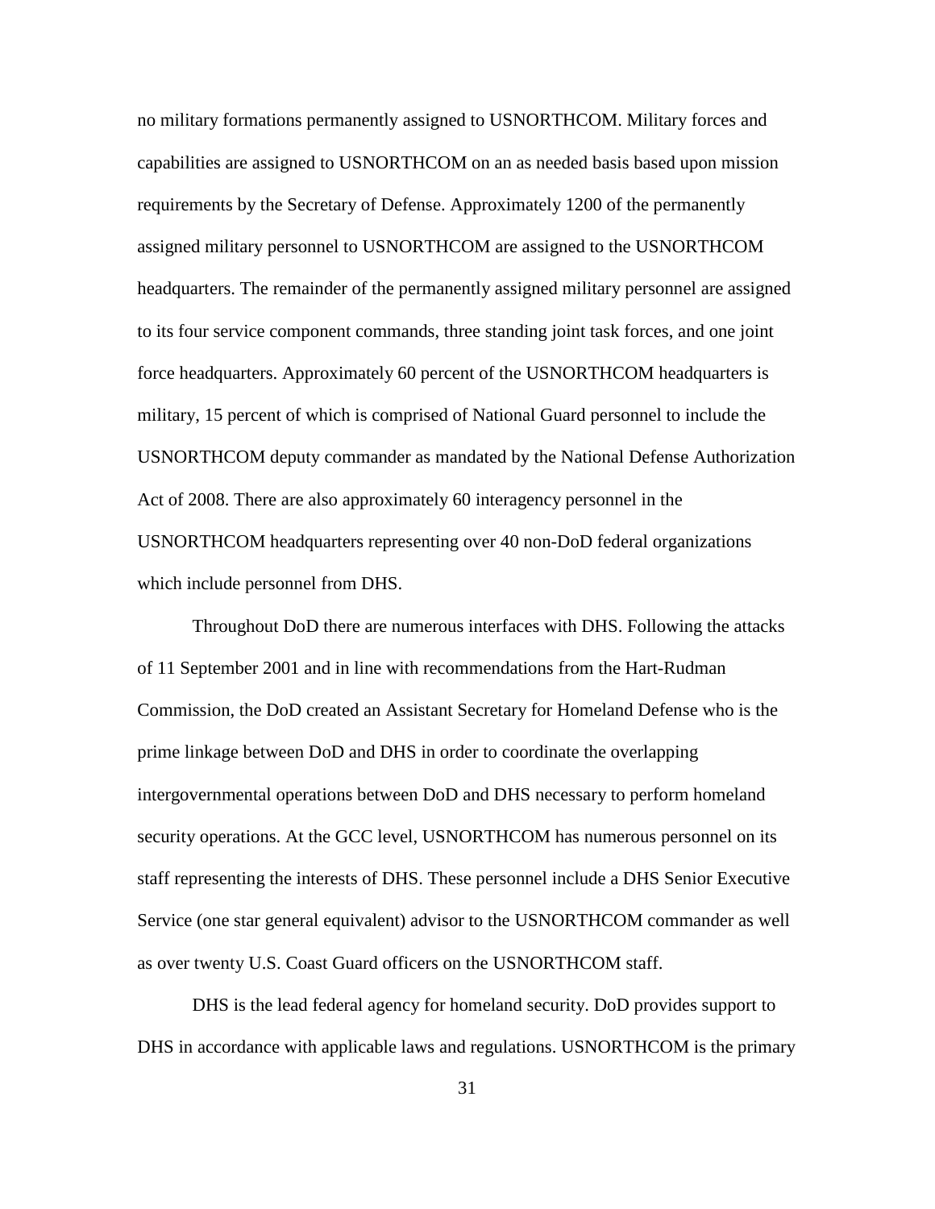no military formations permanently assigned to USNORTHCOM. Military forces and capabilities are assigned to USNORTHCOM on an as needed basis based upon mission requirements by the Secretary of Defense. Approximately 1200 of the permanently assigned military personnel to USNORTHCOM are assigned to the USNORTHCOM headquarters. The remainder of the permanently assigned military personnel are assigned to its four service component commands, three standing joint task forces, and one joint force headquarters. Approximately 60 percent of the USNORTHCOM headquarters is military, 15 percent of which is comprised of National Guard personnel to include the USNORTHCOM deputy commander as mandated by the National Defense Authorization Act of 2008. There are also approximately 60 interagency personnel in the USNORTHCOM headquarters representing over 40 non-DoD federal organizations which include personnel from DHS.

Throughout DoD there are numerous interfaces with DHS. Following the attacks of 11 September 2001 and in line with recommendations from the Hart-Rudman Commission, the DoD created an Assistant Secretary for Homeland Defense who is the prime linkage between DoD and DHS in order to coordinate the overlapping intergovernmental operations between DoD and DHS necessary to perform homeland security operations. At the GCC level, USNORTHCOM has numerous personnel on its staff representing the interests of DHS. These personnel include a DHS Senior Executive Service (one star general equivalent) advisor to the USNORTHCOM commander as well as over twenty U.S. Coast Guard officers on the USNORTHCOM staff.

DHS is the lead federal agency for homeland security. DoD provides support to DHS in accordance with applicable laws and regulations. USNORTHCOM is the primary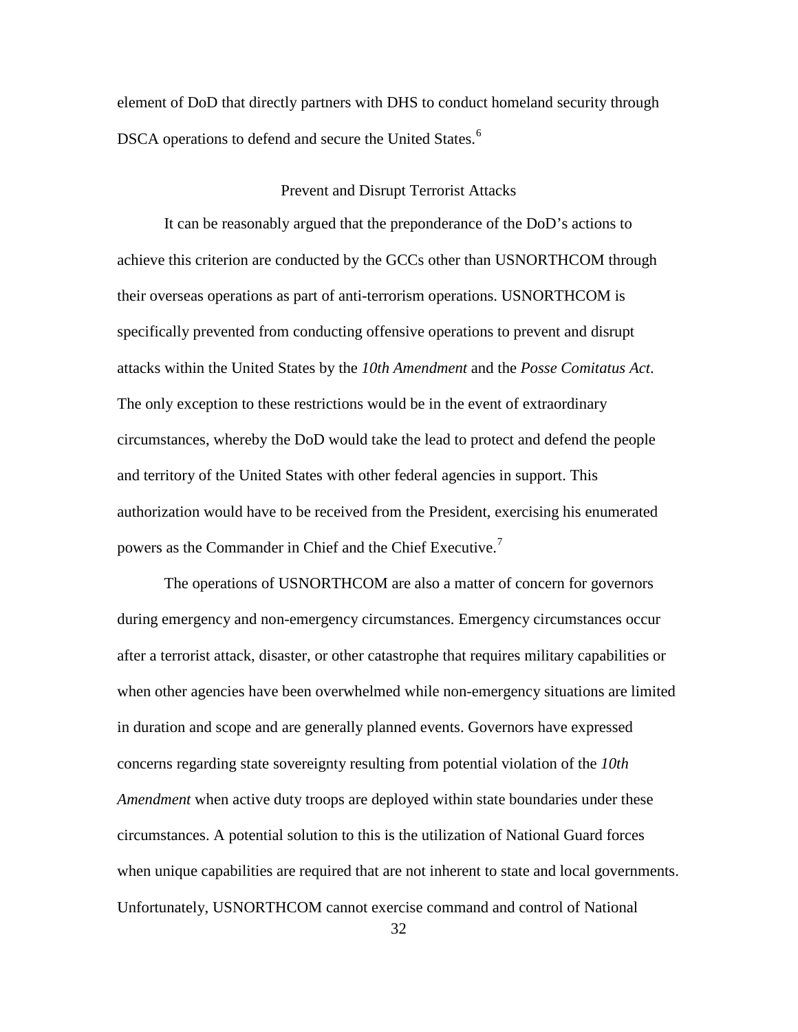element of DoD that directly partners with DHS to conduct homeland security through DSCA operations to defend and secure the United States.[6]

### Prevent and Disrupt Terrorist Attacks

It can be reasonably argued that the preponderance of the DoD's actions to achieve this criterion are conducted by the GCCs other than USNORTHCOM through their overseas operations as part of anti-terrorism operations. USNORTHCOM is specifically prevented from conducting offensive operations to prevent and disrupt attacks within the United States by the *10th Amendment* and the *Posse Comitatus Act*. The only exception to these restrictions would be in the event of extraordinary circumstances, whereby the DoD would take the lead to protect and defend the people and territory of the United States with other federal agencies in support. This authorization would have to be received from the President, exercising his enumerated powers as the Commander in Chief and the Chief Executive.[7]

The operations of USNORTHCOM are also a matter of concern for governors during emergency and non-emergency circumstances. Emergency circumstances occur after a terrorist attack, disaster, or other catastrophe that requires military capabilities or when other agencies have been overwhelmed while non-emergency situations are limited in duration and scope and are generally planned events. Governors have expressed concerns regarding state sovereignty resulting from potential violation of the *10th Amendment* when active duty troops are deployed within state boundaries under these circumstances. A potential solution to this is the utilization of National Guard forces when unique capabilities are required that are not inherent to state and local governments. Unfortunately, USNORTHCOM cannot exercise command and control of National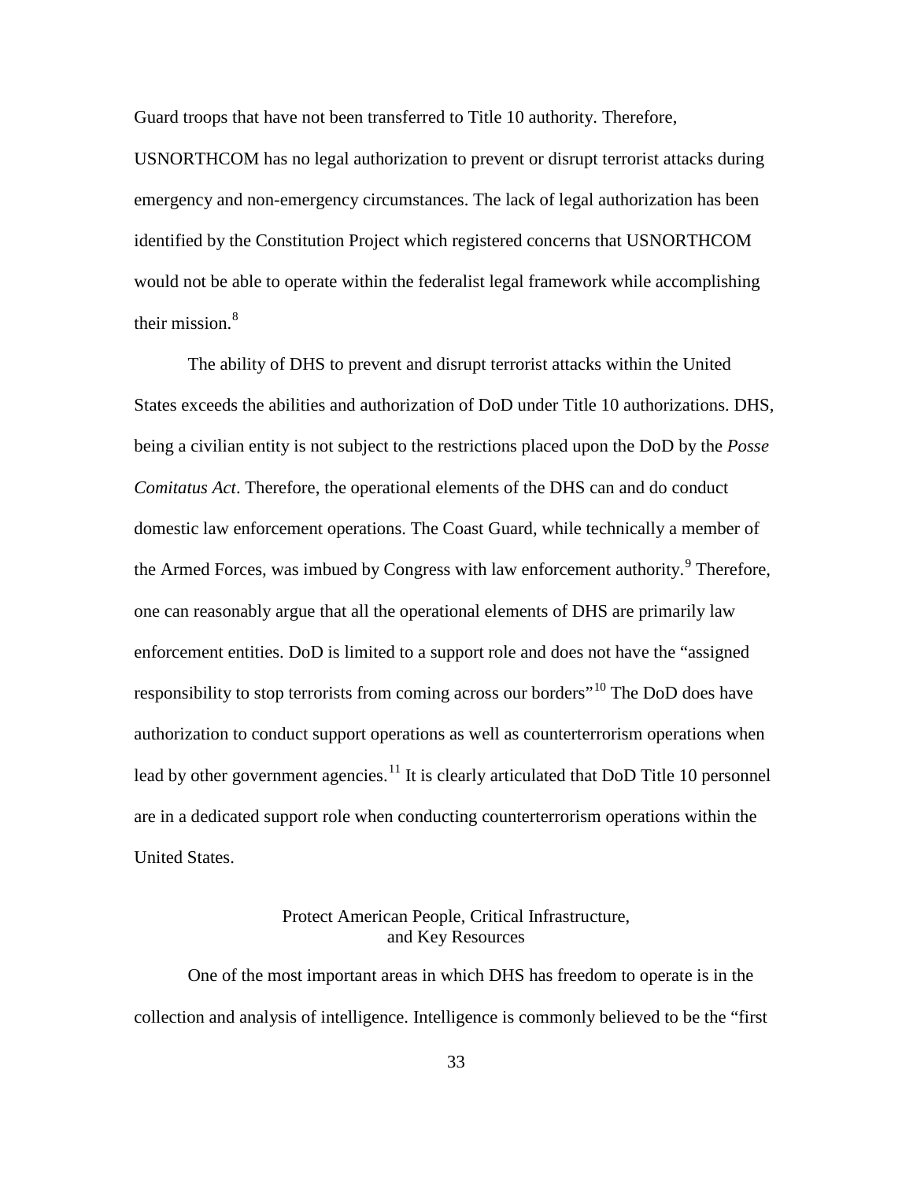Guard troops that have not been transferred to Title 10 authority. Therefore, USNORTHCOM has no legal authorization to prevent or disrupt terrorist attacks during emergency and non-emergency circumstances. The lack of legal authorization has been identified by the Constitution Project which registered concerns that USNORTHCOM would not be able to operate within the federalist legal framework while accomplishing their mission.[8]

The ability of DHS to prevent and disrupt terrorist attacks within the United States exceeds the abilities and authorization of DoD under Title 10 authorizations. DHS, being a civilian entity is not subject to the restrictions placed upon the DoD by the *Posse Comitatus Act*. Therefore, the operational elements of the DHS can and do conduct domestic law enforcement operations. The Coast Guard, while technically a member of the Armed Forces, was imbued by Congress with law enforcement authority.[9] Therefore, one can reasonably argue that all the operational elements of DHS are primarily law enforcement entities. DoD is limited to a support role and does not have the "assigned responsibility to stop terrorists from coming across our borders"[10] The DoD does have authorization to conduct support operations as well as counterterrorism operations when lead by other government agencies.[11] It is clearly articulated that DoD Title 10 personnel are in a dedicated support role when conducting counterterrorism operations within the United States.

### Protect American People, Critical Infrastructure, and Key Resources

One of the most important areas in which DHS has freedom to operate is in the collection and analysis of intelligence. Intelligence is commonly believed to be the "first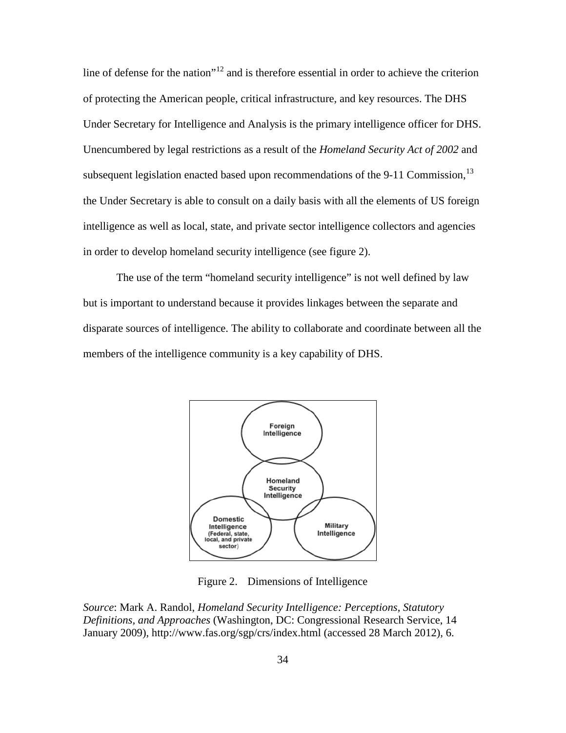line of defense for the nation"[12] and is therefore essential in order to achieve the criterion of protecting the American people, critical infrastructure, and key resources. The DHS Under Secretary for Intelligence and Analysis is the primary intelligence officer for DHS. Unencumbered by legal restrictions as a result of the *Homeland Security Act of 2002* and subsequent legislation enacted based upon recommendations of the 9-11 Commission,[13] the Under Secretary is able to consult on a daily basis with all the elements of US foreign intelligence as well as local, state, and private sector intelligence collectors and agencies in order to develop homeland security intelligence (see figure 2).

The use of the term "homeland security intelligence" is not well defined by law but is important to understand because it provides linkages between the separate and disparate sources of intelligence. The ability to collaborate and coordinate between all the members of the intelligence community is a key capability of DHS.

Foreign Intelligence

Homeland Security Intelligence

Domestic Intelligence (Federal, state, local, and private sector)

Military Intelligence

Figure 2. Dimensions of Intelligence

*Source*: Mark A. Randol, *Homeland Security Intelligence: Perceptions, Statutory Definitions, and Approaches* (Washington, DC: Congressional Research Service, 14 January 2009), http://www.fas.org/sgp/crs/index.html (accessed 28 March 2012), 6.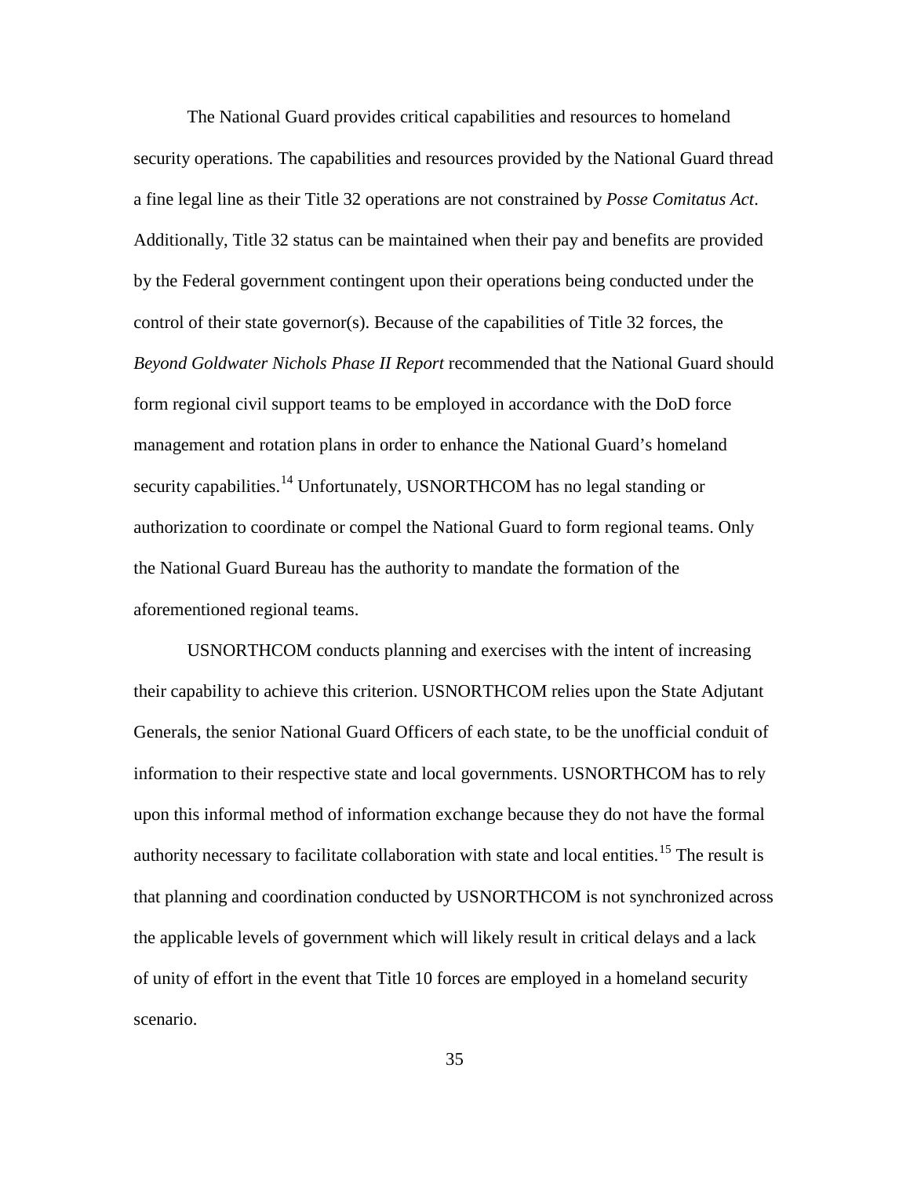The National Guard provides critical capabilities and resources to homeland security operations. The capabilities and resources provided by the National Guard thread a fine legal line as their Title 32 operations are not constrained by *Posse Comitatus Act*. Additionally, Title 32 status can be maintained when their pay and benefits are provided by the Federal government contingent upon their operations being conducted under the control of their state governor(s). Because of the capabilities of Title 32 forces, the *Beyond Goldwater Nichols Phase II Report* recommended that the National Guard should form regional civil support teams to be employed in accordance with the DoD force management and rotation plans in order to enhance the National Guard's homeland security capabilities.[14] Unfortunately, USNORTHCOM has no legal standing or authorization to coordinate or compel the National Guard to form regional teams. Only the National Guard Bureau has the authority to mandate the formation of the aforementioned regional teams.

USNORTHCOM conducts planning and exercises with the intent of increasing their capability to achieve this criterion. USNORTHCOM relies upon the State Adjutant Generals, the senior National Guard Officers of each state, to be the unofficial conduit of information to their respective state and local governments. USNORTHCOM has to rely upon this informal method of information exchange because they do not have the formal authority necessary to facilitate collaboration with state and local entities.[15] The result is that planning and coordination conducted by USNORTHCOM is not synchronized across the applicable levels of government which will likely result in critical delays and a lack of unity of effort in the event that Title 10 forces are employed in a homeland security scenario.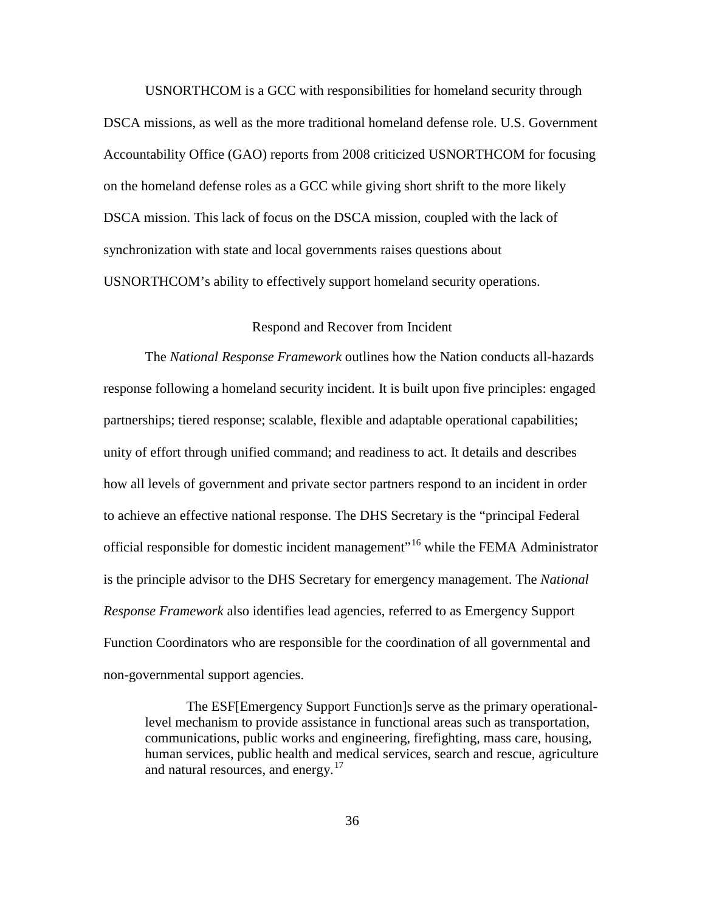USNORTHCOM is a GCC with responsibilities for homeland security through DSCA missions, as well as the more traditional homeland defense role. U.S. Government Accountability Office (GAO) reports from 2008 criticized USNORTHCOM for focusing on the homeland defense roles as a GCC while giving short shrift to the more likely DSCA mission. This lack of focus on the DSCA mission, coupled with the lack of synchronization with state and local governments raises questions about USNORTHCOM's ability to effectively support homeland security operations.

### Respond and Recover from Incident

The *National Response Framework* outlines how the Nation conducts all-hazards response following a homeland security incident. It is built upon five principles: engaged partnerships; tiered response; scalable, flexible and adaptable operational capabilities; unity of effort through unified command; and readiness to act. It details and describes how all levels of government and private sector partners respond to an incident in order to achieve an effective national response. The DHS Secretary is the "principal Federal official responsible for domestic incident management"[16] while the FEMA Administrator is the principle advisor to the DHS Secretary for emergency management. The *National Response Framework* also identifies lead agencies, referred to as Emergency Support Function Coordinators who are responsible for the coordination of all governmental and non-governmental support agencies.

> The ESF[Emergency Support Function]s serve as the primary operational-level mechanism to provide assistance in functional areas such as transportation, communications, public works and engineering, firefighting, mass care, housing, human services, public health and medical services, search and rescue, agriculture and natural resources, and energy.[17]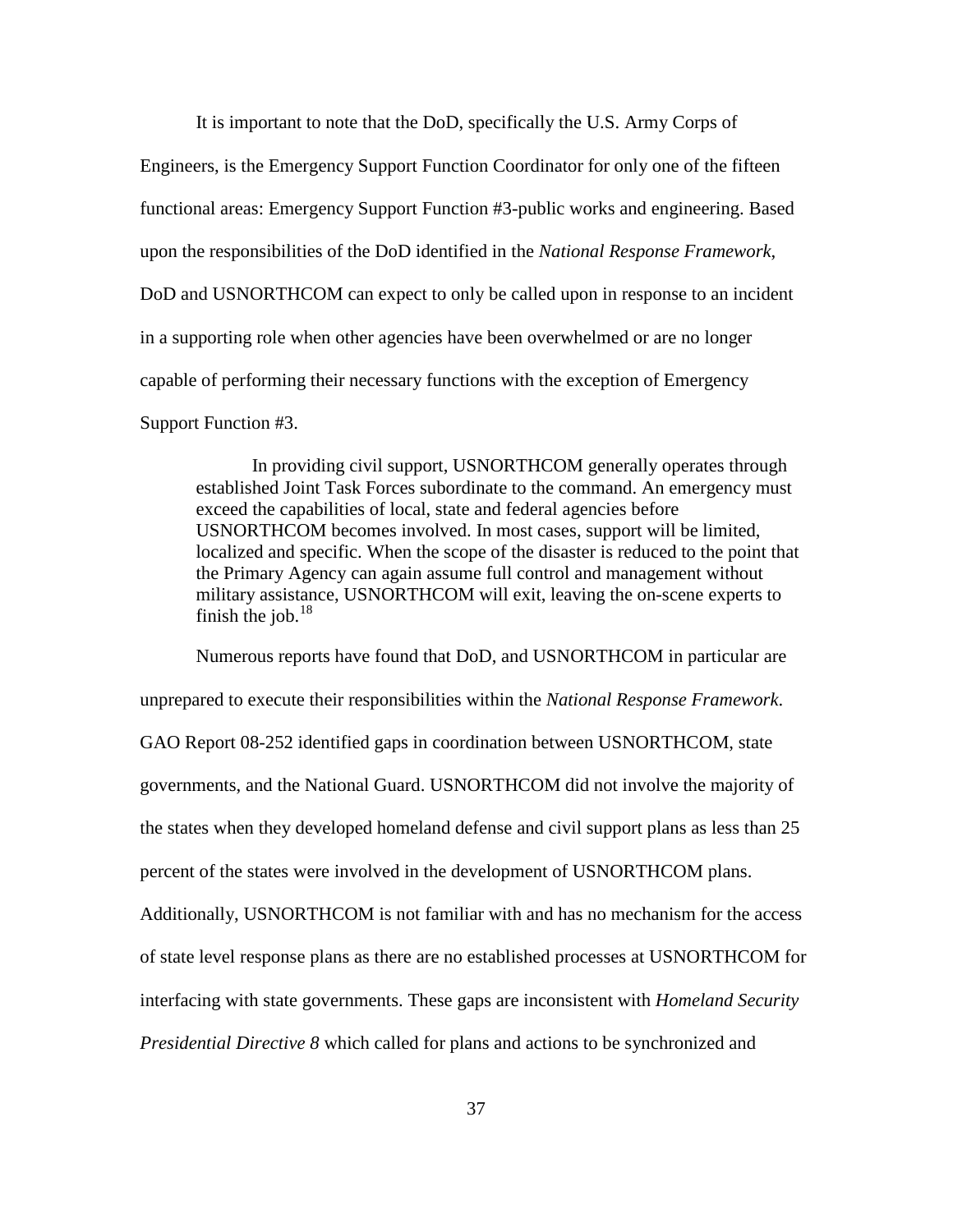It is important to note that the DoD, specifically the U.S. Army Corps of Engineers, is the Emergency Support Function Coordinator for only one of the fifteen functional areas: Emergency Support Function #3-public works and engineering. Based upon the responsibilities of the DoD identified in the *National Response Framework*, DoD and USNORTHCOM can expect to only be called upon in response to an incident in a supporting role when other agencies have been overwhelmed or are no longer capable of performing their necessary functions with the exception of Emergency Support Function #3.

> In providing civil support, USNORTHCOM generally operates through established Joint Task Forces subordinate to the command. An emergency must exceed the capabilities of local, state and federal agencies before USNORTHCOM becomes involved. In most cases, support will be limited, localized and specific. When the scope of the disaster is reduced to the point that the Primary Agency can again assume full control and management without military assistance, USNORTHCOM will exit, leaving the on-scene experts to finish the job.[18]

Numerous reports have found that DoD, and USNORTHCOM in particular are unprepared to execute their responsibilities within the *National Response Framework*. GAO Report 08-252 identified gaps in coordination between USNORTHCOM, state governments, and the National Guard. USNORTHCOM did not involve the majority of the states when they developed homeland defense and civil support plans as less than 25 percent of the states were involved in the development of USNORTHCOM plans. Additionally, USNORTHCOM is not familiar with and has no mechanism for the access of state level response plans as there are no established processes at USNORTHCOM for interfacing with state governments. These gaps are inconsistent with *Homeland Security Presidential Directive 8* which called for plans and actions to be synchronized and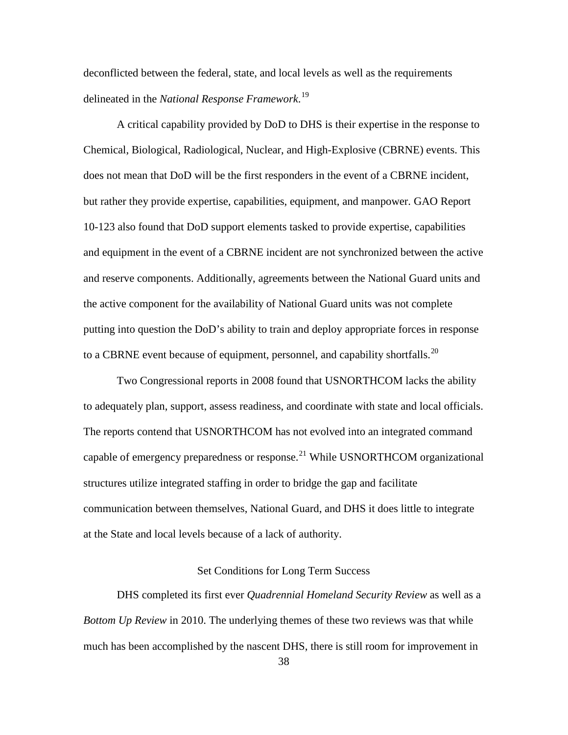deconflicted between the federal, state, and local levels as well as the requirements delineated in the *National Response Framework*.[19]

A critical capability provided by DoD to DHS is their expertise in the response to Chemical, Biological, Radiological, Nuclear, and High-Explosive (CBRNE) events. This does not mean that DoD will be the first responders in the event of a CBRNE incident, but rather they provide expertise, capabilities, equipment, and manpower. GAO Report 10-123 also found that DoD support elements tasked to provide expertise, capabilities and equipment in the event of a CBRNE incident are not synchronized between the active and reserve components. Additionally, agreements between the National Guard units and the active component for the availability of National Guard units was not complete putting into question the DoD's ability to train and deploy appropriate forces in response to a CBRNE event because of equipment, personnel, and capability shortfalls.[20]

Two Congressional reports in 2008 found that USNORTHCOM lacks the ability to adequately plan, support, assess readiness, and coordinate with state and local officials. The reports contend that USNORTHCOM has not evolved into an integrated command capable of emergency preparedness or response.[21] While USNORTHCOM organizational structures utilize integrated staffing in order to bridge the gap and facilitate communication between themselves, National Guard, and DHS it does little to integrate at the State and local levels because of a lack of authority.

## Set Conditions for Long Term Success

DHS completed its first ever *Quadrennial Homeland Security Review* as well as a *Bottom Up Review* in 2010. The underlying themes of these two reviews was that while much has been accomplished by the nascent DHS, there is still room for improvement in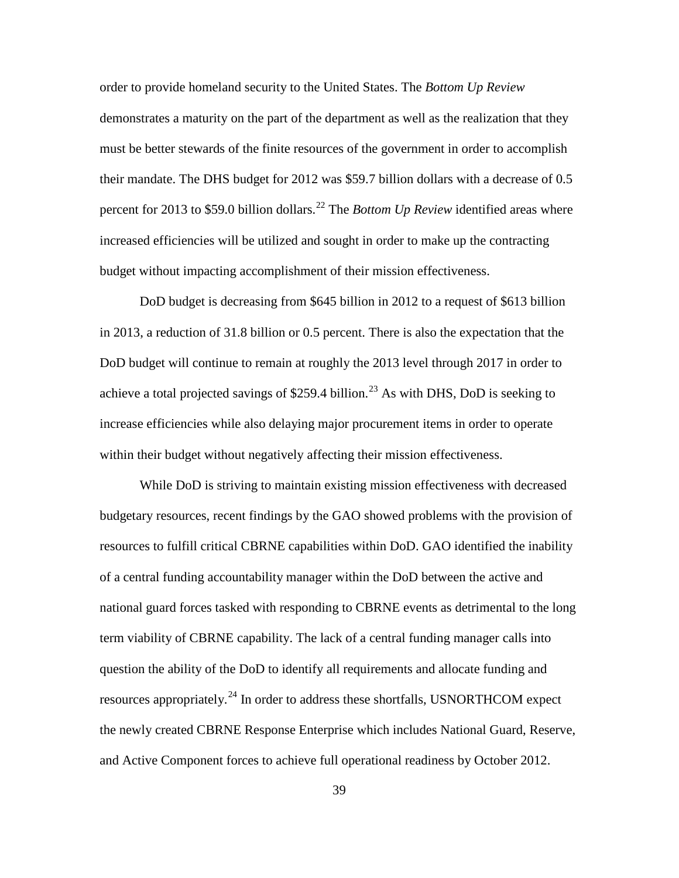order to provide homeland security to the United States. The *Bottom Up Review* demonstrates a maturity on the part of the department as well as the realization that they must be better stewards of the finite resources of the government in order to accomplish their mandate. The DHS budget for 2012 was $59.7 billion dollars with a decrease of 0.5 percent for 2013 to $59.0 billion dollars.[22] The *Bottom Up Review* identified areas where increased efficiencies will be utilized and sought in order to make up the contracting budget without impacting accomplishment of their mission effectiveness.

DoD budget is decreasing from $645 billion in 2012 to a request of $613 billion in 2013, a reduction of 31.8 billion or 0.5 percent. There is also the expectation that the DoD budget will continue to remain at roughly the 2013 level through 2017 in order to achieve a total projected savings of $259.4 billion.[23] As with DHS, DoD is seeking to increase efficiencies while also delaying major procurement items in order to operate within their budget without negatively affecting their mission effectiveness.

While DoD is striving to maintain existing mission effectiveness with decreased budgetary resources, recent findings by the GAO showed problems with the provision of resources to fulfill critical CBRNE capabilities within DoD. GAO identified the inability of a central funding accountability manager within the DoD between the active and national guard forces tasked with responding to CBRNE events as detrimental to the long term viability of CBRNE capability. The lack of a central funding manager calls into question the ability of the DoD to identify all requirements and allocate funding and resources appropriately.[24] In order to address these shortfalls, USNORTHCOM expect the newly created CBRNE Response Enterprise which includes National Guard, Reserve, and Active Component forces to achieve full operational readiness by October 2012.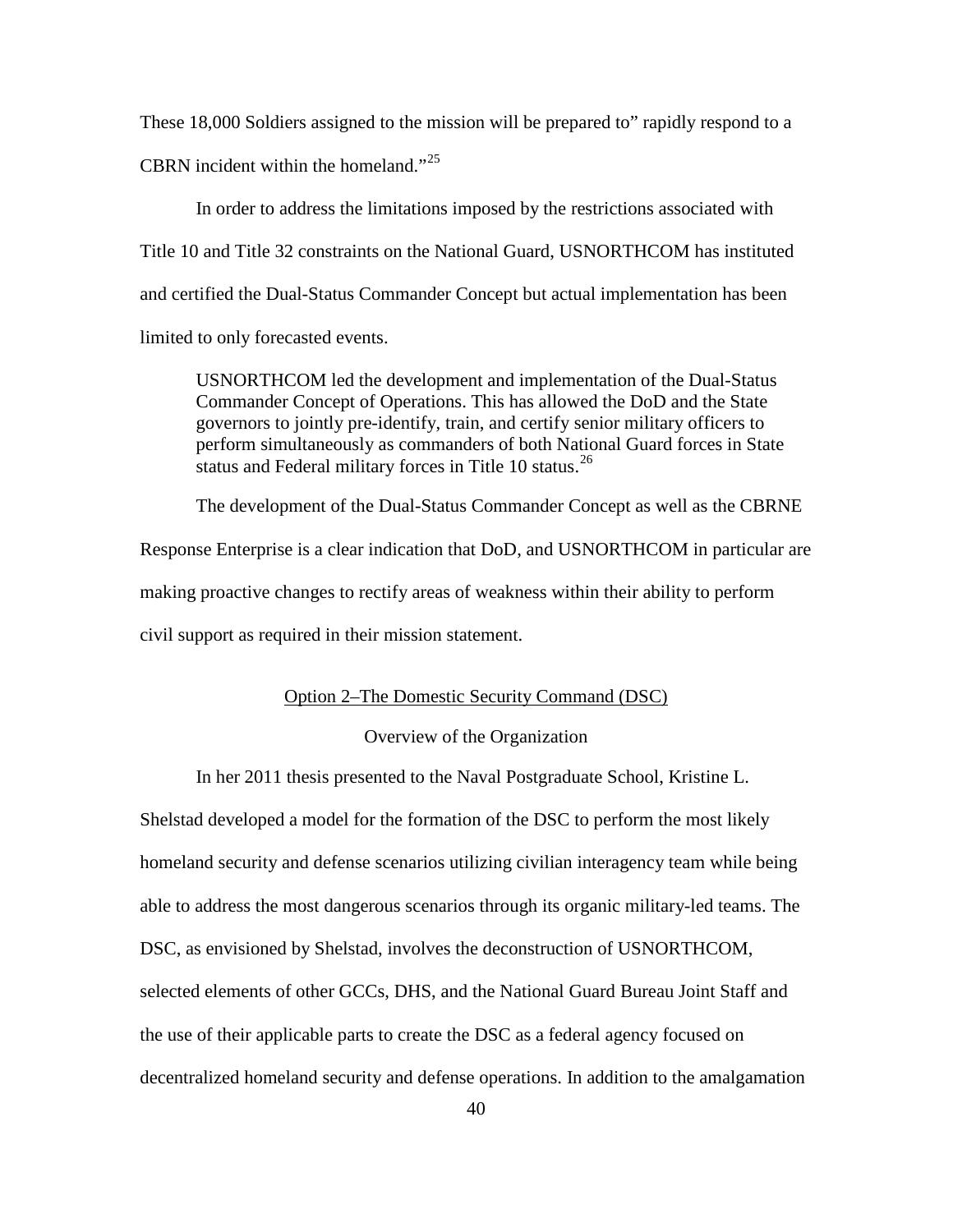These 18,000 Soldiers assigned to the mission will be prepared to" rapidly respond to a CBRN incident within the homeland."[25]

In order to address the limitations imposed by the restrictions associated with Title 10 and Title 32 constraints on the National Guard, USNORTHCOM has instituted and certified the Dual-Status Commander Concept but actual implementation has been limited to only forecasted events.

> USNORTHCOM led the development and implementation of the Dual-Status Commander Concept of Operations. This has allowed the DoD and the State governors to jointly pre-identify, train, and certify senior military officers to perform simultaneously as commanders of both National Guard forces in State status and Federal military forces in Title 10 status.[26]

The development of the Dual-Status Commander Concept as well as the CBRNE Response Enterprise is a clear indication that DoD, and USNORTHCOM in particular are making proactive changes to rectify areas of weakness within their ability to perform civil support as required in their mission statement.

## Option 2–The Domestic Security Command (DSC)

### Overview of the Organization

In her 2011 thesis presented to the Naval Postgraduate School, Kristine L. Shelstad developed a model for the formation of the DSC to perform the most likely homeland security and defense scenarios utilizing civilian interagency team while being able to address the most dangerous scenarios through its organic military-led teams. The DSC, as envisioned by Shelstad, involves the deconstruction of USNORTHCOM, selected elements of other GCCs, DHS, and the National Guard Bureau Joint Staff and the use of their applicable parts to create the DSC as a federal agency focused on decentralized homeland security and defense operations. In addition to the amalgamation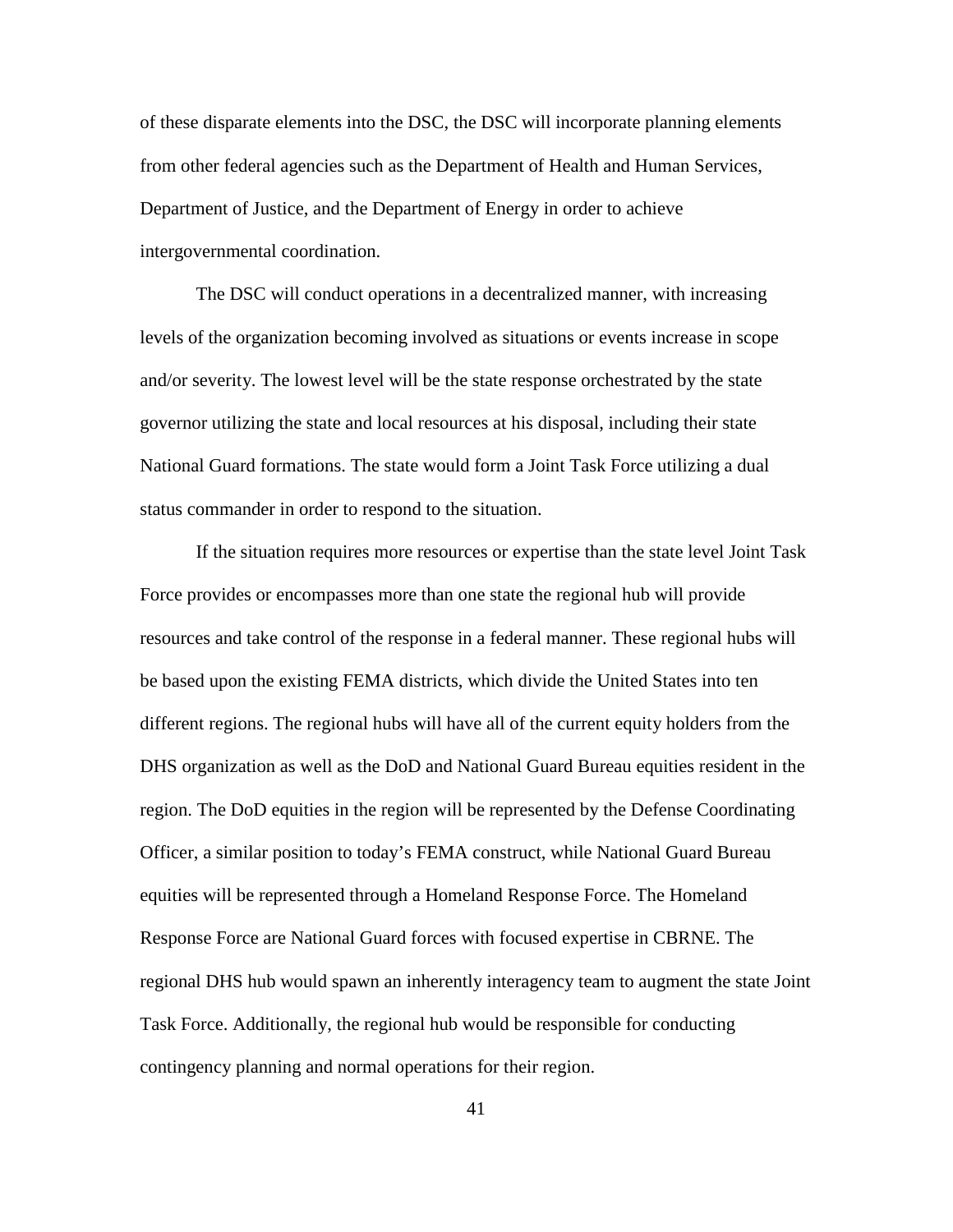of these disparate elements into the DSC, the DSC will incorporate planning elements from other federal agencies such as the Department of Health and Human Services, Department of Justice, and the Department of Energy in order to achieve intergovernmental coordination.

The DSC will conduct operations in a decentralized manner, with increasing levels of the organization becoming involved as situations or events increase in scope and/or severity. The lowest level will be the state response orchestrated by the state governor utilizing the state and local resources at his disposal, including their state National Guard formations. The state would form a Joint Task Force utilizing a dual status commander in order to respond to the situation.

If the situation requires more resources or expertise than the state level Joint Task Force provides or encompasses more than one state the regional hub will provide resources and take control of the response in a federal manner. These regional hubs will be based upon the existing FEMA districts, which divide the United States into ten different regions. The regional hubs will have all of the current equity holders from the DHS organization as well as the DoD and National Guard Bureau equities resident in the region. The DoD equities in the region will be represented by the Defense Coordinating Officer, a similar position to today's FEMA construct, while National Guard Bureau equities will be represented through a Homeland Response Force. The Homeland Response Force are National Guard forces with focused expertise in CBRNE. The regional DHS hub would spawn an inherently interagency team to augment the state Joint Task Force. Additionally, the regional hub would be responsible for conducting contingency planning and normal operations for their region.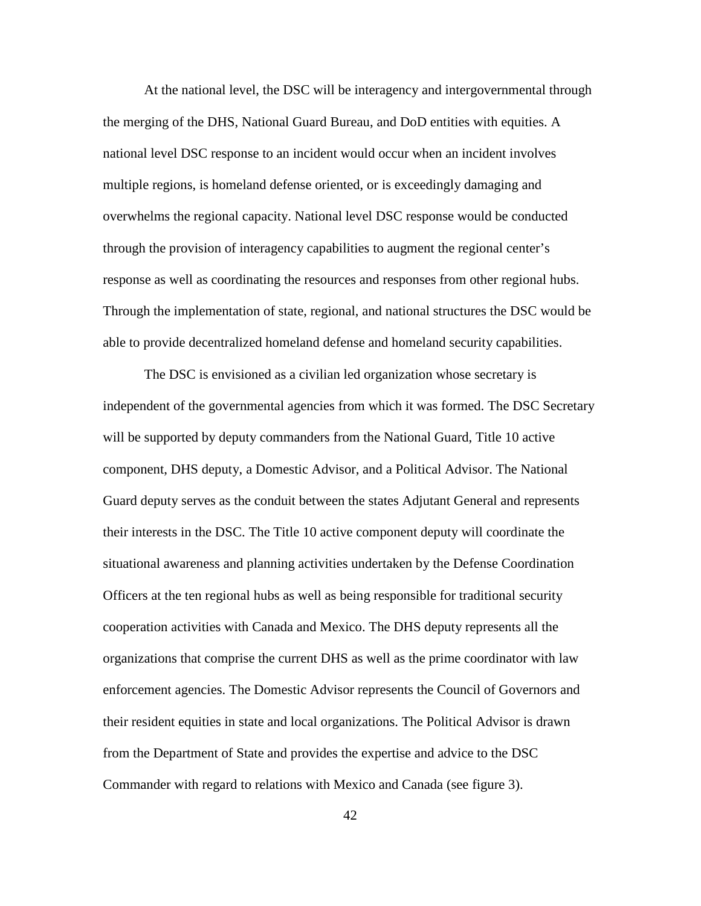At the national level, the DSC will be interagency and intergovernmental through the merging of the DHS, National Guard Bureau, and DoD entities with equities. A national level DSC response to an incident would occur when an incident involves multiple regions, is homeland defense oriented, or is exceedingly damaging and overwhelms the regional capacity. National level DSC response would be conducted through the provision of interagency capabilities to augment the regional center's response as well as coordinating the resources and responses from other regional hubs. Through the implementation of state, regional, and national structures the DSC would be able to provide decentralized homeland defense and homeland security capabilities.

The DSC is envisioned as a civilian led organization whose secretary is independent of the governmental agencies from which it was formed. The DSC Secretary will be supported by deputy commanders from the National Guard, Title 10 active component, DHS deputy, a Domestic Advisor, and a Political Advisor. The National Guard deputy serves as the conduit between the states Adjutant General and represents their interests in the DSC. The Title 10 active component deputy will coordinate the situational awareness and planning activities undertaken by the Defense Coordination Officers at the ten regional hubs as well as being responsible for traditional security cooperation activities with Canada and Mexico. The DHS deputy represents all the organizations that comprise the current DHS as well as the prime coordinator with law enforcement agencies. The Domestic Advisor represents the Council of Governors and their resident equities in state and local organizations. The Political Advisor is drawn from the Department of State and provides the expertise and advice to the DSC Commander with regard to relations with Mexico and Canada (see figure 3).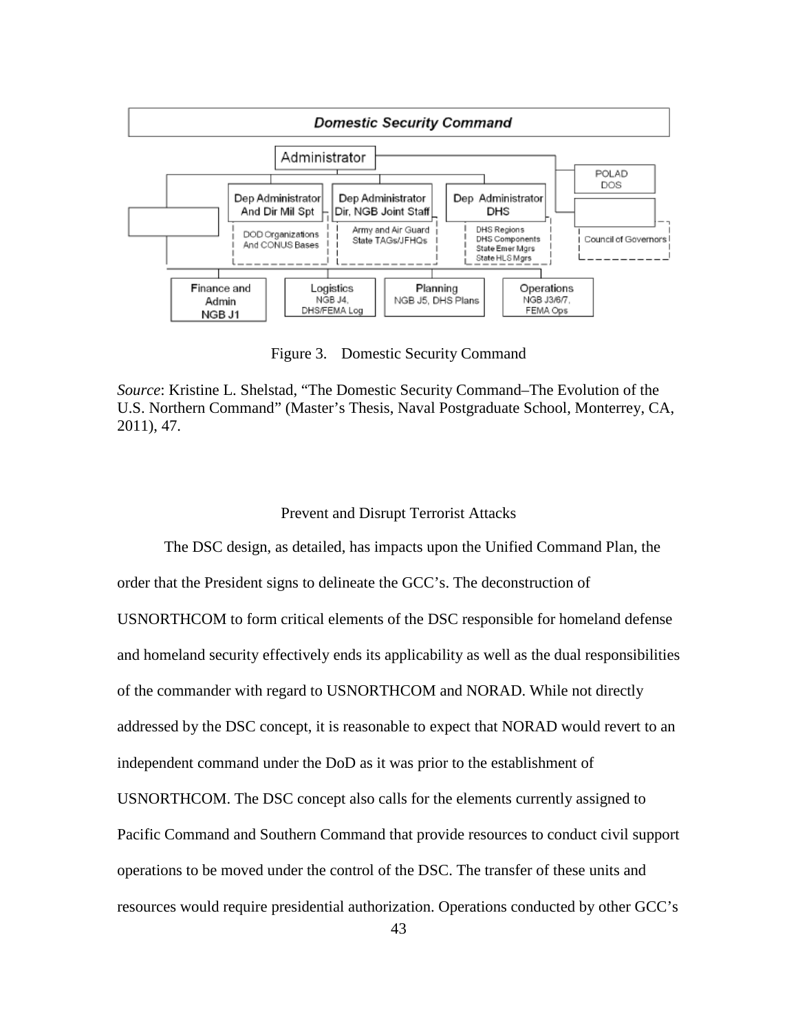Figure 3. Domestic Security Command

*Source*: Kristine L. Shelstad, "The Domestic Security Command–The Evolution of the U.S. Northern Command" (Master's Thesis, Naval Postgraduate School, Monterrey, CA, 2011), 47.

## Prevent and Disrupt Terrorist Attacks

The DSC design, as detailed, has impacts upon the Unified Command Plan, the order that the President signs to delineate the GCC's. The deconstruction of USNORTHCOM to form critical elements of the DSC responsible for homeland defense and homeland security effectively ends its applicability as well as the dual responsibilities of the commander with regard to USNORTHCOM and NORAD. While not directly addressed by the DSC concept, it is reasonable to expect that NORAD would revert to an independent command under the DoD as it was prior to the establishment of USNORTHCOM. The DSC concept also calls for the elements currently assigned to Pacific Command and Southern Command that provide resources to conduct civil support operations to be moved under the control of the DSC. The transfer of these units and resources would require presidential authorization. Operations conducted by other GCC's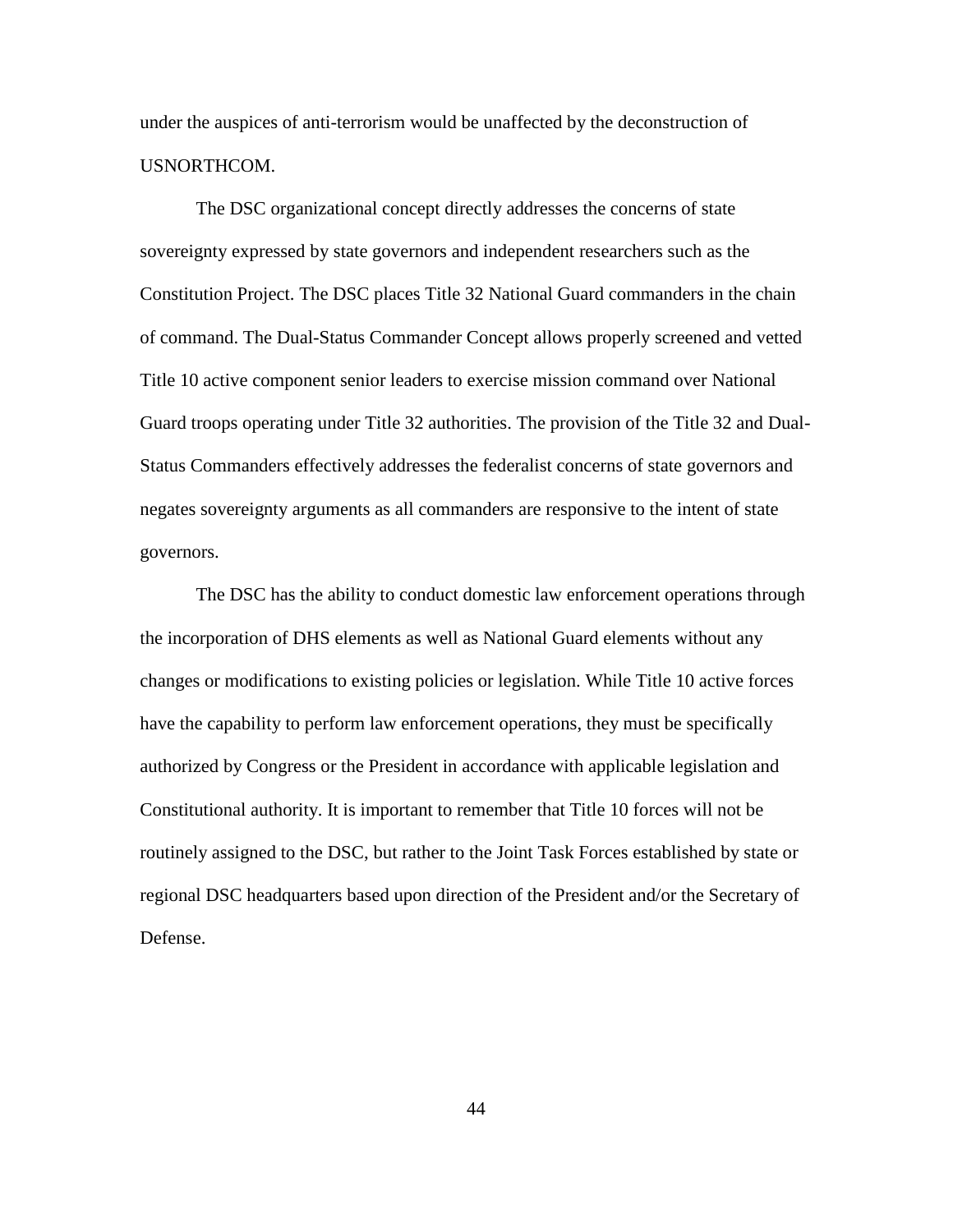under the auspices of anti-terrorism would be unaffected by the deconstruction of USNORTHCOM.

The DSC organizational concept directly addresses the concerns of state sovereignty expressed by state governors and independent researchers such as the Constitution Project. The DSC places Title 32 National Guard commanders in the chain of command. The Dual-Status Commander Concept allows properly screened and vetted Title 10 active component senior leaders to exercise mission command over National Guard troops operating under Title 32 authorities. The provision of the Title 32 and Dual-Status Commanders effectively addresses the federalist concerns of state governors and negates sovereignty arguments as all commanders are responsive to the intent of state governors.

The DSC has the ability to conduct domestic law enforcement operations through the incorporation of DHS elements as well as National Guard elements without any changes or modifications to existing policies or legislation. While Title 10 active forces have the capability to perform law enforcement operations, they must be specifically authorized by Congress or the President in accordance with applicable legislation and Constitutional authority. It is important to remember that Title 10 forces will not be routinely assigned to the DSC, but rather to the Joint Task Forces established by state or regional DSC headquarters based upon direction of the President and/or the Secretary of Defense.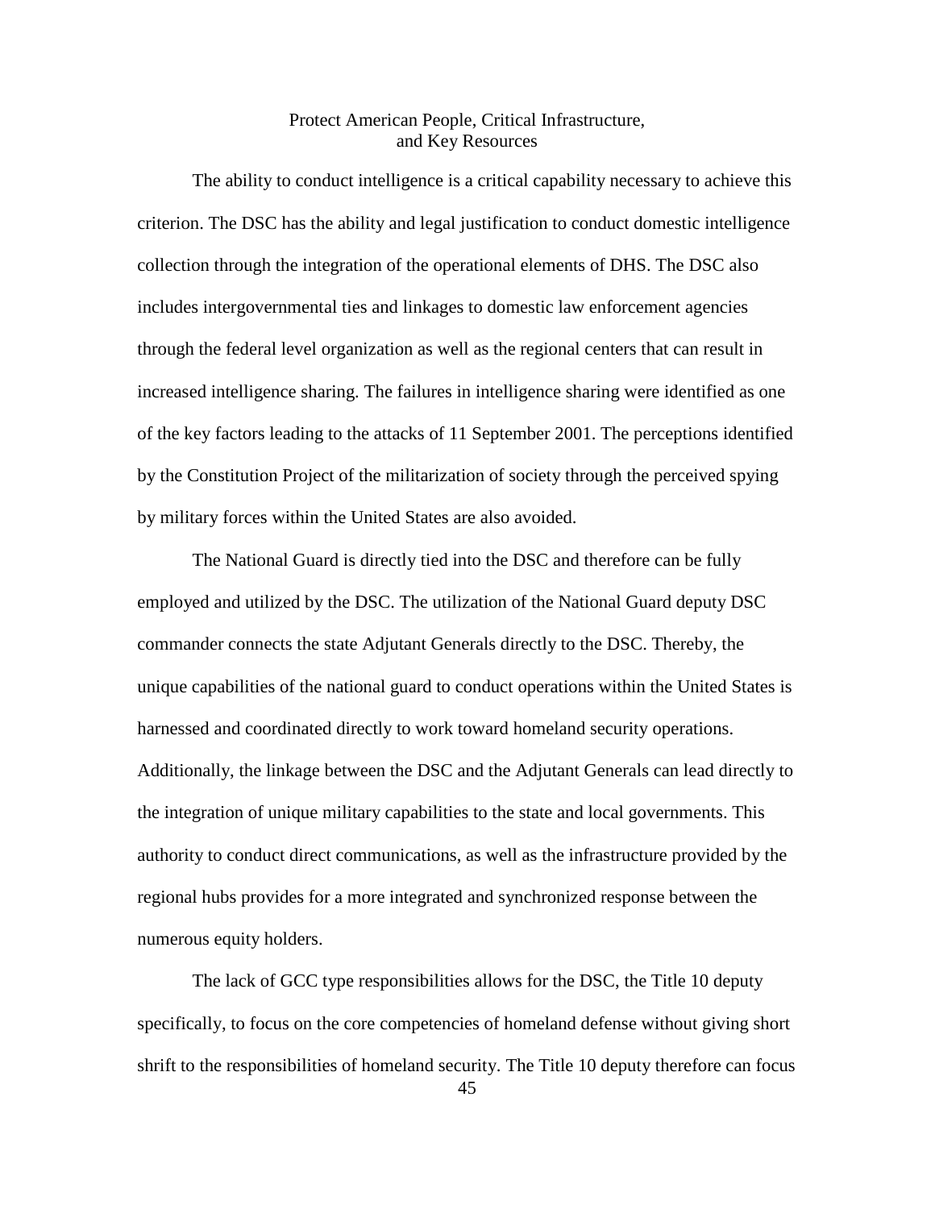### Protect American People, Critical Infrastructure, and Key Resources

The ability to conduct intelligence is a critical capability necessary to achieve this criterion. The DSC has the ability and legal justification to conduct domestic intelligence collection through the integration of the operational elements of DHS. The DSC also includes intergovernmental ties and linkages to domestic law enforcement agencies through the federal level organization as well as the regional centers that can result in increased intelligence sharing. The failures in intelligence sharing were identified as one of the key factors leading to the attacks of 11 September 2001. The perceptions identified by the Constitution Project of the militarization of society through the perceived spying by military forces within the United States are also avoided.

The National Guard is directly tied into the DSC and therefore can be fully employed and utilized by the DSC. The utilization of the National Guard deputy DSC commander connects the state Adjutant Generals directly to the DSC. Thereby, the unique capabilities of the national guard to conduct operations within the United States is harnessed and coordinated directly to work toward homeland security operations. Additionally, the linkage between the DSC and the Adjutant Generals can lead directly to the integration of unique military capabilities to the state and local governments. This authority to conduct direct communications, as well as the infrastructure provided by the regional hubs provides for a more integrated and synchronized response between the numerous equity holders.

The lack of GCC type responsibilities allows for the DSC, the Title 10 deputy specifically, to focus on the core competencies of homeland defense without giving short shrift to the responsibilities of homeland security. The Title 10 deputy therefore can focus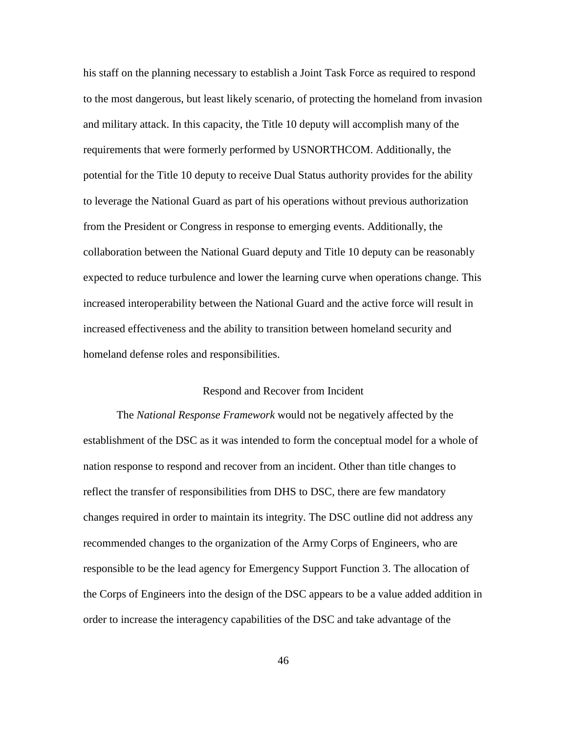his staff on the planning necessary to establish a Joint Task Force as required to respond to the most dangerous, but least likely scenario, of protecting the homeland from invasion and military attack. In this capacity, the Title 10 deputy will accomplish many of the requirements that were formerly performed by USNORTHCOM. Additionally, the potential for the Title 10 deputy to receive Dual Status authority provides for the ability to leverage the National Guard as part of his operations without previous authorization from the President or Congress in response to emerging events. Additionally, the collaboration between the National Guard deputy and Title 10 deputy can be reasonably expected to reduce turbulence and lower the learning curve when operations change. This increased interoperability between the National Guard and the active force will result in increased effectiveness and the ability to transition between homeland security and homeland defense roles and responsibilities.

## Respond and Recover from Incident

The *National Response Framework* would not be negatively affected by the establishment of the DSC as it was intended to form the conceptual model for a whole of nation response to respond and recover from an incident. Other than title changes to reflect the transfer of responsibilities from DHS to DSC, there are few mandatory changes required in order to maintain its integrity. The DSC outline did not address any recommended changes to the organization of the Army Corps of Engineers, who are responsible to be the lead agency for Emergency Support Function 3. The allocation of the Corps of Engineers into the design of the DSC appears to be a value added addition in order to increase the interagency capabilities of the DSC and take advantage of the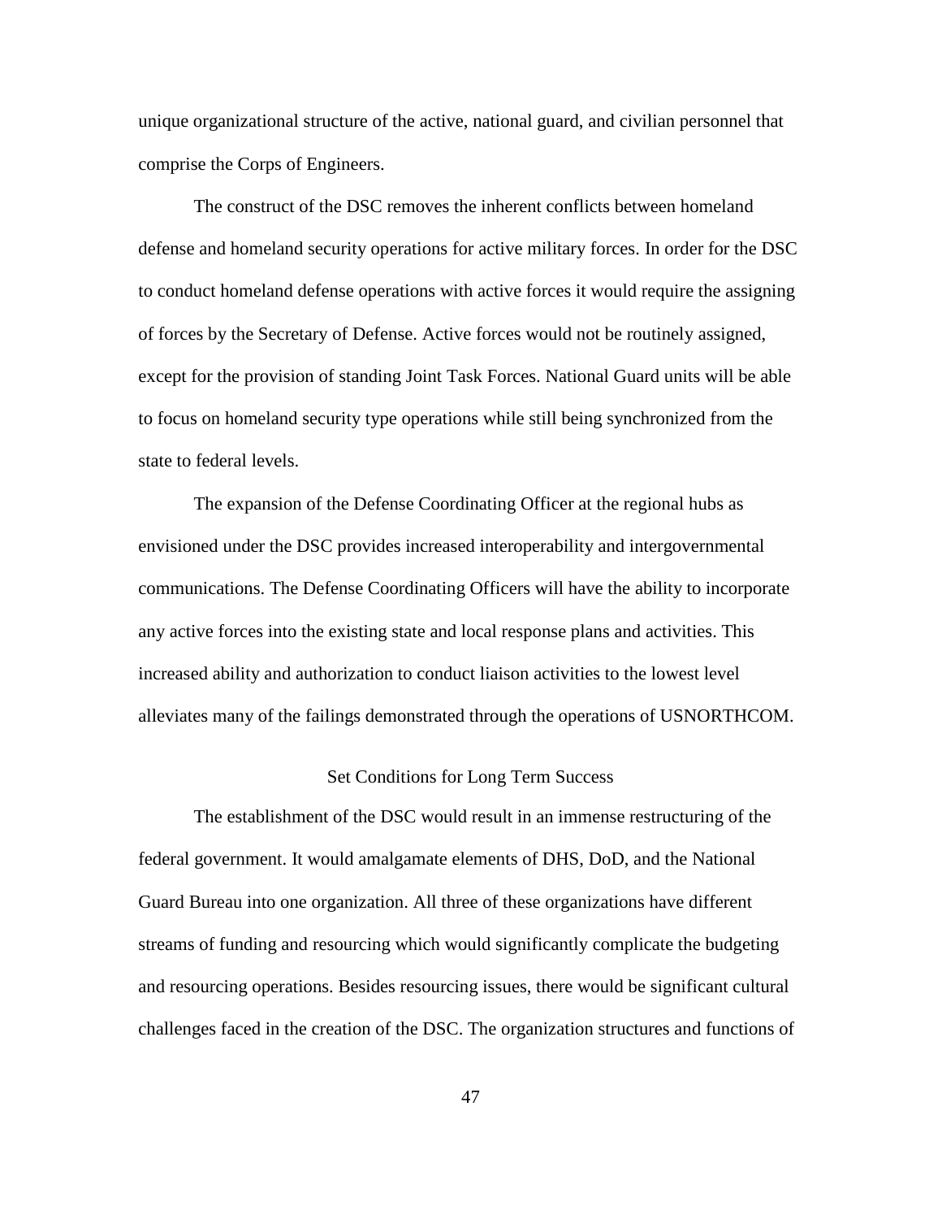unique organizational structure of the active, national guard, and civilian personnel that comprise the Corps of Engineers.

The construct of the DSC removes the inherent conflicts between homeland defense and homeland security operations for active military forces. In order for the DSC to conduct homeland defense operations with active forces it would require the assigning of forces by the Secretary of Defense. Active forces would not be routinely assigned, except for the provision of standing Joint Task Forces. National Guard units will be able to focus on homeland security type operations while still being synchronized from the state to federal levels.

The expansion of the Defense Coordinating Officer at the regional hubs as envisioned under the DSC provides increased interoperability and intergovernmental communications. The Defense Coordinating Officers will have the ability to incorporate any active forces into the existing state and local response plans and activities. This increased ability and authorization to conduct liaison activities to the lowest level alleviates many of the failings demonstrated through the operations of USNORTHCOM.

## Set Conditions for Long Term Success

The establishment of the DSC would result in an immense restructuring of the federal government. It would amalgamate elements of DHS, DoD, and the National Guard Bureau into one organization. All three of these organizations have different streams of funding and resourcing which would significantly complicate the budgeting and resourcing operations. Besides resourcing issues, there would be significant cultural challenges faced in the creation of the DSC. The organization structures and functions of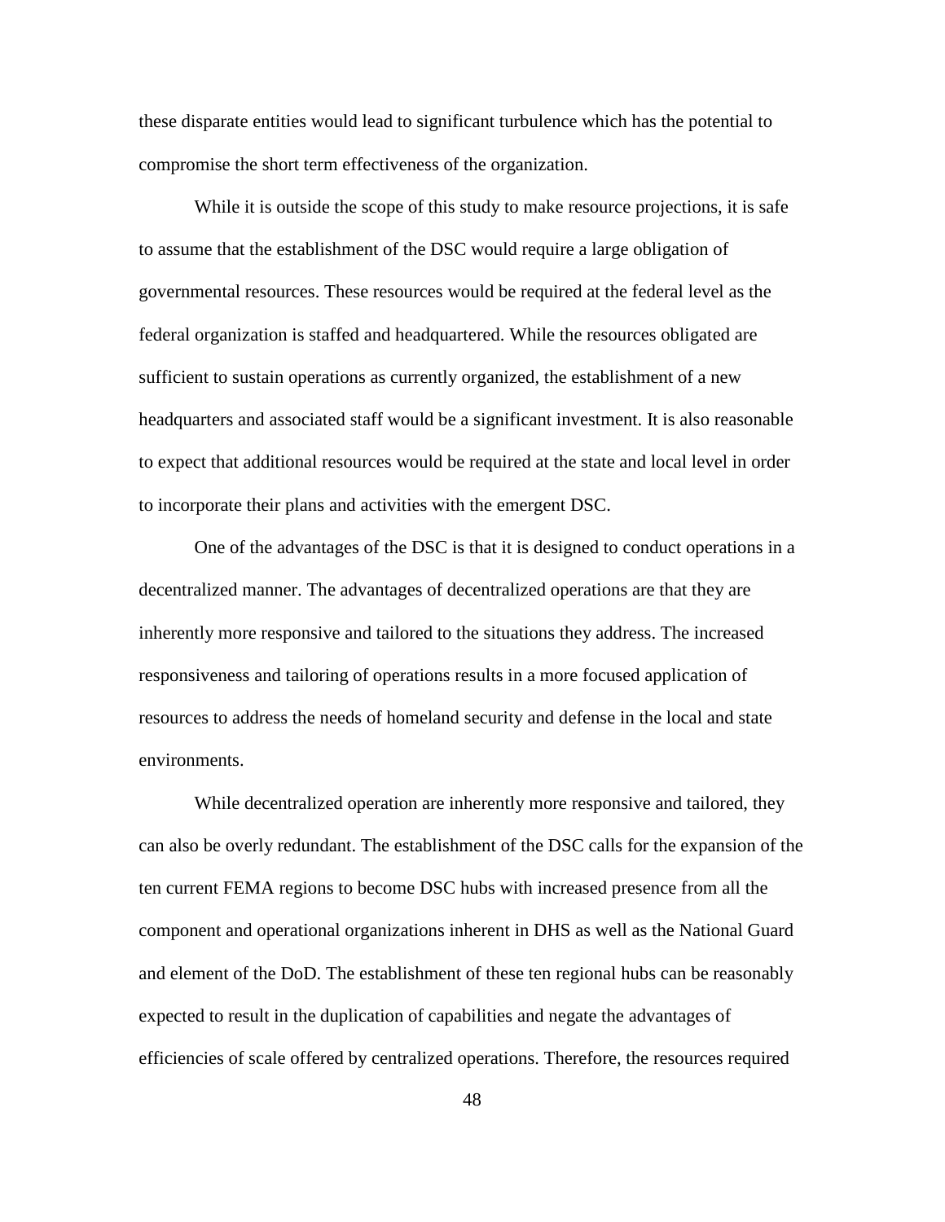these disparate entities would lead to significant turbulence which has the potential to compromise the short term effectiveness of the organization.

While it is outside the scope of this study to make resource projections, it is safe to assume that the establishment of the DSC would require a large obligation of governmental resources. These resources would be required at the federal level as the federal organization is staffed and headquartered. While the resources obligated are sufficient to sustain operations as currently organized, the establishment of a new headquarters and associated staff would be a significant investment. It is also reasonable to expect that additional resources would be required at the state and local level in order to incorporate their plans and activities with the emergent DSC.

One of the advantages of the DSC is that it is designed to conduct operations in a decentralized manner. The advantages of decentralized operations are that they are inherently more responsive and tailored to the situations they address. The increased responsiveness and tailoring of operations results in a more focused application of resources to address the needs of homeland security and defense in the local and state environments.

While decentralized operation are inherently more responsive and tailored, they can also be overly redundant. The establishment of the DSC calls for the expansion of the ten current FEMA regions to become DSC hubs with increased presence from all the component and operational organizations inherent in DHS as well as the National Guard and element of the DoD. The establishment of these ten regional hubs can be reasonably expected to result in the duplication of capabilities and negate the advantages of efficiencies of scale offered by centralized operations. Therefore, the resources required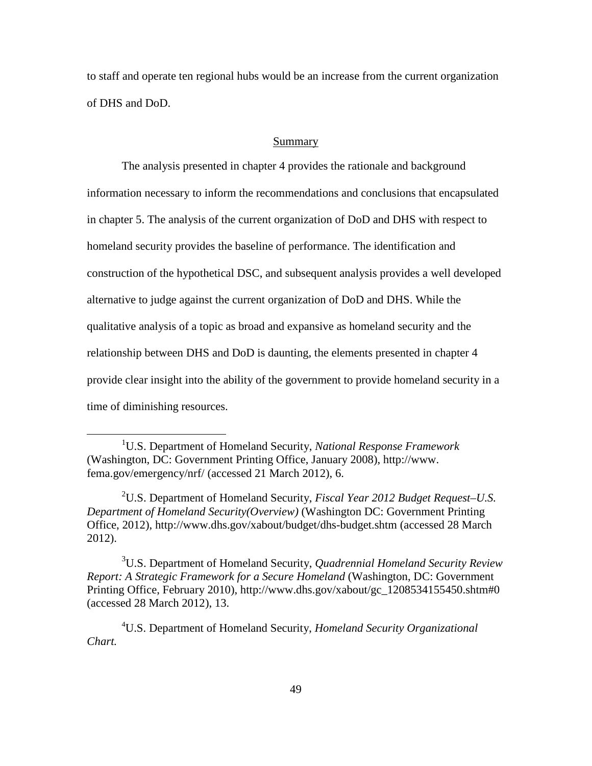to staff and operate ten regional hubs would be an increase from the current organization of DHS and DoD.

## Summary

The analysis presented in chapter 4 provides the rationale and background information necessary to inform the recommendations and conclusions that encapsulated in chapter 5. The analysis of the current organization of DoD and DHS with respect to homeland security provides the baseline of performance. The identification and construction of the hypothetical DSC, and subsequent analysis provides a well developed alternative to judge against the current organization of DoD and DHS. While the qualitative analysis of a topic as broad and expansive as homeland security and the relationship between DHS and DoD is daunting, the elements presented in chapter 4 provide clear insight into the ability of the government to provide homeland security in a time of diminishing resources.

---

[1]U.S. Department of Homeland Security, *National Response Framework* (Washington, DC: Government Printing Office, January 2008), http://www.fema.gov/emergency/nrf/ (accessed 21 March 2012), 6.

[2]U.S. Department of Homeland Security, *Fiscal Year 2012 Budget Request–U.S. Department of Homeland Security(Overview)* (Washington DC: Government Printing Office, 2012), http://www.dhs.gov/xabout/budget/dhs-budget.shtm (accessed 28 March 2012).

[3]U.S. Department of Homeland Security, *Quadrennial Homeland Security Review Report: A Strategic Framework for a Secure Homeland* (Washington, DC: Government Printing Office, February 2010), http://www.dhs.gov/xabout/gc_1208534155450.shtm#0 (accessed 28 March 2012), 13.

[4]U.S. Department of Homeland Security, *Homeland Security Organizational Chart.*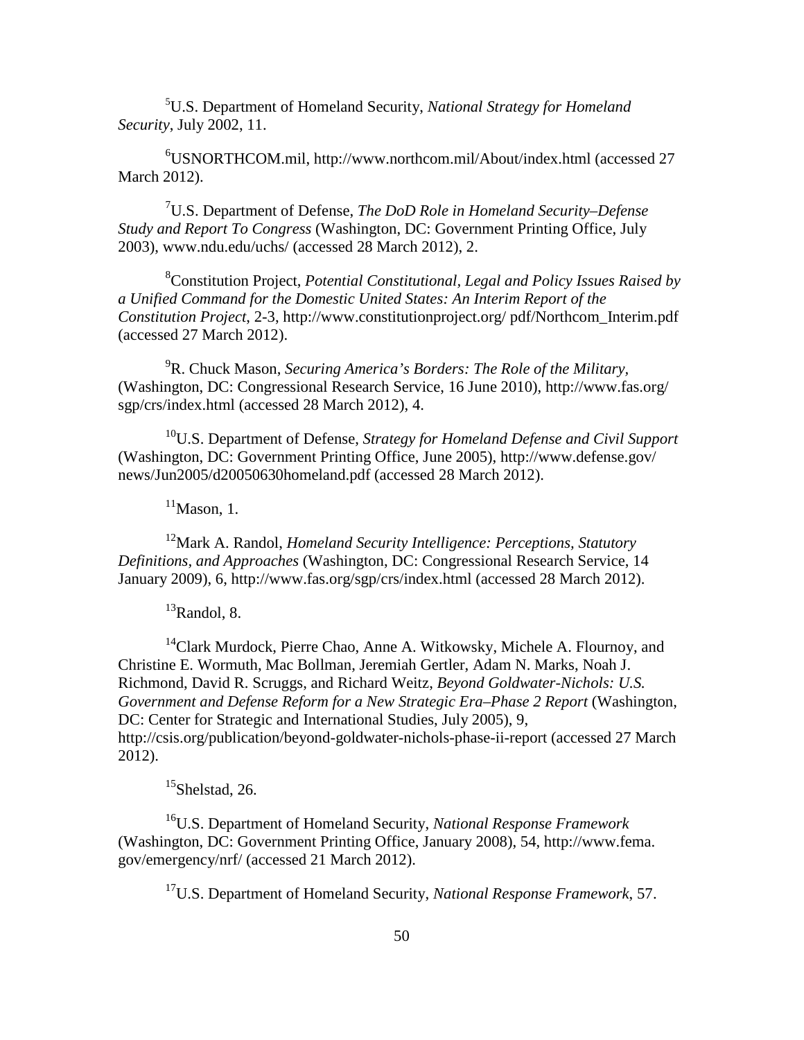[5]U.S. Department of Homeland Security, *National Strategy for Homeland Security*, July 2002, 11.

[6]USNORTHCOM.mil, http://www.northcom.mil/About/index.html (accessed 27 March 2012).

[7]U.S. Department of Defense, *The DoD Role in Homeland Security–Defense Study and Report To Congress* (Washington, DC: Government Printing Office, July 2003), www.ndu.edu/uchs/ (accessed 28 March 2012), 2.

[8]Constitution Project, *Potential Constitutional, Legal and Policy Issues Raised by a Unified Command for the Domestic United States: An Interim Report of the Constitution Project*, 2-3, http://www.constitutionproject.org/ pdf/Northcom_Interim.pdf (accessed 27 March 2012).

[9]R. Chuck Mason, *Securing America's Borders: The Role of the Military*, (Washington, DC: Congressional Research Service, 16 June 2010), http://www.fas.org/ sgp/crs/index.html (accessed 28 March 2012), 4.

[10]U.S. Department of Defense, *Strategy for Homeland Defense and Civil Support* (Washington, DC: Government Printing Office, June 2005), http://www.defense.gov/ news/Jun2005/d20050630homeland.pdf (accessed 28 March 2012).

[11]Mason, 1.

[12]Mark A. Randol, *Homeland Security Intelligence: Perceptions, Statutory Definitions, and Approaches* (Washington, DC: Congressional Research Service, 14 January 2009), 6, http://www.fas.org/sgp/crs/index.html (accessed 28 March 2012).

[13]Randol, 8.

[14]Clark Murdock, Pierre Chao, Anne A. Witkowsky, Michele A. Flournoy, and Christine E. Wormuth, Mac Bollman, Jeremiah Gertler, Adam N. Marks, Noah J. Richmond, David R. Scruggs, and Richard Weitz, *Beyond Goldwater-Nichols: U.S. Government and Defense Reform for a New Strategic Era–Phase 2 Report* (Washington, DC: Center for Strategic and International Studies, July 2005), 9, http://csis.org/publication/beyond-goldwater-nichols-phase-ii-report (accessed 27 March 2012).

[15]Shelstad, 26.

[16]U.S. Department of Homeland Security, *National Response Framework* (Washington, DC: Government Printing Office, January 2008), 54, http://www.fema. gov/emergency/nrf/ (accessed 21 March 2012).

[17]U.S. Department of Homeland Security, *National Response Framework*, 57.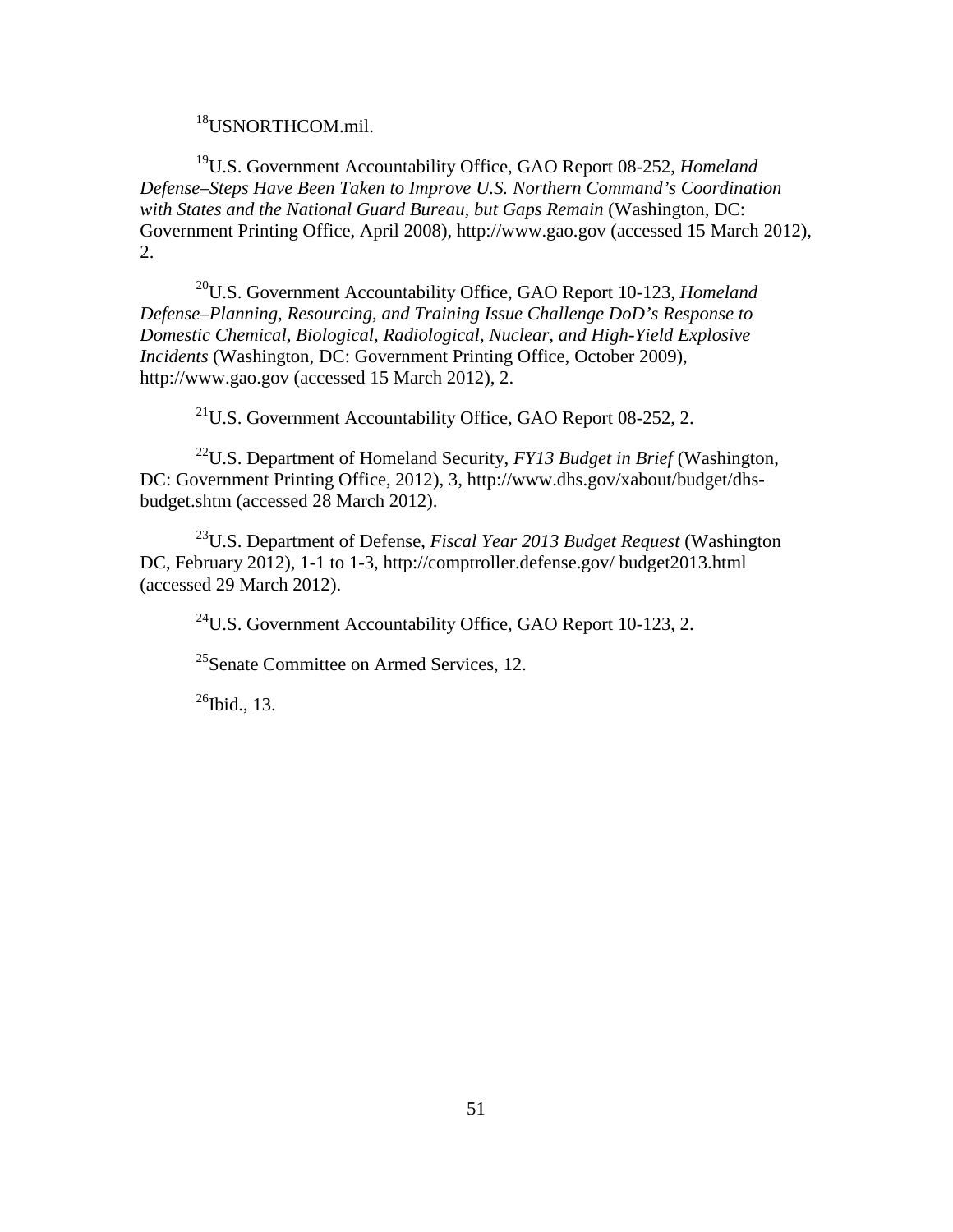[18]USNORTHCOM.mil.

[19]U.S. Government Accountability Office, GAO Report 08-252, *Homeland Defense–Steps Have Been Taken to Improve U.S. Northern Command's Coordination with States and the National Guard Bureau, but Gaps Remain* (Washington, DC: Government Printing Office, April 2008), http://www.gao.gov (accessed 15 March 2012), 2.

[20]U.S. Government Accountability Office, GAO Report 10-123, *Homeland Defense–Planning, Resourcing, and Training Issue Challenge DoD's Response to Domestic Chemical, Biological, Radiological, Nuclear, and High-Yield Explosive Incidents* (Washington, DC: Government Printing Office, October 2009), http://www.gao.gov (accessed 15 March 2012), 2.

[21]U.S. Government Accountability Office, GAO Report 08-252, 2.

[22]U.S. Department of Homeland Security, *FY13 Budget in Brief* (Washington, DC: Government Printing Office, 2012), 3, http://www.dhs.gov/xabout/budget/dhs-budget.shtm (accessed 28 March 2012).

[23]U.S. Department of Defense, *Fiscal Year 2013 Budget Request* (Washington DC, February 2012), 1-1 to 1-3, http://comptroller.defense.gov/ budget2013.html (accessed 29 March 2012).

[24]U.S. Government Accountability Office, GAO Report 10-123, 2.

[25]Senate Committee on Armed Services, 12.

[26]Ibid., 13.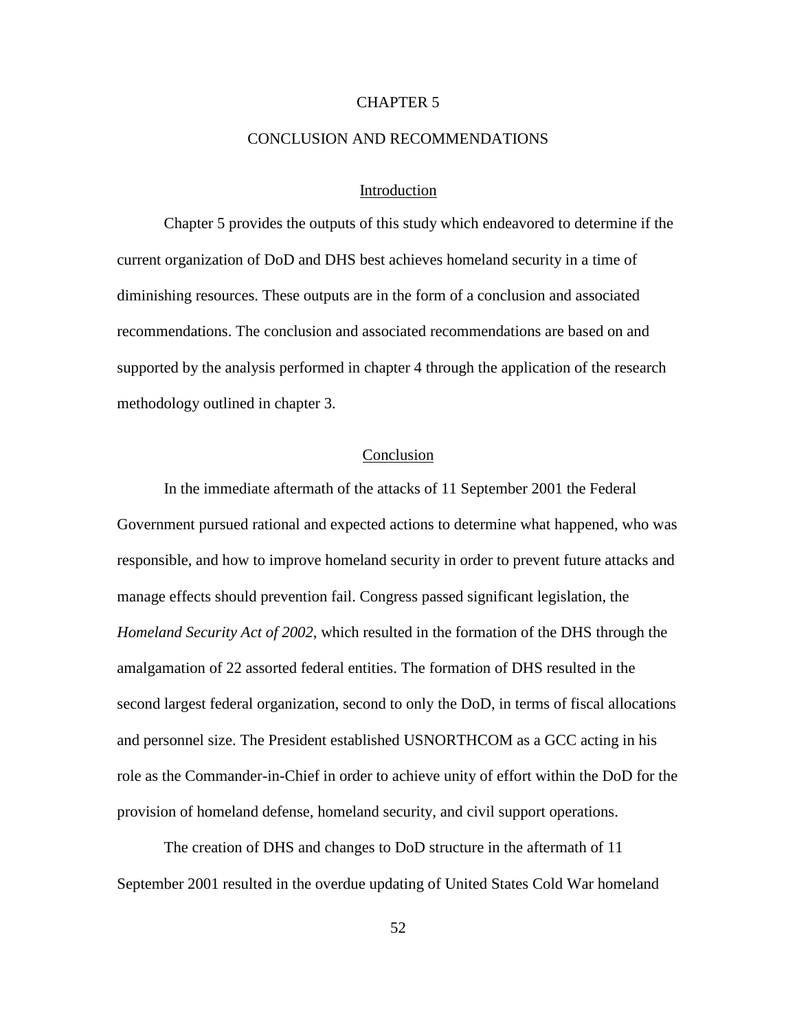# CHAPTER 5

# CONCLUSION AND RECOMMENDATIONS

## Introduction

Chapter 5 provides the outputs of this study which endeavored to determine if the current organization of DoD and DHS best achieves homeland security in a time of diminishing resources. These outputs are in the form of a conclusion and associated recommendations. The conclusion and associated recommendations are based on and supported by the analysis performed in chapter 4 through the application of the research methodology outlined in chapter 3.

## Conclusion

In the immediate aftermath of the attacks of 11 September 2001 the Federal Government pursued rational and expected actions to determine what happened, who was responsible, and how to improve homeland security in order to prevent future attacks and manage effects should prevention fail. Congress passed significant legislation, the *Homeland Security Act of 2002*, which resulted in the formation of the DHS through the amalgamation of 22 assorted federal entities. The formation of DHS resulted in the second largest federal organization, second to only the DoD, in terms of fiscal allocations and personnel size. The President established USNORTHCOM as a GCC acting in his role as the Commander-in-Chief in order to achieve unity of effort within the DoD for the provision of homeland defense, homeland security, and civil support operations.

The creation of DHS and changes to DoD structure in the aftermath of 11 September 2001 resulted in the overdue updating of United States Cold War homeland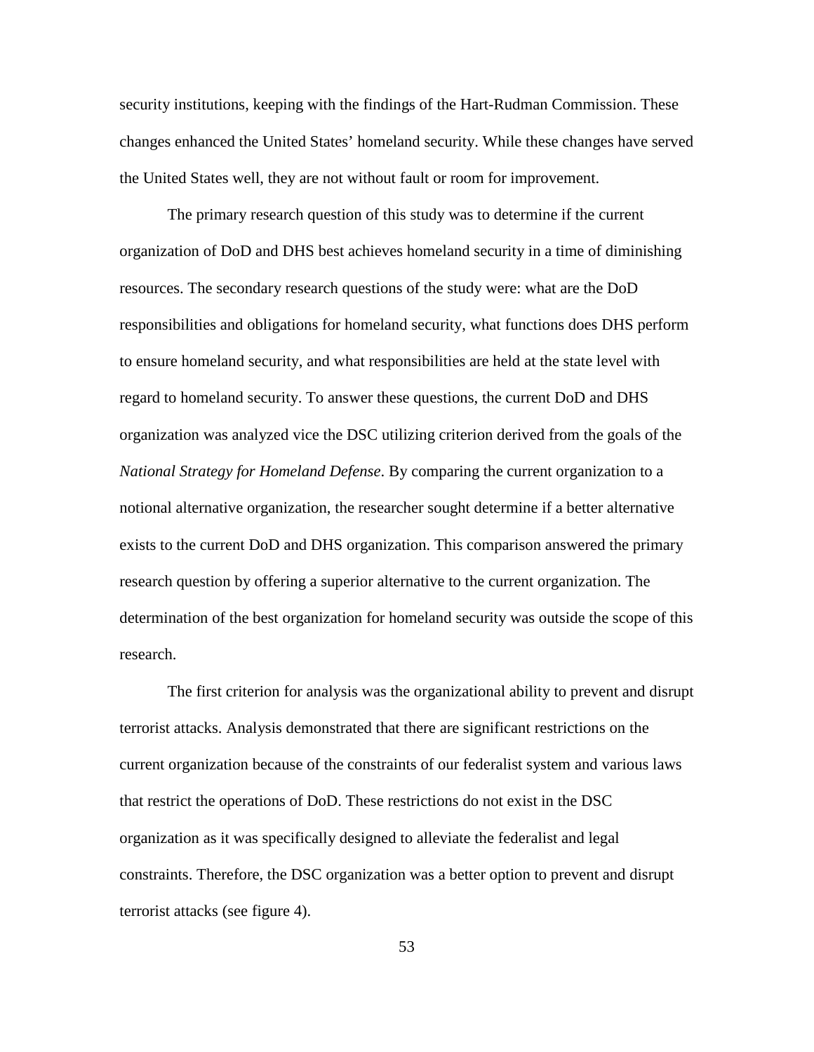security institutions, keeping with the findings of the Hart-Rudman Commission. These changes enhanced the United States' homeland security. While these changes have served the United States well, they are not without fault or room for improvement.

The primary research question of this study was to determine if the current organization of DoD and DHS best achieves homeland security in a time of diminishing resources. The secondary research questions of the study were: what are the DoD responsibilities and obligations for homeland security, what functions does DHS perform to ensure homeland security, and what responsibilities are held at the state level with regard to homeland security. To answer these questions, the current DoD and DHS organization was analyzed vice the DSC utilizing criterion derived from the goals of the *National Strategy for Homeland Defense*. By comparing the current organization to a notional alternative organization, the researcher sought determine if a better alternative exists to the current DoD and DHS organization. This comparison answered the primary research question by offering a superior alternative to the current organization. The determination of the best organization for homeland security was outside the scope of this research.

The first criterion for analysis was the organizational ability to prevent and disrupt terrorist attacks. Analysis demonstrated that there are significant restrictions on the current organization because of the constraints of our federalist system and various laws that restrict the operations of DoD. These restrictions do not exist in the DSC organization as it was specifically designed to alleviate the federalist and legal constraints. Therefore, the DSC organization was a better option to prevent and disrupt terrorist attacks (see figure 4).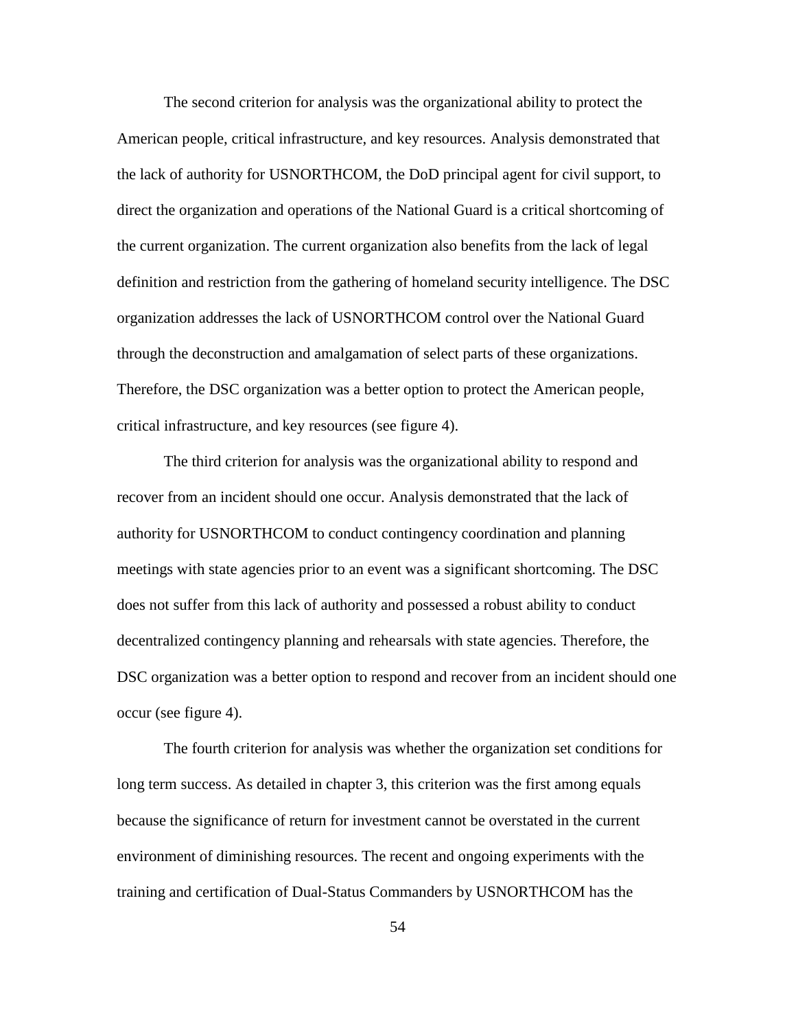The second criterion for analysis was the organizational ability to protect the American people, critical infrastructure, and key resources. Analysis demonstrated that the lack of authority for USNORTHCOM, the DoD principal agent for civil support, to direct the organization and operations of the National Guard is a critical shortcoming of the current organization. The current organization also benefits from the lack of legal definition and restriction from the gathering of homeland security intelligence. The DSC organization addresses the lack of USNORTHCOM control over the National Guard through the deconstruction and amalgamation of select parts of these organizations. Therefore, the DSC organization was a better option to protect the American people, critical infrastructure, and key resources (see figure 4).

The third criterion for analysis was the organizational ability to respond and recover from an incident should one occur. Analysis demonstrated that the lack of authority for USNORTHCOM to conduct contingency coordination and planning meetings with state agencies prior to an event was a significant shortcoming. The DSC does not suffer from this lack of authority and possessed a robust ability to conduct decentralized contingency planning and rehearsals with state agencies. Therefore, the DSC organization was a better option to respond and recover from an incident should one occur (see figure 4).

The fourth criterion for analysis was whether the organization set conditions for long term success. As detailed in chapter 3, this criterion was the first among equals because the significance of return for investment cannot be overstated in the current environment of diminishing resources. The recent and ongoing experiments with the training and certification of Dual-Status Commanders by USNORTHCOM has the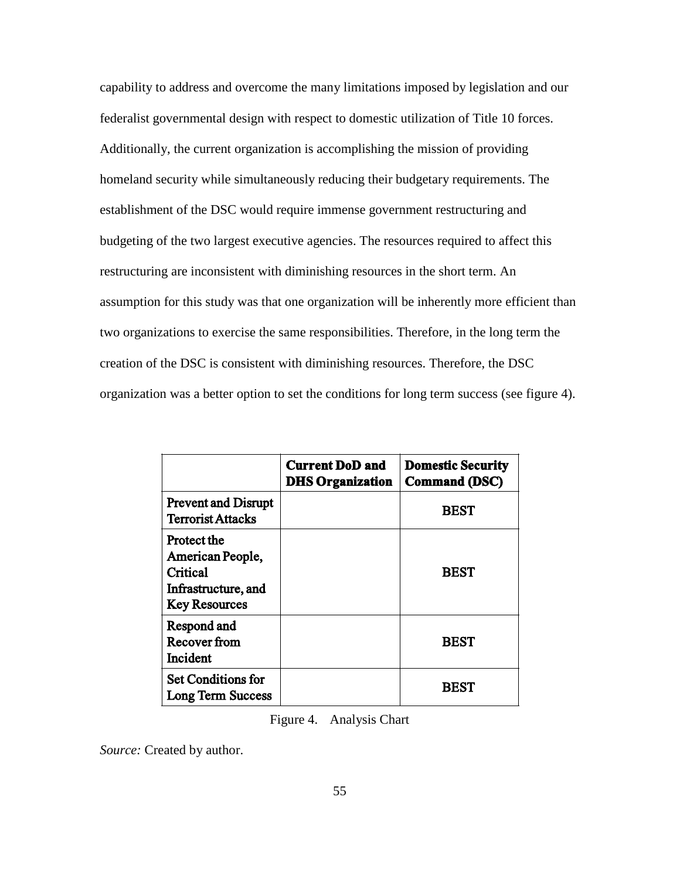capability to address and overcome the many limitations imposed by legislation and our federalist governmental design with respect to domestic utilization of Title 10 forces. Additionally, the current organization is accomplishing the mission of providing homeland security while simultaneously reducing their budgetary requirements. The establishment of the DSC would require immense government restructuring and budgeting of the two largest executive agencies. The resources required to affect this restructuring are inconsistent with diminishing resources in the short term. An assumption for this study was that one organization will be inherently more efficient than two organizations to exercise the same responsibilities. Therefore, in the long term the creation of the DSC is consistent with diminishing resources. Therefore, the DSC organization was a better option to set the conditions for long term success (see figure 4).

| | **Current DoD and DHS Organization** | **Domestic Security Command (DSC)** |
|---|---|---|
| **Prevent and Disrupt Terrorist Attacks** | | **BEST** |
| **Protect the American People, Critical Infrastructure, and Key Resources** | | **BEST** |
| **Respond and Recover from Incident** | | **BEST** |
| **Set Conditions for Long Term Success** | | **BEST** |

Figure 4. Analysis Chart

*Source:* Created by author.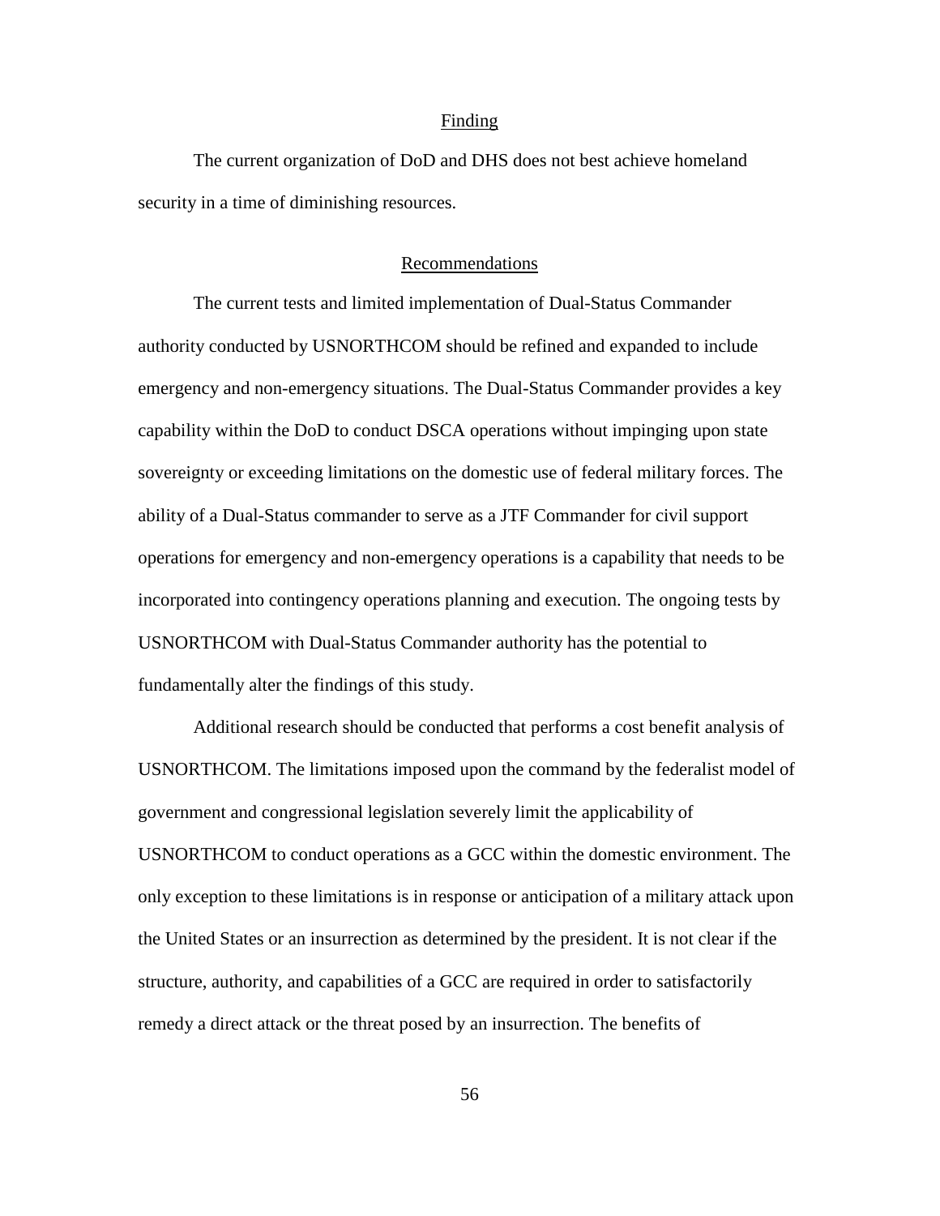## Finding

The current organization of DoD and DHS does not best achieve homeland security in a time of diminishing resources.

## Recommendations

The current tests and limited implementation of Dual-Status Commander authority conducted by USNORTHCOM should be refined and expanded to include emergency and non-emergency situations. The Dual-Status Commander provides a key capability within the DoD to conduct DSCA operations without impinging upon state sovereignty or exceeding limitations on the domestic use of federal military forces. The ability of a Dual-Status commander to serve as a JTF Commander for civil support operations for emergency and non-emergency operations is a capability that needs to be incorporated into contingency operations planning and execution. The ongoing tests by USNORTHCOM with Dual-Status Commander authority has the potential to fundamentally alter the findings of this study.

Additional research should be conducted that performs a cost benefit analysis of USNORTHCOM. The limitations imposed upon the command by the federalist model of government and congressional legislation severely limit the applicability of USNORTHCOM to conduct operations as a GCC within the domestic environment. The only exception to these limitations is in response or anticipation of a military attack upon the United States or an insurrection as determined by the president. It is not clear if the structure, authority, and capabilities of a GCC are required in order to satisfactorily remedy a direct attack or the threat posed by an insurrection. The benefits of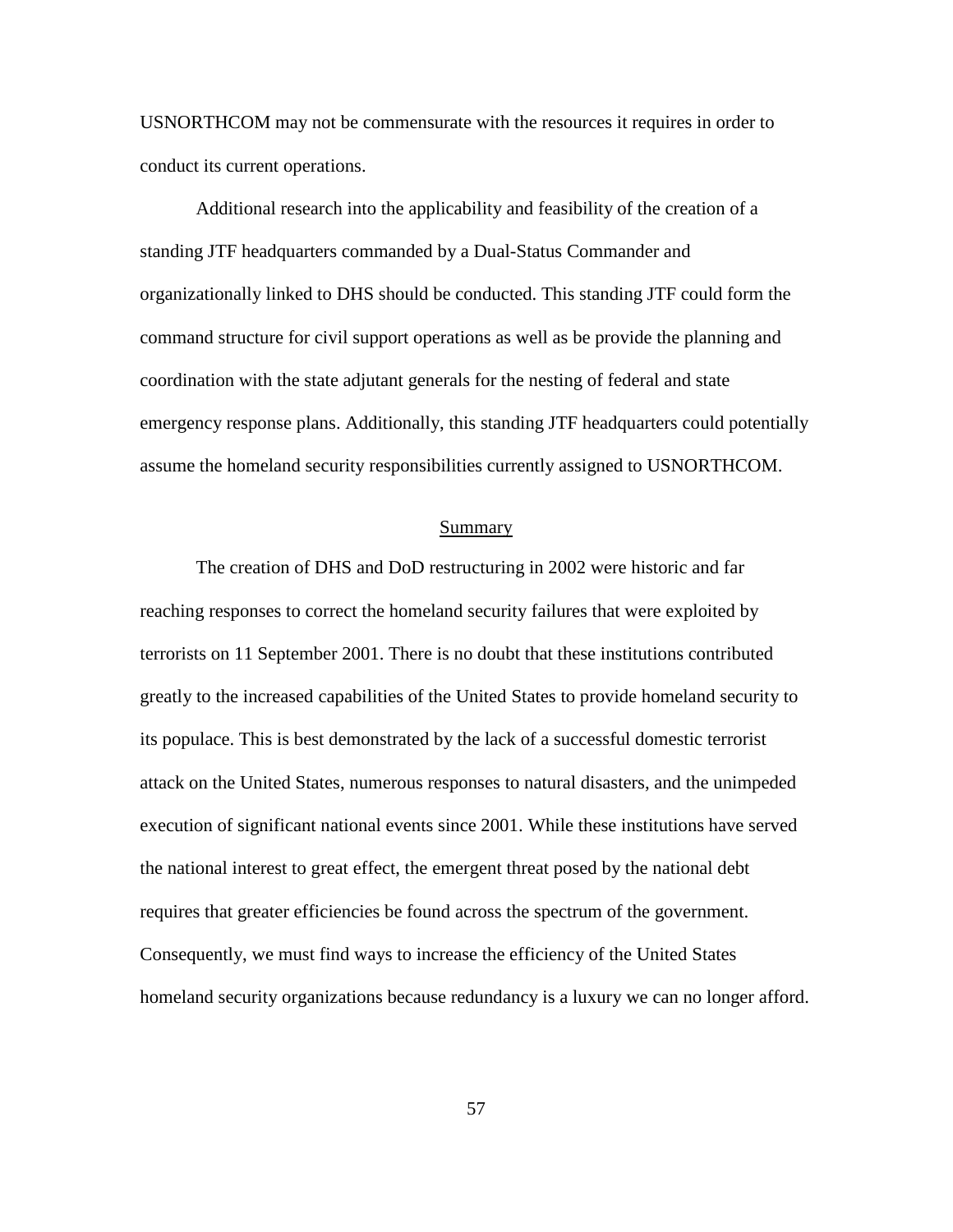USNORTHCOM may not be commensurate with the resources it requires in order to conduct its current operations.

Additional research into the applicability and feasibility of the creation of a standing JTF headquarters commanded by a Dual-Status Commander and organizationally linked to DHS should be conducted. This standing JTF could form the command structure for civil support operations as well as be provide the planning and coordination with the state adjutant generals for the nesting of federal and state emergency response plans. Additionally, this standing JTF headquarters could potentially assume the homeland security responsibilities currently assigned to USNORTHCOM.

## Summary

The creation of DHS and DoD restructuring in 2002 were historic and far reaching responses to correct the homeland security failures that were exploited by terrorists on 11 September 2001. There is no doubt that these institutions contributed greatly to the increased capabilities of the United States to provide homeland security to its populace. This is best demonstrated by the lack of a successful domestic terrorist attack on the United States, numerous responses to natural disasters, and the unimpeded execution of significant national events since 2001. While these institutions have served the national interest to great effect, the emergent threat posed by the national debt requires that greater efficiencies be found across the spectrum of the government. Consequently, we must find ways to increase the efficiency of the United States homeland security organizations because redundancy is a luxury we can no longer afford.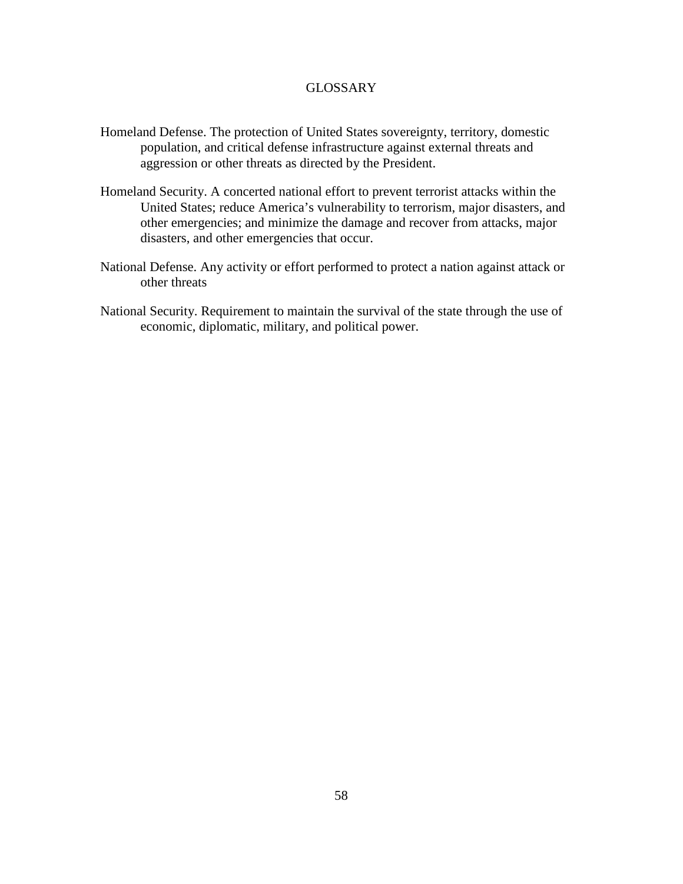# GLOSSARY

Homeland Defense. The protection of United States sovereignty, territory, domestic population, and critical defense infrastructure against external threats and aggression or other threats as directed by the President.

Homeland Security. A concerted national effort to prevent terrorist attacks within the United States; reduce America's vulnerability to terrorism, major disasters, and other emergencies; and minimize the damage and recover from attacks, major disasters, and other emergencies that occur.

National Defense. Any activity or effort performed to protect a nation against attack or other threats

National Security. Requirement to maintain the survival of the state through the use of economic, diplomatic, military, and political power.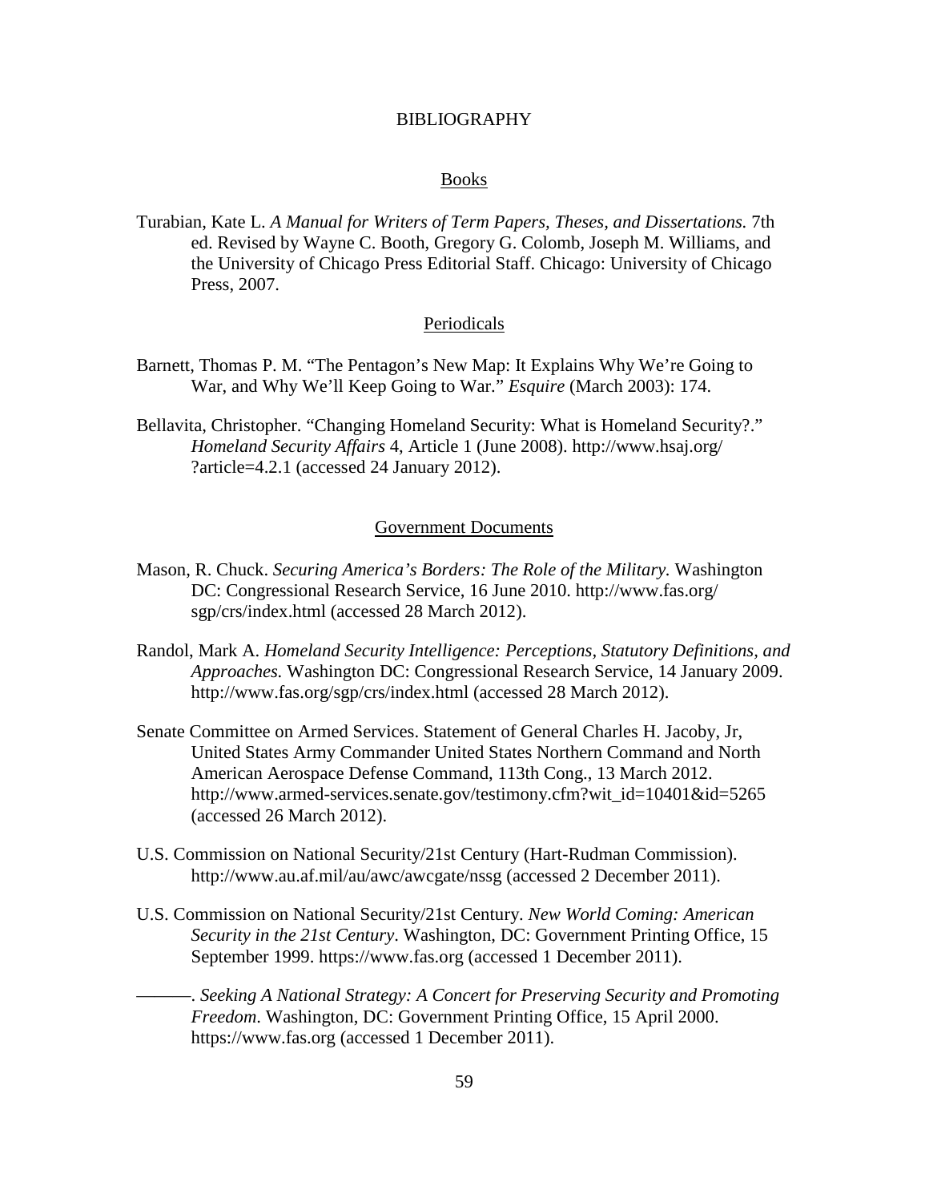# BIBLIOGRAPHY

## Books

Turabian, Kate L. *A Manual for Writers of Term Papers, Theses, and Dissertations.* 7th ed. Revised by Wayne C. Booth, Gregory G. Colomb, Joseph M. Williams, and the University of Chicago Press Editorial Staff. Chicago: University of Chicago Press, 2007.

## Periodicals

Barnett, Thomas P. M. "The Pentagon's New Map: It Explains Why We're Going to War, and Why We'll Keep Going to War." *Esquire* (March 2003): 174.

Bellavita, Christopher. "Changing Homeland Security: What is Homeland Security?." *Homeland Security Affairs* 4, Article 1 (June 2008). http://www.hsaj.org/?article=4.2.1 (accessed 24 January 2012).

## Government Documents

Mason, R. Chuck. *Securing America's Borders: The Role of the Military.* Washington DC: Congressional Research Service, 16 June 2010. http://www.fas.org/sgp/crs/index.html (accessed 28 March 2012).

Randol, Mark A. *Homeland Security Intelligence: Perceptions, Statutory Definitions, and Approaches.* Washington DC: Congressional Research Service, 14 January 2009. http://www.fas.org/sgp/crs/index.html (accessed 28 March 2012).

Senate Committee on Armed Services. Statement of General Charles H. Jacoby, Jr, United States Army Commander United States Northern Command and North American Aerospace Defense Command, 113th Cong., 13 March 2012. http://www.armed-services.senate.gov/testimony.cfm?wit_id=10401&id=5265 (accessed 26 March 2012).

U.S. Commission on National Security/21st Century (Hart-Rudman Commission). http://www.au.af.mil/au/awc/awcgate/nssg (accessed 2 December 2011).

U.S. Commission on National Security/21st Century. *New World Coming: American Security in the 21st Century*. Washington, DC: Government Printing Office, 15 September 1999. https://www.fas.org (accessed 1 December 2011).

———. *Seeking A National Strategy: A Concert for Preserving Security and Promoting Freedom*. Washington, DC: Government Printing Office, 15 April 2000. https://www.fas.org (accessed 1 December 2011).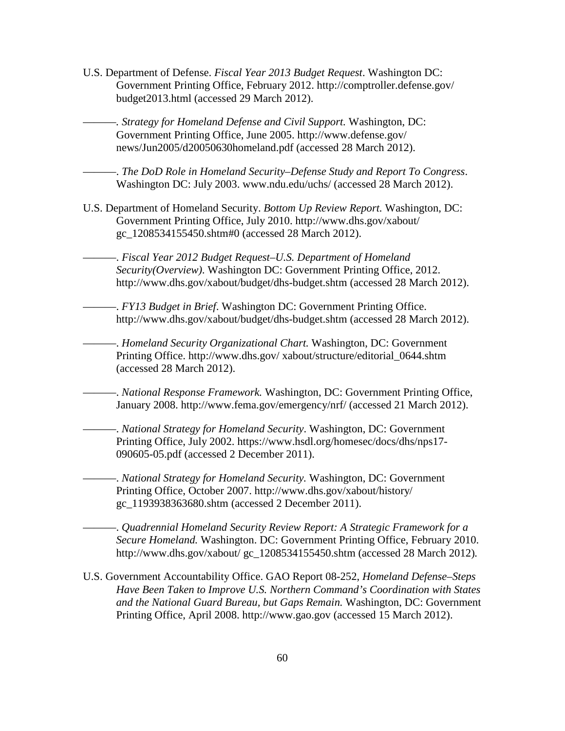U.S. Department of Defense. *Fiscal Year 2013 Budget Request*. Washington DC: Government Printing Office, February 2012. http://comptroller.defense.gov/budget2013.html (accessed 29 March 2012).

———. *Strategy for Homeland Defense and Civil Support.* Washington, DC: Government Printing Office, June 2005. http://www.defense.gov/news/Jun2005/d20050630homeland.pdf (accessed 28 March 2012).

———. *The DoD Role in Homeland Security–Defense Study and Report To Congress*. Washington DC: July 2003. www.ndu.edu/uchs/ (accessed 28 March 2012).

U.S. Department of Homeland Security. *Bottom Up Review Report.* Washington, DC: Government Printing Office, July 2010. http://www.dhs.gov/xabout/gc_1208534155450.shtm#0 (accessed 28 March 2012).

———. *Fiscal Year 2012 Budget Request–U.S. Department of Homeland Security(Overview)*. Washington DC: Government Printing Office, 2012. http://www.dhs.gov/xabout/budget/dhs-budget.shtm (accessed 28 March 2012).

———. *FY13 Budget in Brief*. Washington DC: Government Printing Office. http://www.dhs.gov/xabout/budget/dhs-budget.shtm (accessed 28 March 2012).

———. *Homeland Security Organizational Chart.* Washington, DC: Government Printing Office. http://www.dhs.gov/ xabout/structure/editorial_0644.shtm (accessed 28 March 2012).

———. *National Response Framework.* Washington, DC: Government Printing Office, January 2008. http://www.fema.gov/emergency/nrf/ (accessed 21 March 2012).

———. *National Strategy for Homeland Security*. Washington, DC: Government Printing Office, July 2002. https://www.hsdl.org/homesec/docs/dhs/nps17-090605-05.pdf (accessed 2 December 2011).

———. *National Strategy for Homeland Security.* Washington, DC: Government Printing Office, October 2007. http://www.dhs.gov/xabout/history/gc_1193938363680.shtm (accessed 2 December 2011).

———. *Quadrennial Homeland Security Review Report: A Strategic Framework for a Secure Homeland.* Washington. DC: Government Printing Office, February 2010. http://www.dhs.gov/xabout/ gc_1208534155450.shtm (accessed 28 March 2012).

U.S. Government Accountability Office. GAO Report 08-252, *Homeland Defense–Steps Have Been Taken to Improve U.S. Northern Command's Coordination with States and the National Guard Bureau, but Gaps Remain.* Washington, DC: Government Printing Office, April 2008. http://www.gao.gov (accessed 15 March 2012).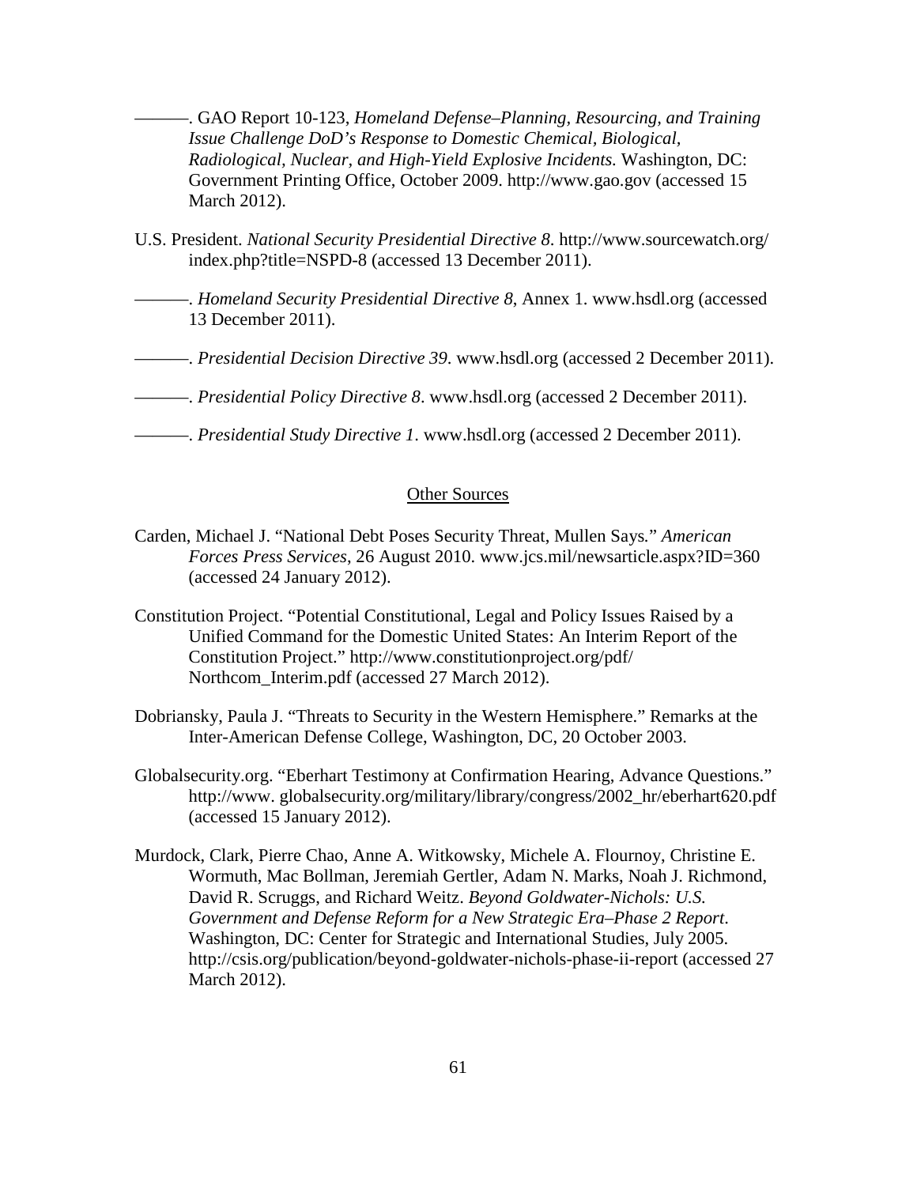———. GAO Report 10-123, *Homeland Defense–Planning, Resourcing, and Training Issue Challenge DoD's Response to Domestic Chemical, Biological, Radiological, Nuclear, and High-Yield Explosive Incidents.* Washington, DC: Government Printing Office, October 2009. http://www.gao.gov (accessed 15 March 2012).

U.S. President. *National Security Presidential Directive 8*. http://www.sourcewatch.org/ index.php?title=NSPD-8 (accessed 13 December 2011).

———. *Homeland Security Presidential Directive 8*, Annex 1. www.hsdl.org (accessed 13 December 2011).

———. *Presidential Decision Directive 39*. www.hsdl.org (accessed 2 December 2011).

———. *Presidential Policy Directive 8*. www.hsdl.org (accessed 2 December 2011).

———. *Presidential Study Directive 1*. www.hsdl.org (accessed 2 December 2011).

## Other Sources

Carden, Michael J. "National Debt Poses Security Threat, Mullen Says." *American Forces Press Services*, 26 August 2010. www.jcs.mil/newsarticle.aspx?ID=360 (accessed 24 January 2012).

Constitution Project. "Potential Constitutional, Legal and Policy Issues Raised by a Unified Command for the Domestic United States: An Interim Report of the Constitution Project." http://www.constitutionproject.org/pdf/ Northcom_Interim.pdf (accessed 27 March 2012).

Dobriansky, Paula J. "Threats to Security in the Western Hemisphere." Remarks at the Inter-American Defense College, Washington, DC, 20 October 2003.

Globalsecurity.org. "Eberhart Testimony at Confirmation Hearing, Advance Questions." http://www. globalsecurity.org/military/library/congress/2002_hr/eberhart620.pdf (accessed 15 January 2012).

Murdock, Clark, Pierre Chao, Anne A. Witkowsky, Michele A. Flournoy, Christine E. Wormuth, Mac Bollman, Jeremiah Gertler, Adam N. Marks, Noah J. Richmond, David R. Scruggs, and Richard Weitz. *Beyond Goldwater-Nichols: U.S. Government and Defense Reform for a New Strategic Era–Phase 2 Report*. Washington, DC: Center for Strategic and International Studies, July 2005. http://csis.org/publication/beyond-goldwater-nichols-phase-ii-report (accessed 27 March 2012).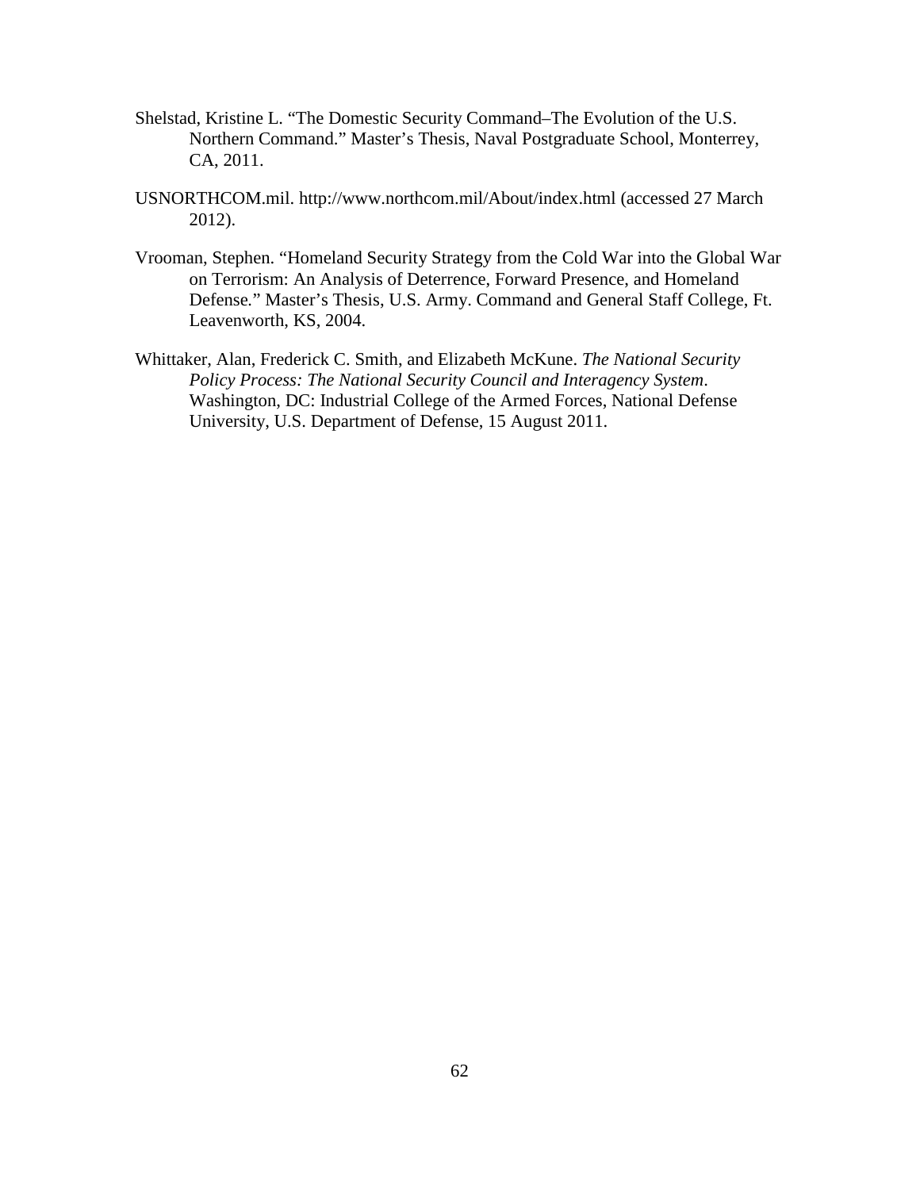Shelstad, Kristine L. "The Domestic Security Command–The Evolution of the U.S. Northern Command." Master's Thesis, Naval Postgraduate School, Monterrey, CA, 2011.

USNORTHCOM.mil. http://www.northcom.mil/About/index.html (accessed 27 March 2012).

Vrooman, Stephen. "Homeland Security Strategy from the Cold War into the Global War on Terrorism: An Analysis of Deterrence, Forward Presence, and Homeland Defense." Master's Thesis, U.S. Army. Command and General Staff College, Ft. Leavenworth, KS, 2004.

Whittaker, Alan, Frederick C. Smith, and Elizabeth McKune. *The National Security Policy Process: The National Security Council and Interagency System*. Washington, DC: Industrial College of the Armed Forces, National Defense University, U.S. Department of Defense, 15 August 2011.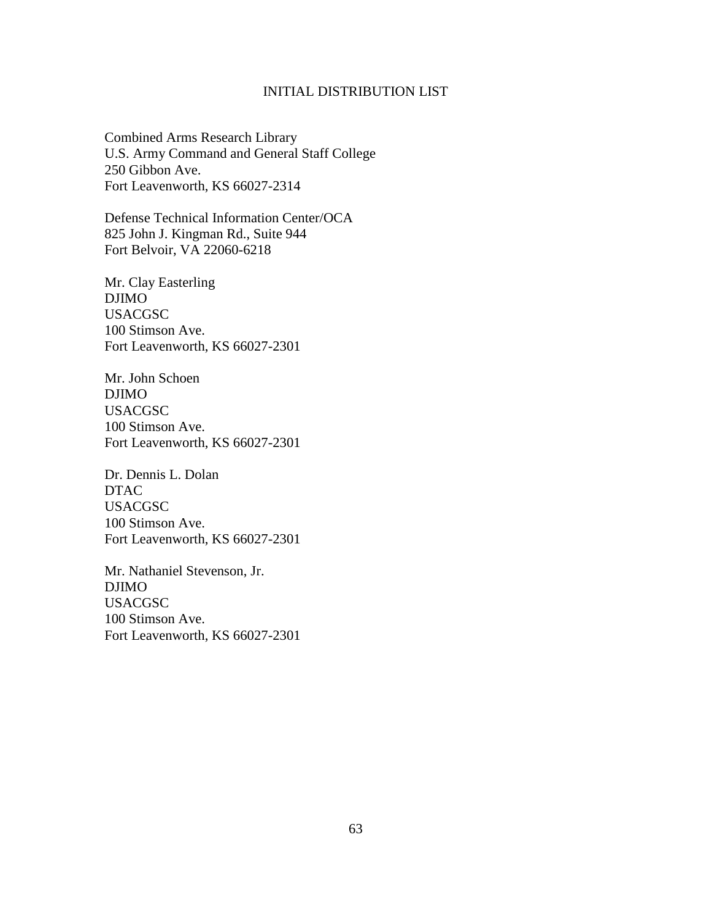# INITIAL DISTRIBUTION LIST

Combined Arms Research Library
U.S. Army Command and General Staff College
250 Gibbon Ave.
Fort Leavenworth, KS 66027-2314

Defense Technical Information Center/OCA
825 John J. Kingman Rd., Suite 944
Fort Belvoir, VA 22060-6218

Mr. Clay Easterling
DJIMO
USACGSC
100 Stimson Ave.
Fort Leavenworth, KS 66027-2301

Mr. John Schoen
DJIMO
USACGSC
100 Stimson Ave.
Fort Leavenworth, KS 66027-2301

Dr. Dennis L. Dolan
DTAC
USACGSC
100 Stimson Ave.
Fort Leavenworth, KS 66027-2301

Mr. Nathaniel Stevenson, Jr.
DJIMO
USACGSC
100 Stimson Ave.
Fort Leavenworth, KS 66027-2301